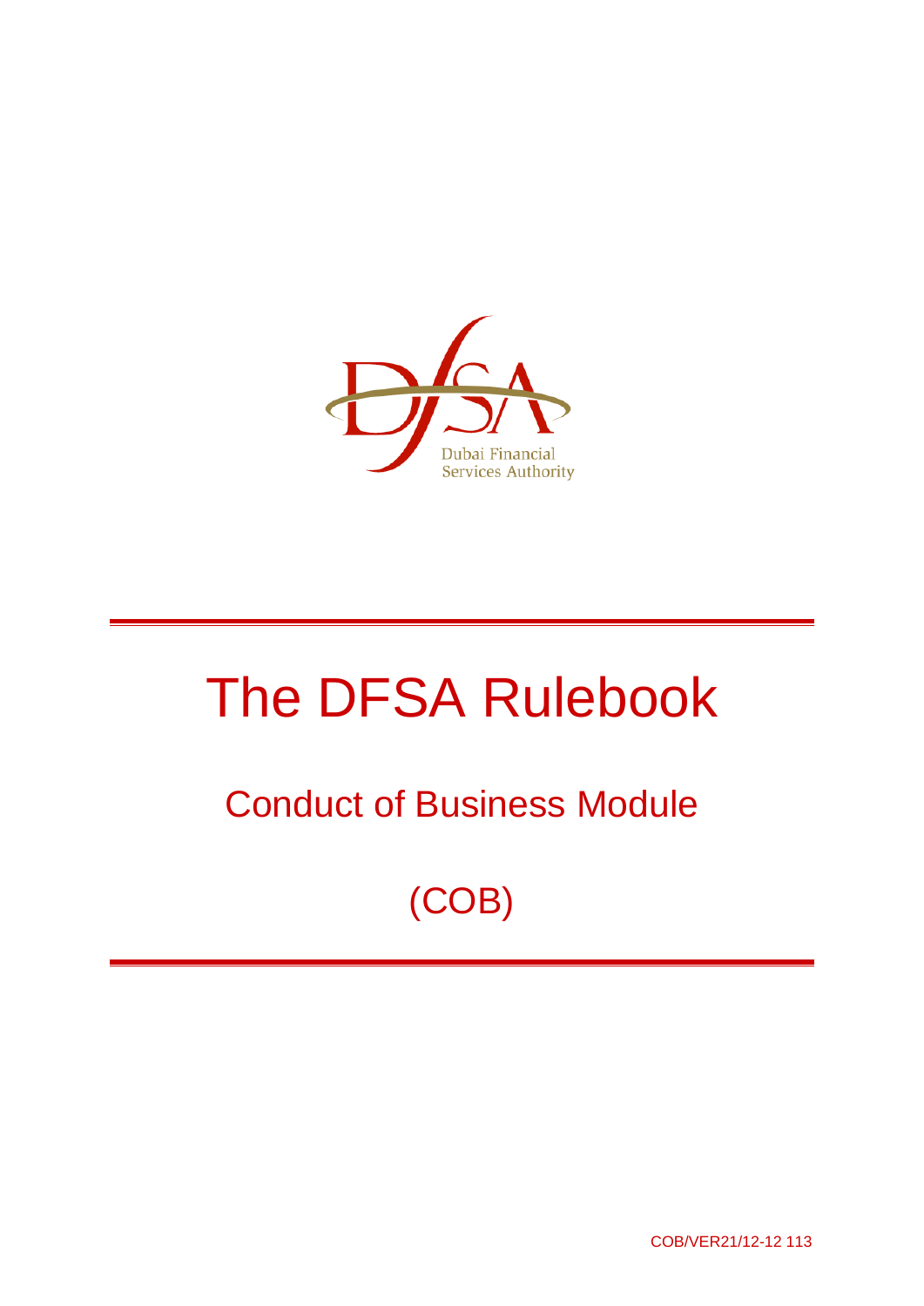Dubai Financial Services Authority

# The DFSA Rulebook

## Conduct of Business Module

## (COB)

COB/VER21/12-12 113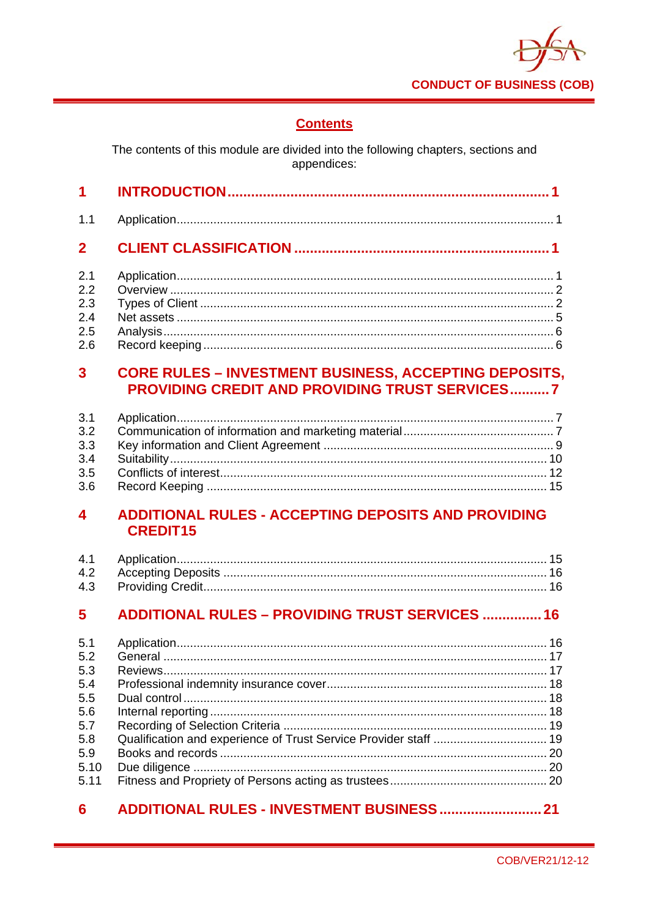## Contents

The contents of this module are divided into the following chapters, sections and appendices:

| | | |
|---|---|---|
| **1** | **INTRODUCTION** | **1** |
| 1.1 | Application | 1 |
| **2** | **CLIENT CLASSIFICATION** | **1** |
| 2.1 | Application | 1 |
| 2.2 | Overview | 2 |
| 2.3 | Types of Client | 2 |
| 2.4 | Net assets | 5 |
| 2.5 | Analysis | 6 |
| 2.6 | Record keeping | 6 |
| **3** | **CORE RULES – INVESTMENT BUSINESS, ACCEPTING DEPOSITS, PROVIDING CREDIT AND PROVIDING TRUST SERVICES** | **7** |
| 3.1 | Application | 7 |
| 3.2 | Communication of information and marketing material | 7 |
| 3.3 | Key information and Client Agreement | 9 |
| 3.4 | Suitability | 10 |
| 3.5 | Conflicts of interest | 12 |
| 3.6 | Record Keeping | 15 |
| **4** | **ADDITIONAL RULES - ACCEPTING DEPOSITS AND PROVIDING CREDIT** | **15** |
| 4.1 | Application | 15 |
| 4.2 | Accepting Deposits | 16 |
| 4.3 | Providing Credit | 16 |
| **5** | **ADDITIONAL RULES – PROVIDING TRUST SERVICES** | **16** |
| 5.1 | Application | 16 |
| 5.2 | General | 17 |
| 5.3 | Reviews | 17 |
| 5.4 | Professional indemnity insurance cover | 18 |
| 5.5 | Dual control | 18 |
| 5.6 | Internal reporting | 18 |
| 5.7 | Recording of Selection Criteria | 19 |
| 5.8 | Qualification and experience of Trust Service Provider staff | 19 |
| 5.9 | Books and records | 20 |
| 5.10 | Due diligence | 20 |
| 5.11 | Fitness and Propriety of Persons acting as trustees | 20 |
| **6** | **ADDITIONAL RULES - INVESTMENT BUSINESS** | **21** |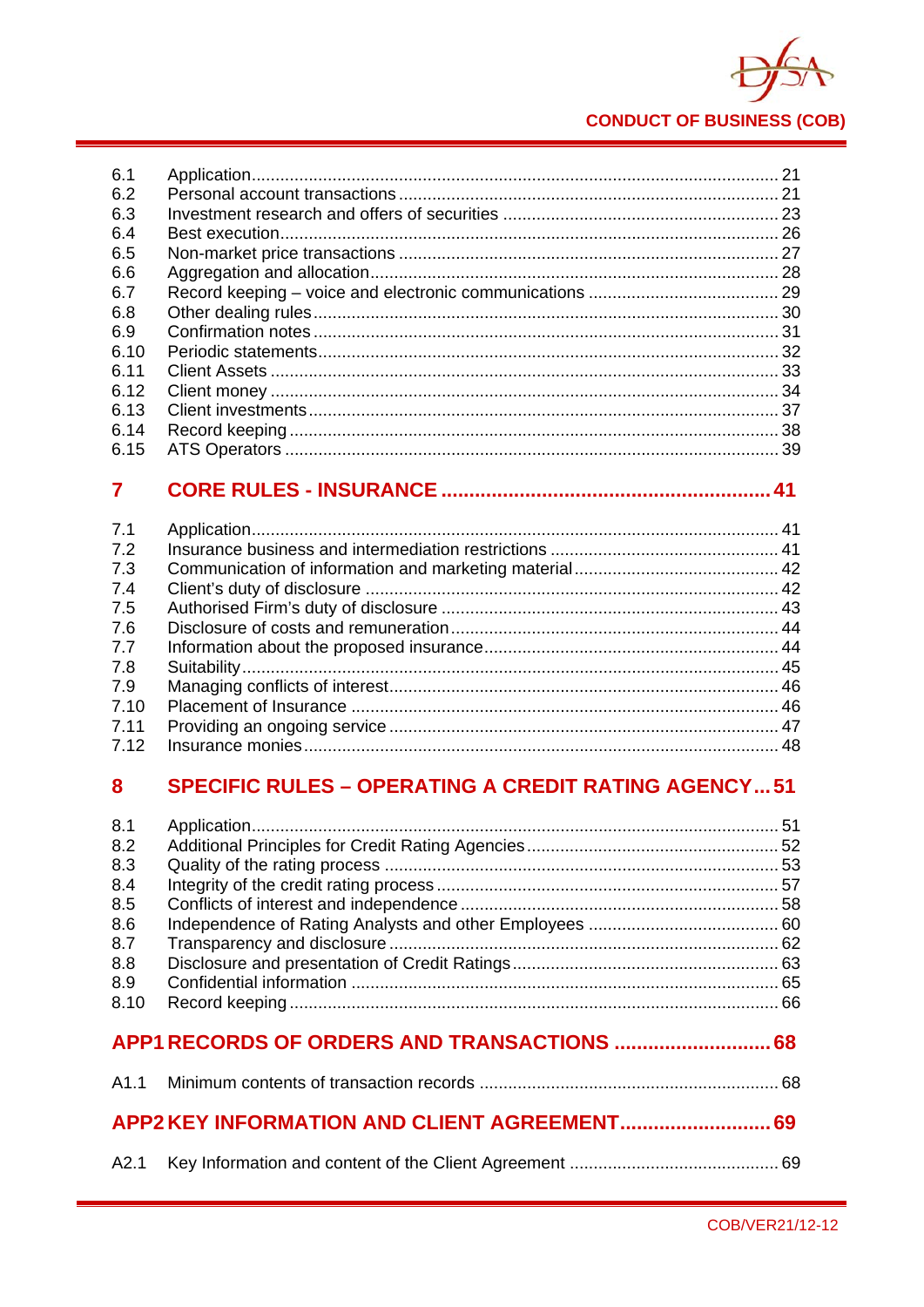| | | |
|---|---|---|
| 6.1 | Application | 21 |
| 6.2 | Personal account transactions | 21 |
| 6.3 | Investment research and offers of securities | 23 |
| 6.4 | Best execution | 26 |
| 6.5 | Non-market price transactions | 27 |
| 6.6 | Aggregation and allocation | 28 |
| 6.7 | Record keeping – voice and electronic communications | 29 |
| 6.8 | Other dealing rules | 30 |
| 6.9 | Confirmation notes | 31 |
| 6.10 | Periodic statements | 32 |
| 6.11 | Client Assets | 33 |
| 6.12 | Client money | 34 |
| 6.13 | Client investments | 37 |
| 6.14 | Record keeping | 38 |
| 6.15 | ATS Operators | 39 |

## 7 CORE RULES - INSURANCE ... 41

| | | |
|---|---|---|
| 7.1 | Application | 41 |
| 7.2 | Insurance business and intermediation restrictions | 41 |
| 7.3 | Communication of information and marketing material | 42 |
| 7.4 | Client's duty of disclosure | 42 |
| 7.5 | Authorised Firm's duty of disclosure | 43 |
| 7.6 | Disclosure of costs and remuneration | 44 |
| 7.7 | Information about the proposed insurance | 44 |
| 7.8 | Suitability | 45 |
| 7.9 | Managing conflicts of interest | 46 |
| 7.10 | Placement of Insurance | 46 |
| 7.11 | Providing an ongoing service | 47 |
| 7.12 | Insurance monies | 48 |

## 8 SPECIFIC RULES – OPERATING A CREDIT RATING AGENCY ... 51

| | | |
|---|---|---|
| 8.1 | Application | 51 |
| 8.2 | Additional Principles for Credit Rating Agencies | 52 |
| 8.3 | Quality of the rating process | 53 |
| 8.4 | Integrity of the credit rating process | 57 |
| 8.5 | Conflicts of interest and independence | 58 |
| 8.6 | Independence of Rating Analysts and other Employees | 60 |
| 8.7 | Transparency and disclosure | 62 |
| 8.8 | Disclosure and presentation of Credit Ratings | 63 |
| 8.9 | Confidential information | 65 |
| 8.10 | Record keeping | 66 |

## APP1 RECORDS OF ORDERS AND TRANSACTIONS ... 68

| | | |
|---|---|---|
| A1.1 | Minimum contents of transaction records | 68 |

## APP2 KEY INFORMATION AND CLIENT AGREEMENT ... 69

| | | |
|---|---|---|
| A2.1 | Key Information and content of the Client Agreement | 69 |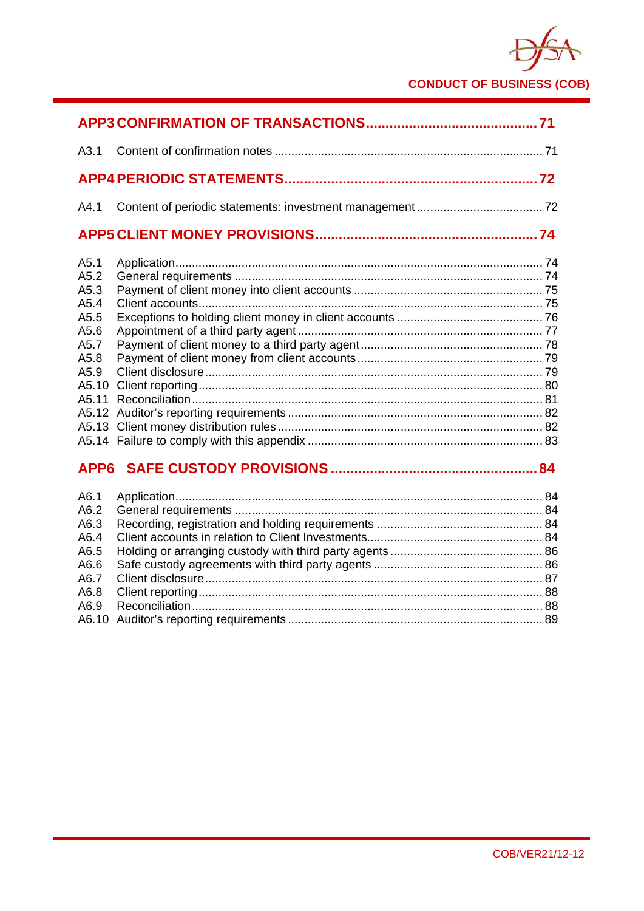**APP3 CONFIRMATION OF TRANSACTIONS .......................................... 71**

A3.1 Content of confirmation notes ................................................................................ 71

**APP4 PERIODIC STATEMENTS ................................................................ 72**

A4.1 Content of periodic statements: investment management ..................................... 72

**APP5 CLIENT MONEY PROVISIONS ........................................................ 74**

A5.1 Application ............................................................................................... 74
A5.2 General requirements ............................................................................ 74
A5.3 Payment of client money into client accounts ........................................ 75
A5.4 Client accounts ....................................................................................... 75
A5.5 Exceptions to holding client money in client accounts ........................... 76
A5.6 Appointment of a third party agent ......................................................... 77
A5.7 Payment of client money to a third party agent ...................................... 78
A5.8 Payment of client money from client accounts ....................................... 79
A5.9 Client disclosure ..................................................................................... 79
A5.10 Client reporting ...................................................................................... 80
A5.11 Reconciliation ........................................................................................ 81
A5.12 Auditor's reporting requirements ........................................................... 82
A5.13 Client money distribution rules .............................................................. 82
A5.14 Failure to comply with this appendix ..................................................... 83

**APP6 SAFE CUSTODY PROVISIONS .................................................... 84**

A6.1 Application ............................................................................................... 84
A6.2 General requirements ............................................................................ 84
A6.3 Recording, registration and holding requirements .................................. 84
A6.4 Client accounts in relation to Client Investments .................................... 84
A6.5 Holding or arranging custody with third party agents ............................. 86
A6.6 Safe custody agreements with third party agents ................................... 86
A6.7 Client disclosure ..................................................................................... 87
A6.8 Client reporting ....................................................................................... 88
A6.9 Reconciliation ......................................................................................... 88
A6.10 Auditor's reporting requirements ........................................................... 89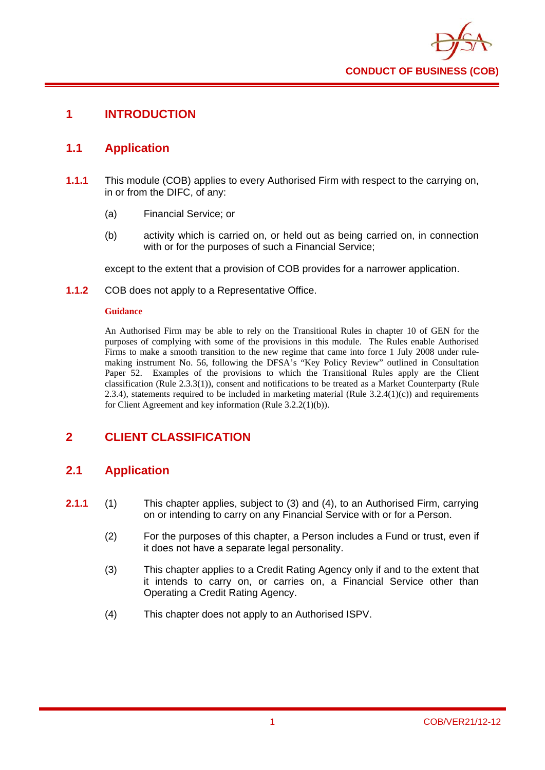# 1 INTRODUCTION

## 1.1 Application

**1.1.1** This module (COB) applies to every Authorised Firm with respect to the carrying on, in or from the DIFC, of any:

(a) Financial Service; or

(b) activity which is carried on, or held out as being carried on, in connection with or for the purposes of such a Financial Service;

except to the extent that a provision of COB provides for a narrower application.

**1.1.2** COB does not apply to a Representative Office.

**Guidance**

An Authorised Firm may be able to rely on the Transitional Rules in chapter 10 of GEN for the purposes of complying with some of the provisions in this module. The Rules enable Authorised Firms to make a smooth transition to the new regime that came into force 1 July 2008 under rule-making instrument No. 56, following the DFSA's "Key Policy Review" outlined in Consultation Paper 52. Examples of the provisions to which the Transitional Rules apply are the Client classification (Rule 2.3.3(1)), consent and notifications to be treated as a Market Counterparty (Rule 2.3.4), statements required to be included in marketing material (Rule 3.2.4(1)(c)) and requirements for Client Agreement and key information (Rule 3.2.2(1)(b)).

# 2 CLIENT CLASSIFICATION

## 2.1 Application

**2.1.1** (1) This chapter applies, subject to (3) and (4), to an Authorised Firm, carrying on or intending to carry on any Financial Service with or for a Person.

(2) For the purposes of this chapter, a Person includes a Fund or trust, even if it does not have a separate legal personality.

(3) This chapter applies to a Credit Rating Agency only if and to the extent that it intends to carry on, or carries on, a Financial Service other than Operating a Credit Rating Agency.

(4) This chapter does not apply to an Authorised ISPV.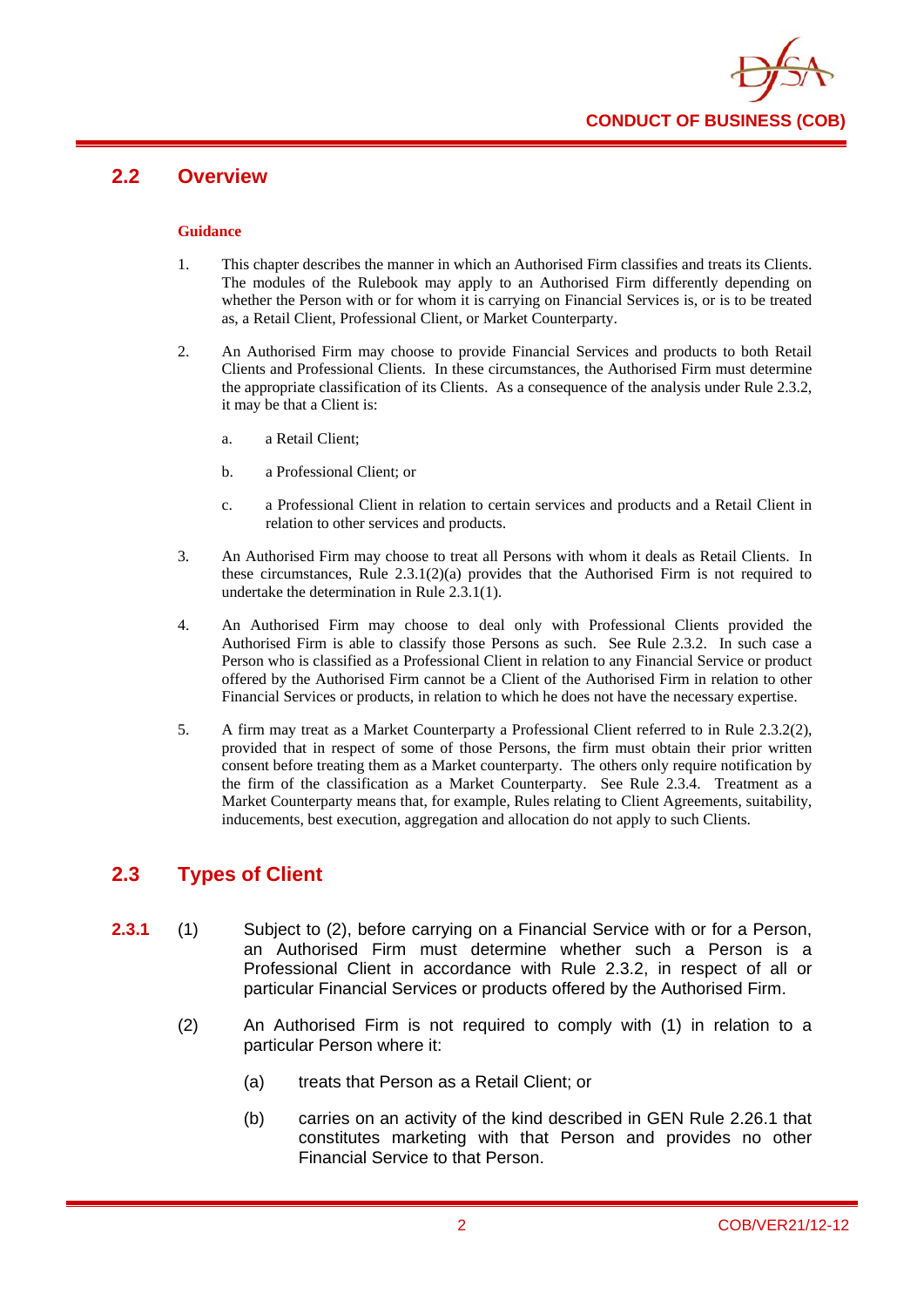## 2.2 Overview

**Guidance**

1. This chapter describes the manner in which an Authorised Firm classifies and treats its Clients. The modules of the Rulebook may apply to an Authorised Firm differently depending on whether the Person with or for whom it is carrying on Financial Services is, or is to be treated as, a Retail Client, Professional Client, or Market Counterparty.

2. An Authorised Firm may choose to provide Financial Services and products to both Retail Clients and Professional Clients. In these circumstances, the Authorised Firm must determine the appropriate classification of its Clients. As a consequence of the analysis under Rule 2.3.2, it may be that a Client is:

   a. a Retail Client;

   b. a Professional Client; or

   c. a Professional Client in relation to certain services and products and a Retail Client in relation to other services and products.

3. An Authorised Firm may choose to treat all Persons with whom it deals as Retail Clients. In these circumstances, Rule 2.3.1(2)(a) provides that the Authorised Firm is not required to undertake the determination in Rule 2.3.1(1).

4. An Authorised Firm may choose to deal only with Professional Clients provided the Authorised Firm is able to classify those Persons as such. See Rule 2.3.2. In such case a Person who is classified as a Professional Client in relation to any Financial Service or product offered by the Authorised Firm cannot be a Client of the Authorised Firm in relation to other Financial Services or products, in relation to which he does not have the necessary expertise.

5. A firm may treat as a Market Counterparty a Professional Client referred to in Rule 2.3.2(2), provided that in respect of some of those Persons, the firm must obtain their prior written consent before treating them as a Market counterparty. The others only require notification by the firm of the classification as a Market Counterparty. See Rule 2.3.4. Treatment as a Market Counterparty means that, for example, Rules relating to Client Agreements, suitability, inducements, best execution, aggregation and allocation do not apply to such Clients.

## 2.3 Types of Client

**2.3.1** (1) Subject to (2), before carrying on a Financial Service with or for a Person, an Authorised Firm must determine whether such a Person is a Professional Client in accordance with Rule 2.3.2, in respect of all or particular Financial Services or products offered by the Authorised Firm.

(2) An Authorised Firm is not required to comply with (1) in relation to a particular Person where it:

(a) treats that Person as a Retail Client; or

(b) carries on an activity of the kind described in GEN Rule 2.26.1 that constitutes marketing with that Person and provides no other Financial Service to that Person.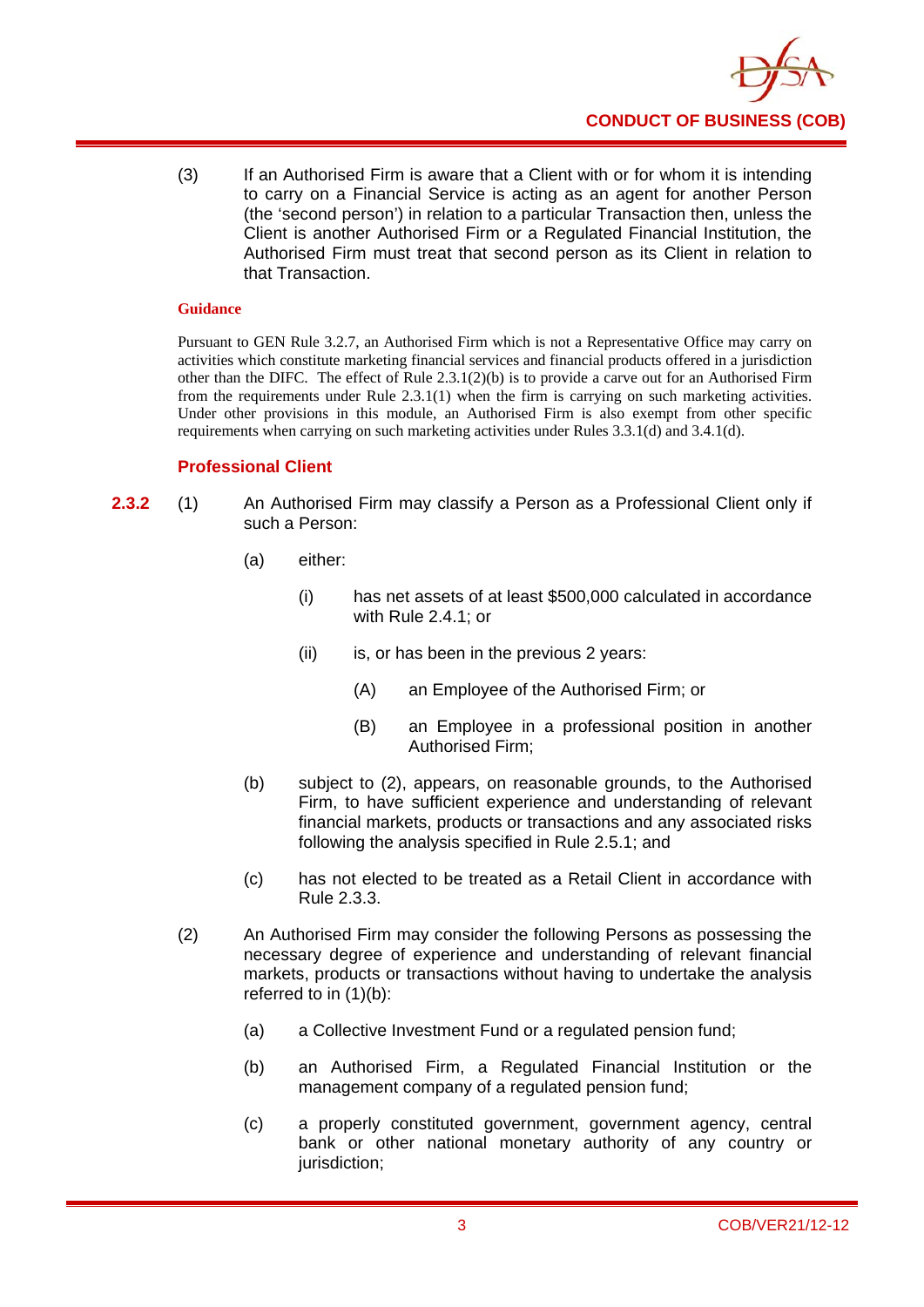(3) If an Authorised Firm is aware that a Client with or for whom it is intending to carry on a Financial Service is acting as an agent for another Person (the 'second person') in relation to a particular Transaction then, unless the Client is another Authorised Firm or a Regulated Financial Institution, the Authorised Firm must treat that second person as its Client in relation to that Transaction.

**Guidance**

Pursuant to GEN Rule 3.2.7, an Authorised Firm which is not a Representative Office may carry on activities which constitute marketing financial services and financial products offered in a jurisdiction other than the DIFC. The effect of Rule 2.3.1(2)(b) is to provide a carve out for an Authorised Firm from the requirements under Rule 2.3.1(1) when the firm is carrying on such marketing activities. Under other provisions in this module, an Authorised Firm is also exempt from other specific requirements when carrying on such marketing activities under Rules 3.3.1(d) and 3.4.1(d).

### Professional Client

**2.3.2** (1) An Authorised Firm may classify a Person as a Professional Client only if such a Person:

(a) either:

(i) has net assets of at least $500,000 calculated in accordance with Rule 2.4.1; or

(ii) is, or has been in the previous 2 years:

(A) an Employee of the Authorised Firm; or

(B) an Employee in a professional position in another Authorised Firm;

(b) subject to (2), appears, on reasonable grounds, to the Authorised Firm, to have sufficient experience and understanding of relevant financial markets, products or transactions and any associated risks following the analysis specified in Rule 2.5.1; and

(c) has not elected to be treated as a Retail Client in accordance with Rule 2.3.3.

(2) An Authorised Firm may consider the following Persons as possessing the necessary degree of experience and understanding of relevant financial markets, products or transactions without having to undertake the analysis referred to in (1)(b):

(a) a Collective Investment Fund or a regulated pension fund;

(b) an Authorised Firm, a Regulated Financial Institution or the management company of a regulated pension fund;

(c) a properly constituted government, government agency, central bank or other national monetary authority of any country or jurisdiction;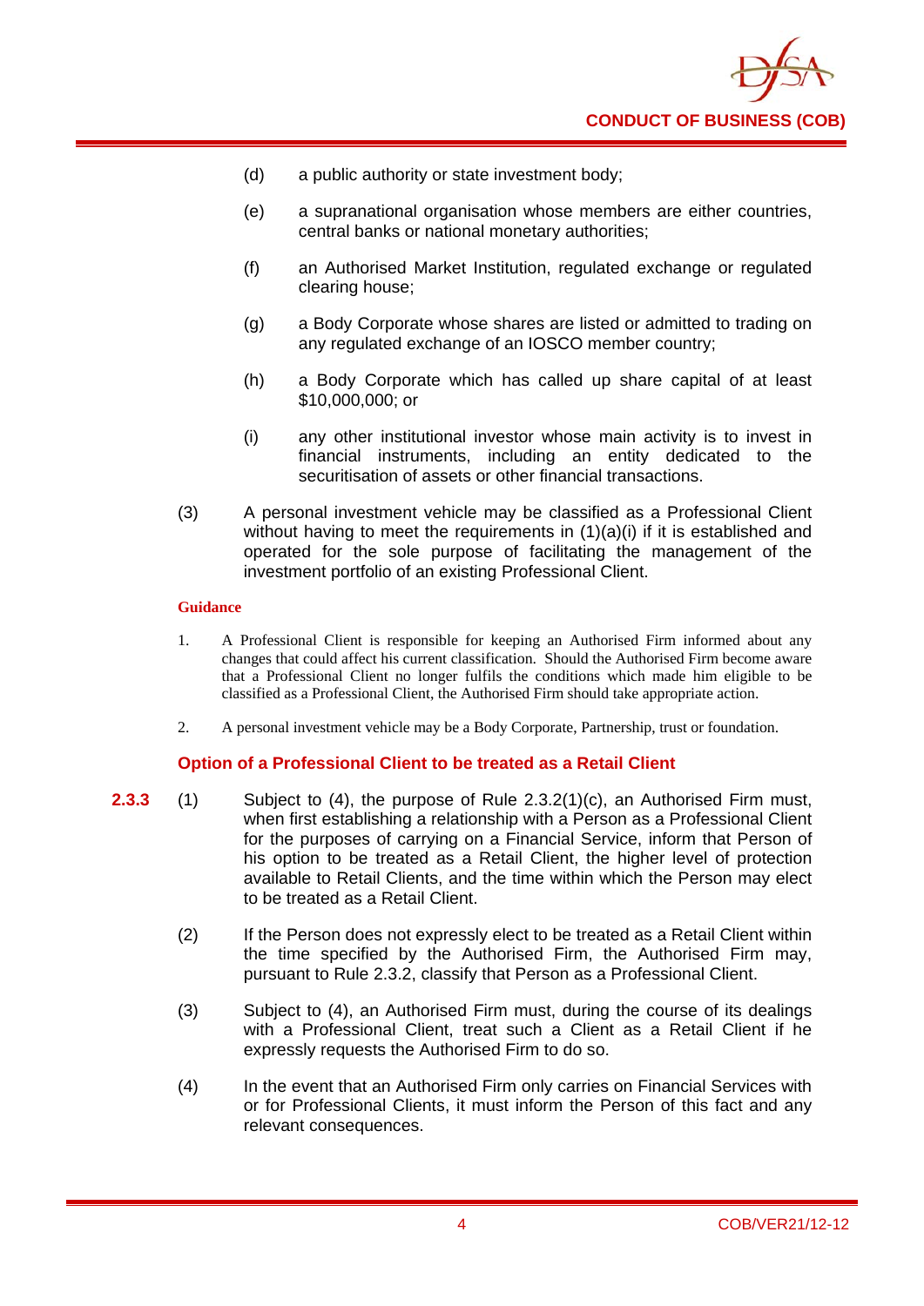(d) a public authority or state investment body;

(e) a supranational organisation whose members are either countries, central banks or national monetary authorities;

(f) an Authorised Market Institution, regulated exchange or regulated clearing house;

(g) a Body Corporate whose shares are listed or admitted to trading on any regulated exchange of an IOSCO member country;

(h) a Body Corporate which has called up share capital of at least $10,000,000; or

(i) any other institutional investor whose main activity is to invest in financial instruments, including an entity dedicated to the securitisation of assets or other financial transactions.

(3) A personal investment vehicle may be classified as a Professional Client without having to meet the requirements in (1)(a)(i) if it is established and operated for the sole purpose of facilitating the management of the investment portfolio of an existing Professional Client.

**Guidance**

1. A Professional Client is responsible for keeping an Authorised Firm informed about any changes that could affect his current classification. Should the Authorised Firm become aware that a Professional Client no longer fulfils the conditions which made him eligible to be classified as a Professional Client, the Authorised Firm should take appropriate action.

2. A personal investment vehicle may be a Body Corporate, Partnership, trust or foundation.

### Option of a Professional Client to be treated as a Retail Client

**2.3.3** (1) Subject to (4), the purpose of Rule 2.3.2(1)(c), an Authorised Firm must, when first establishing a relationship with a Person as a Professional Client for the purposes of carrying on a Financial Service, inform that Person of his option to be treated as a Retail Client, the higher level of protection available to Retail Clients, and the time within which the Person may elect to be treated as a Retail Client.

(2) If the Person does not expressly elect to be treated as a Retail Client within the time specified by the Authorised Firm, the Authorised Firm may, pursuant to Rule 2.3.2, classify that Person as a Professional Client.

(3) Subject to (4), an Authorised Firm must, during the course of its dealings with a Professional Client, treat such a Client as a Retail Client if he expressly requests the Authorised Firm to do so.

(4) In the event that an Authorised Firm only carries on Financial Services with or for Professional Clients, it must inform the Person of this fact and any relevant consequences.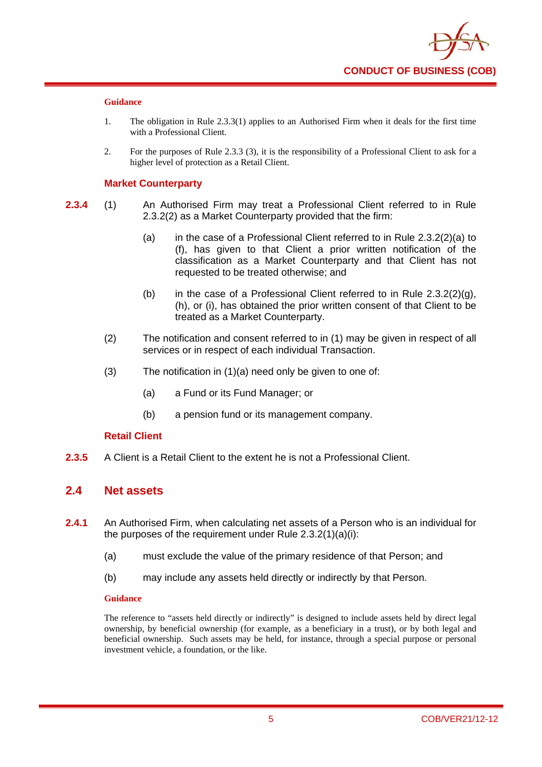#### Guidance

1. The obligation in Rule 2.3.3(1) applies to an Authorised Firm when it deals for the first time with a Professional Client.

2. For the purposes of Rule 2.3.3 (3), it is the responsibility of a Professional Client to ask for a higher level of protection as a Retail Client.

### Market Counterparty

**2.3.4** (1) An Authorised Firm may treat a Professional Client referred to in Rule 2.3.2(2) as a Market Counterparty provided that the firm:

(a) in the case of a Professional Client referred to in Rule 2.3.2(2)(a) to (f), has given to that Client a prior written notification of the classification as a Market Counterparty and that Client has not requested to be treated otherwise; and

(b) in the case of a Professional Client referred to in Rule 2.3.2(2)(g), (h), or (i), has obtained the prior written consent of that Client to be treated as a Market Counterparty.

(2) The notification and consent referred to in (1) may be given in respect of all services or in respect of each individual Transaction.

(3) The notification in (1)(a) need only be given to one of:

(a) a Fund or its Fund Manager; or

(b) a pension fund or its management company.

### Retail Client

**2.3.5** A Client is a Retail Client to the extent he is not a Professional Client.

## 2.4 Net assets

**2.4.1** An Authorised Firm, when calculating net assets of a Person who is an individual for the purposes of the requirement under Rule 2.3.2(1)(a)(i):

(a) must exclude the value of the primary residence of that Person; and

(b) may include any assets held directly or indirectly by that Person.

#### Guidance

The reference to "assets held directly or indirectly" is designed to include assets held by direct legal ownership, by beneficial ownership (for example, as a beneficiary in a trust), or by both legal and beneficial ownership. Such assets may be held, for instance, through a special purpose or personal investment vehicle, a foundation, or the like.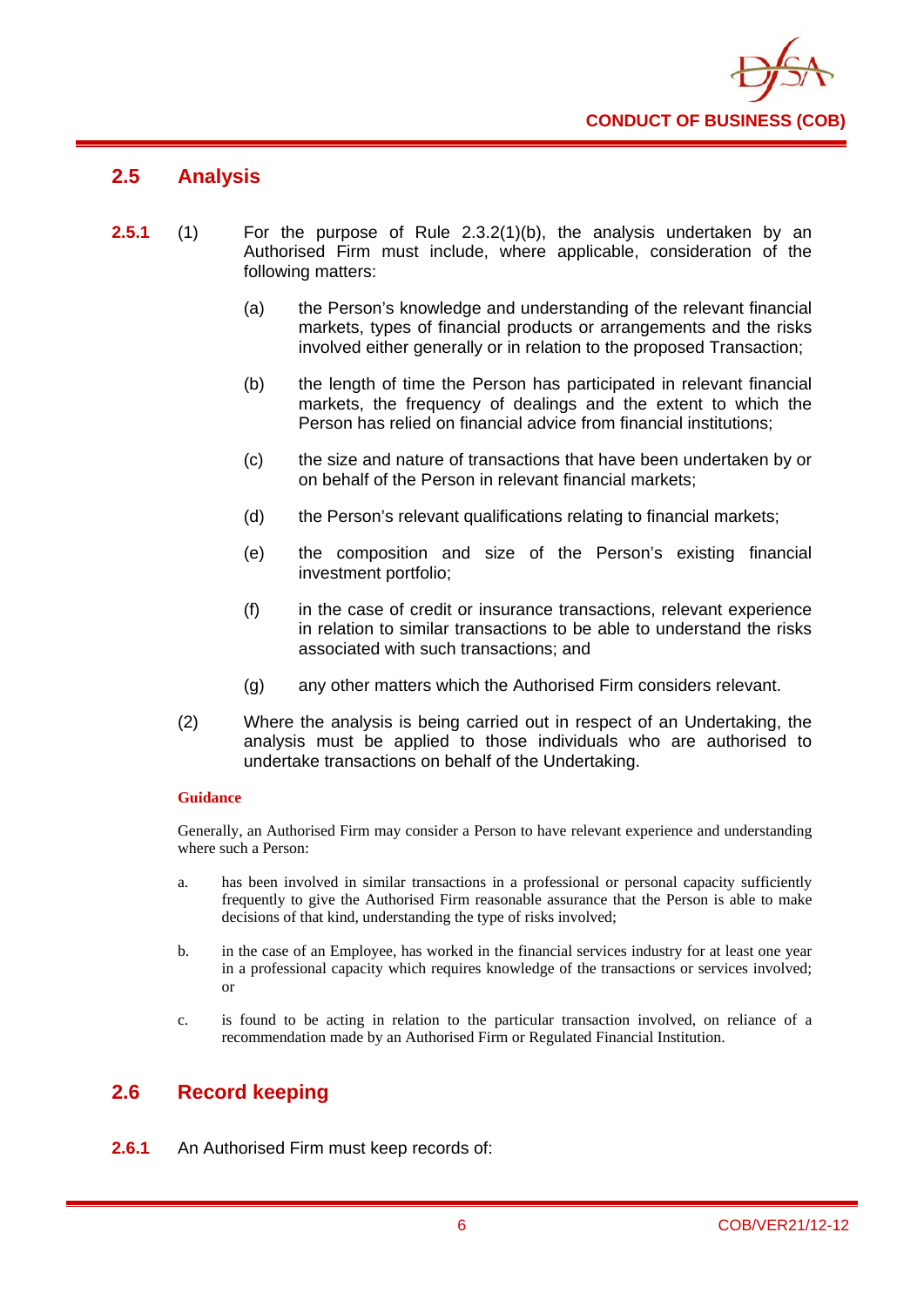## 2.5 Analysis

**2.5.1** (1) For the purpose of Rule 2.3.2(1)(b), the analysis undertaken by an Authorised Firm must include, where applicable, consideration of the following matters:

(a) the Person's knowledge and understanding of the relevant financial markets, types of financial products or arrangements and the risks involved either generally or in relation to the proposed Transaction;

(b) the length of time the Person has participated in relevant financial markets, the frequency of dealings and the extent to which the Person has relied on financial advice from financial institutions;

(c) the size and nature of transactions that have been undertaken by or on behalf of the Person in relevant financial markets;

(d) the Person's relevant qualifications relating to financial markets;

(e) the composition and size of the Person's existing financial investment portfolio;

(f) in the case of credit or insurance transactions, relevant experience in relation to similar transactions to be able to understand the risks associated with such transactions; and

(g) any other matters which the Authorised Firm considers relevant.

(2) Where the analysis is being carried out in respect of an Undertaking, the analysis must be applied to those individuals who are authorised to undertake transactions on behalf of the Undertaking.

**Guidance**

Generally, an Authorised Firm may consider a Person to have relevant experience and understanding where such a Person:

a. has been involved in similar transactions in a professional or personal capacity sufficiently frequently to give the Authorised Firm reasonable assurance that the Person is able to make decisions of that kind, understanding the type of risks involved;

b. in the case of an Employee, has worked in the financial services industry for at least one year in a professional capacity which requires knowledge of the transactions or services involved; or

c. is found to be acting in relation to the particular transaction involved, on reliance of a recommendation made by an Authorised Firm or Regulated Financial Institution.

## 2.6 Record keeping

**2.6.1** An Authorised Firm must keep records of: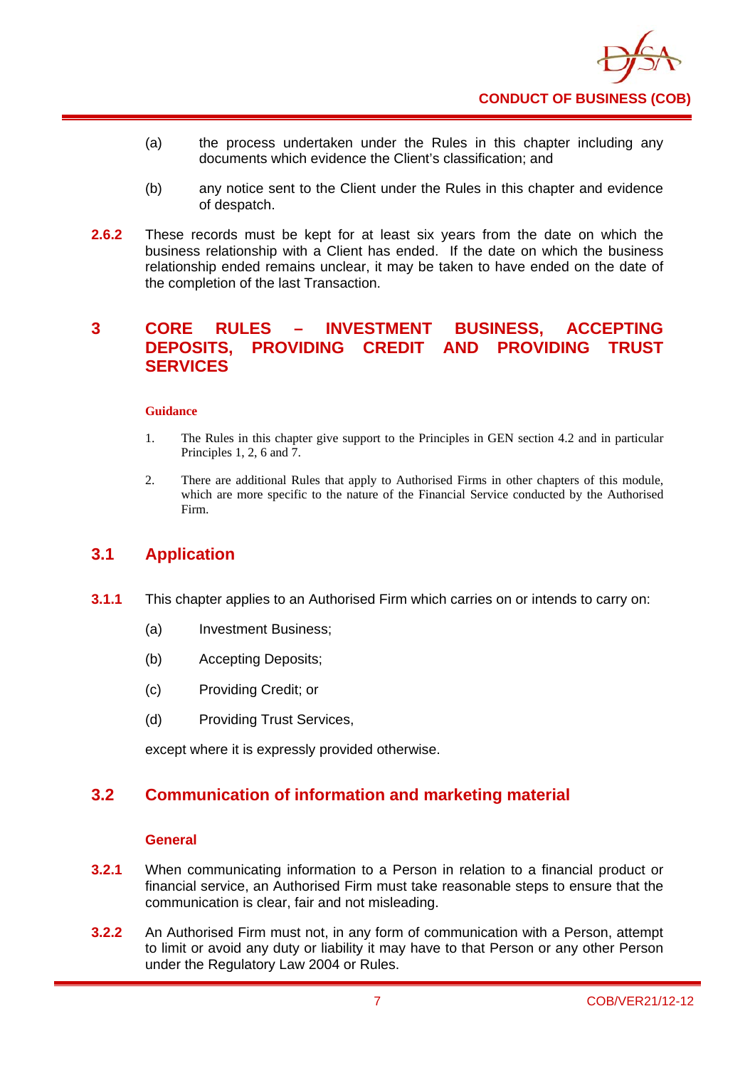(a) the process undertaken under the Rules in this chapter including any documents which evidence the Client's classification; and

(b) any notice sent to the Client under the Rules in this chapter and evidence of despatch.

**2.6.2** These records must be kept for at least six years from the date on which the business relationship with a Client has ended. If the date on which the business relationship ended remains unclear, it may be taken to have ended on the date of the completion of the last Transaction.

# 3 CORE RULES – INVESTMENT BUSINESS, ACCEPTING DEPOSITS, PROVIDING CREDIT AND PROVIDING TRUST SERVICES

**Guidance**

1. The Rules in this chapter give support to the Principles in GEN section 4.2 and in particular Principles 1, 2, 6 and 7.

2. There are additional Rules that apply to Authorised Firms in other chapters of this module, which are more specific to the nature of the Financial Service conducted by the Authorised Firm.

## 3.1 Application

**3.1.1** This chapter applies to an Authorised Firm which carries on or intends to carry on:

(a) Investment Business;

(b) Accepting Deposits;

(c) Providing Credit; or

(d) Providing Trust Services,

except where it is expressly provided otherwise.

## 3.2 Communication of information and marketing material

### General

**3.2.1** When communicating information to a Person in relation to a financial product or financial service, an Authorised Firm must take reasonable steps to ensure that the communication is clear, fair and not misleading.

**3.2.2** An Authorised Firm must not, in any form of communication with a Person, attempt to limit or avoid any duty or liability it may have to that Person or any other Person under the Regulatory Law 2004 or Rules.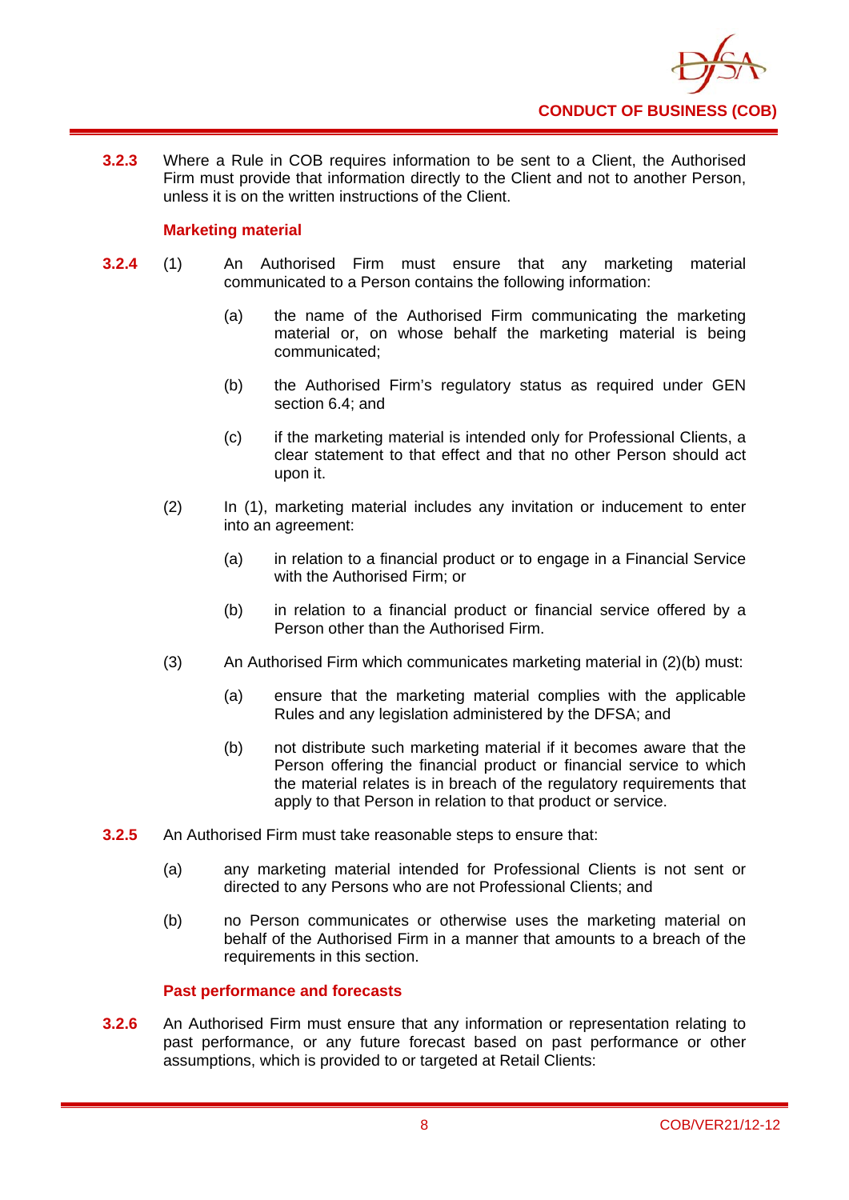**3.2.3** Where a Rule in COB requires information to be sent to a Client, the Authorised Firm must provide that information directly to the Client and not to another Person, unless it is on the written instructions of the Client.

### Marketing material

**3.2.4** (1) An Authorised Firm must ensure that any marketing material communicated to a Person contains the following information:

(a) the name of the Authorised Firm communicating the marketing material or, on whose behalf the marketing material is being communicated;

(b) the Authorised Firm's regulatory status as required under GEN section 6.4; and

(c) if the marketing material is intended only for Professional Clients, a clear statement to that effect and that no other Person should act upon it.

(2) In (1), marketing material includes any invitation or inducement to enter into an agreement:

(a) in relation to a financial product or to engage in a Financial Service with the Authorised Firm; or

(b) in relation to a financial product or financial service offered by a Person other than the Authorised Firm.

(3) An Authorised Firm which communicates marketing material in (2)(b) must:

(a) ensure that the marketing material complies with the applicable Rules and any legislation administered by the DFSA; and

(b) not distribute such marketing material if it becomes aware that the Person offering the financial product or financial service to which the material relates is in breach of the regulatory requirements that apply to that Person in relation to that product or service.

**3.2.5** An Authorised Firm must take reasonable steps to ensure that:

(a) any marketing material intended for Professional Clients is not sent or directed to any Persons who are not Professional Clients; and

(b) no Person communicates or otherwise uses the marketing material on behalf of the Authorised Firm in a manner that amounts to a breach of the requirements in this section.

### Past performance and forecasts

**3.2.6** An Authorised Firm must ensure that any information or representation relating to past performance, or any future forecast based on past performance or other assumptions, which is provided to or targeted at Retail Clients: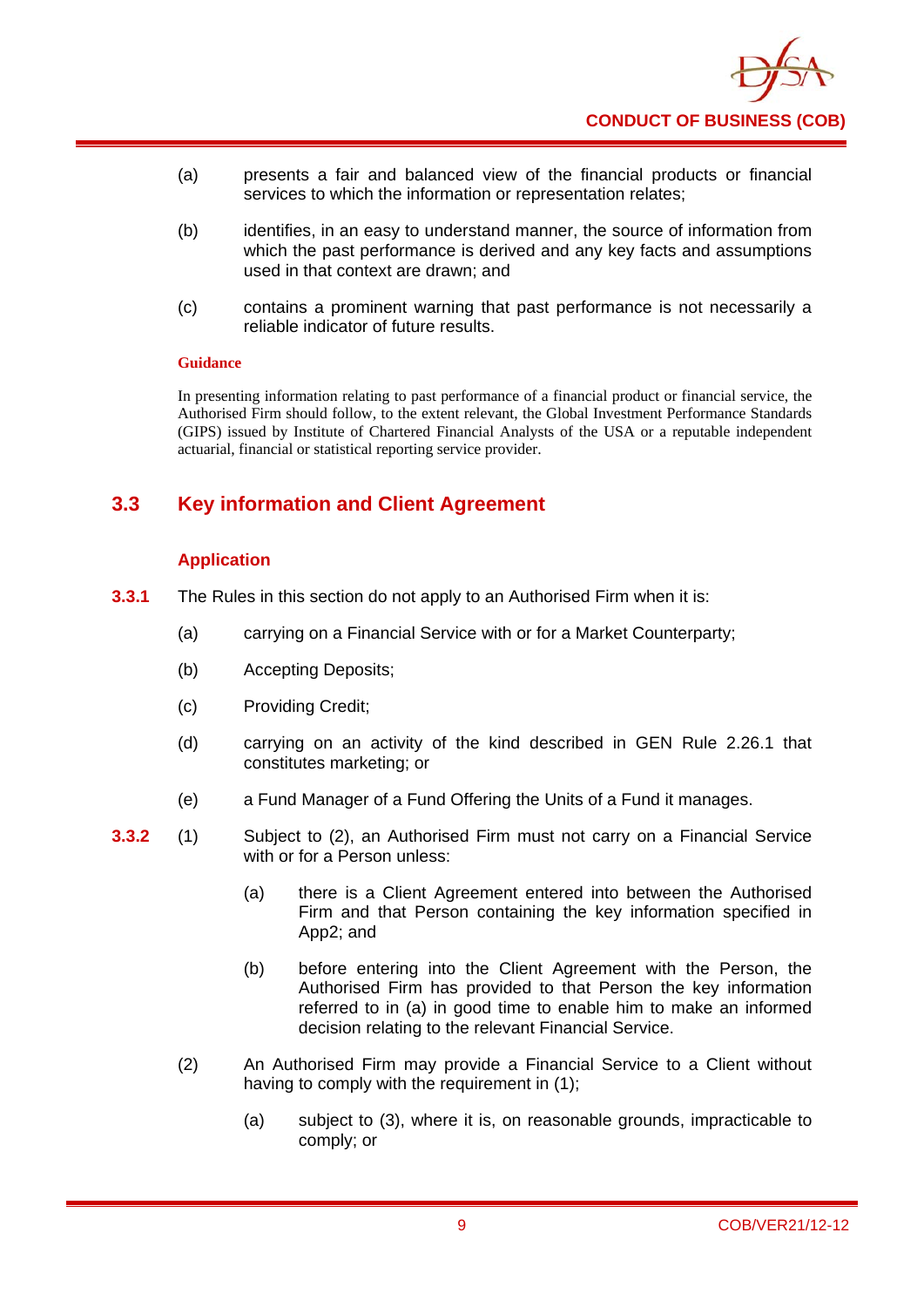(a) presents a fair and balanced view of the financial products or financial services to which the information or representation relates;

(b) identifies, in an easy to understand manner, the source of information from which the past performance is derived and any key facts and assumptions used in that context are drawn; and

(c) contains a prominent warning that past performance is not necessarily a reliable indicator of future results.

**Guidance**

In presenting information relating to past performance of a financial product or financial service, the Authorised Firm should follow, to the extent relevant, the Global Investment Performance Standards (GIPS) issued by Institute of Chartered Financial Analysts of the USA or a reputable independent actuarial, financial or statistical reporting service provider.

## 3.3 Key information and Client Agreement

### Application

**3.3.1** The Rules in this section do not apply to an Authorised Firm when it is:

(a) carrying on a Financial Service with or for a Market Counterparty;

(b) Accepting Deposits;

(c) Providing Credit;

(d) carrying on an activity of the kind described in GEN Rule 2.26.1 that constitutes marketing; or

(e) a Fund Manager of a Fund Offering the Units of a Fund it manages.

**3.3.2** (1) Subject to (2), an Authorised Firm must not carry on a Financial Service with or for a Person unless:

(a) there is a Client Agreement entered into between the Authorised Firm and that Person containing the key information specified in App2; and

(b) before entering into the Client Agreement with the Person, the Authorised Firm has provided to that Person the key information referred to in (a) in good time to enable him to make an informed decision relating to the relevant Financial Service.

(2) An Authorised Firm may provide a Financial Service to a Client without having to comply with the requirement in (1);

(a) subject to (3), where it is, on reasonable grounds, impracticable to comply; or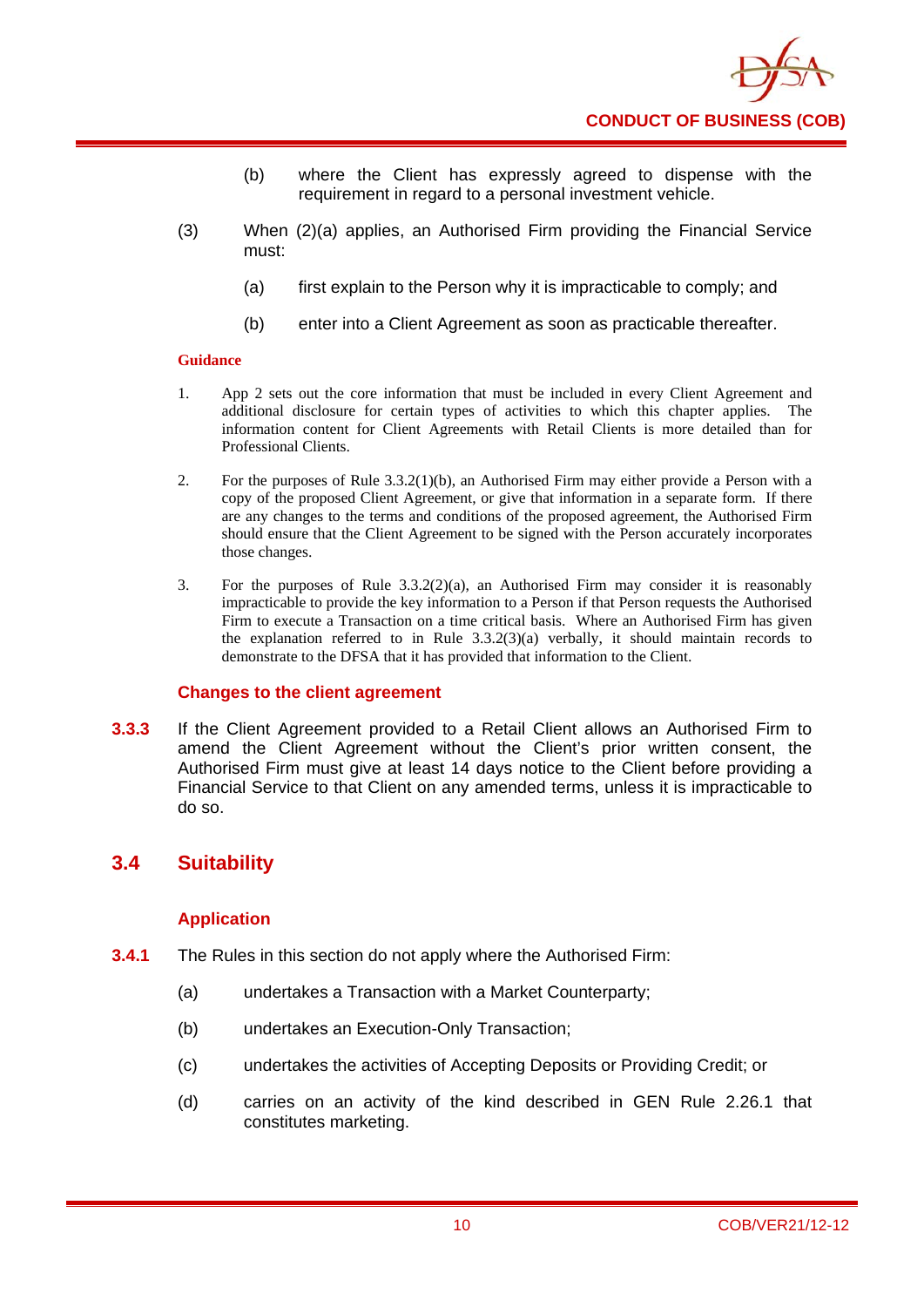(b) where the Client has expressly agreed to dispense with the requirement in regard to a personal investment vehicle.

(3) When (2)(a) applies, an Authorised Firm providing the Financial Service must:

(a) first explain to the Person why it is impracticable to comply; and

(b) enter into a Client Agreement as soon as practicable thereafter.

**Guidance**

1. App 2 sets out the core information that must be included in every Client Agreement and additional disclosure for certain types of activities to which this chapter applies. The information content for Client Agreements with Retail Clients is more detailed than for Professional Clients.

2. For the purposes of Rule 3.3.2(1)(b), an Authorised Firm may either provide a Person with a copy of the proposed Client Agreement, or give that information in a separate form. If there are any changes to the terms and conditions of the proposed agreement, the Authorised Firm should ensure that the Client Agreement to be signed with the Person accurately incorporates those changes.

3. For the purposes of Rule 3.3.2(2)(a), an Authorised Firm may consider it is reasonably impracticable to provide the key information to a Person if that Person requests the Authorised Firm to execute a Transaction on a time critical basis. Where an Authorised Firm has given the explanation referred to in Rule 3.3.2(3)(a) verbally, it should maintain records to demonstrate to the DFSA that it has provided that information to the Client.

### Changes to the client agreement

**3.3.3** If the Client Agreement provided to a Retail Client allows an Authorised Firm to amend the Client Agreement without the Client's prior written consent, the Authorised Firm must give at least 14 days notice to the Client before providing a Financial Service to that Client on any amended terms, unless it is impracticable to do so.

## 3.4 Suitability

### Application

**3.4.1** The Rules in this section do not apply where the Authorised Firm:

(a) undertakes a Transaction with a Market Counterparty;

(b) undertakes an Execution-Only Transaction;

(c) undertakes the activities of Accepting Deposits or Providing Credit; or

(d) carries on an activity of the kind described in GEN Rule 2.26.1 that constitutes marketing.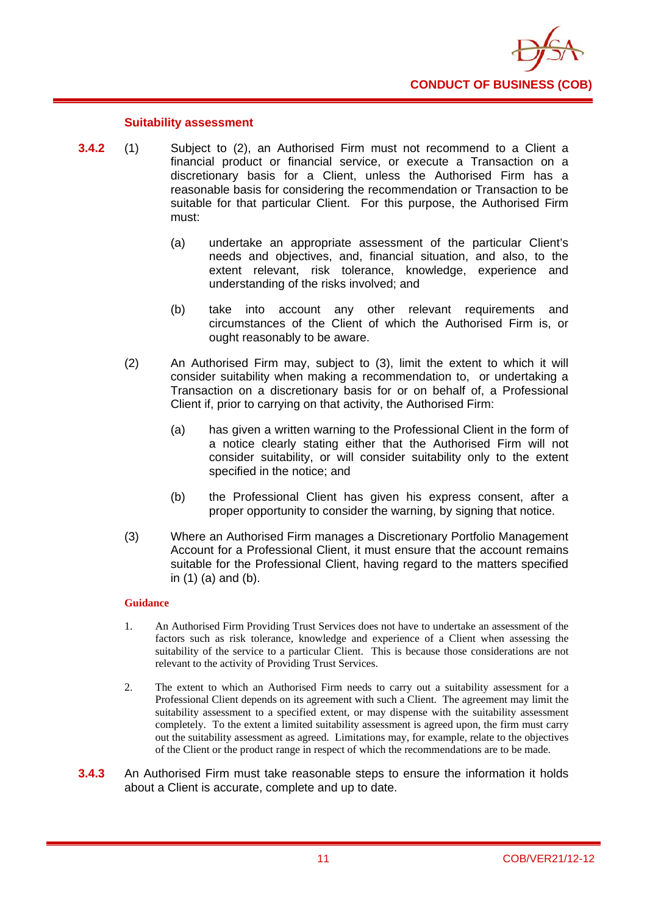### Suitability assessment

**3.4.2** (1) Subject to (2), an Authorised Firm must not recommend to a Client a financial product or financial service, or execute a Transaction on a discretionary basis for a Client, unless the Authorised Firm has a reasonable basis for considering the recommendation or Transaction to be suitable for that particular Client. For this purpose, the Authorised Firm must:

(a) undertake an appropriate assessment of the particular Client's needs and objectives, and, financial situation, and also, to the extent relevant, risk tolerance, knowledge, experience and understanding of the risks involved; and

(b) take into account any other relevant requirements and circumstances of the Client of which the Authorised Firm is, or ought reasonably to be aware.

(2) An Authorised Firm may, subject to (3), limit the extent to which it will consider suitability when making a recommendation to, or undertaking a Transaction on a discretionary basis for or on behalf of, a Professional Client if, prior to carrying on that activity, the Authorised Firm:

(a) has given a written warning to the Professional Client in the form of a notice clearly stating either that the Authorised Firm will not consider suitability, or will consider suitability only to the extent specified in the notice; and

(b) the Professional Client has given his express consent, after a proper opportunity to consider the warning, by signing that notice.

(3) Where an Authorised Firm manages a Discretionary Portfolio Management Account for a Professional Client, it must ensure that the account remains suitable for the Professional Client, having regard to the matters specified in (1) (a) and (b).

**Guidance**

1. An Authorised Firm Providing Trust Services does not have to undertake an assessment of the factors such as risk tolerance, knowledge and experience of a Client when assessing the suitability of the service to a particular Client. This is because those considerations are not relevant to the activity of Providing Trust Services.

2. The extent to which an Authorised Firm needs to carry out a suitability assessment for a Professional Client depends on its agreement with such a Client. The agreement may limit the suitability assessment to a specified extent, or may dispense with the suitability assessment completely. To the extent a limited suitability assessment is agreed upon, the firm must carry out the suitability assessment as agreed. Limitations may, for example, relate to the objectives of the Client or the product range in respect of which the recommendations are to be made.

**3.4.3** An Authorised Firm must take reasonable steps to ensure the information it holds about a Client is accurate, complete and up to date.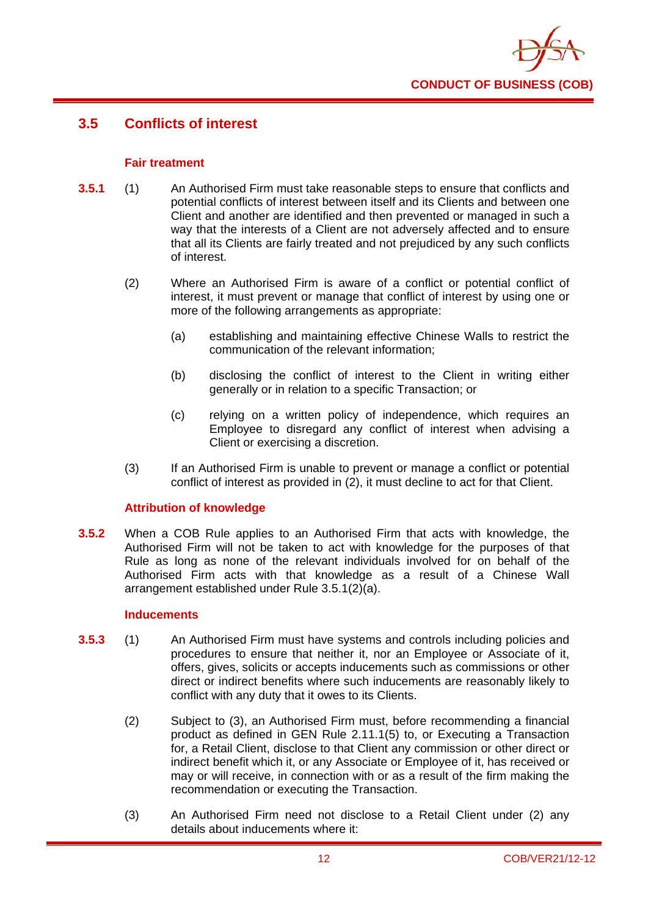## 3.5 Conflicts of interest

### Fair treatment

**3.5.1** (1) An Authorised Firm must take reasonable steps to ensure that conflicts and potential conflicts of interest between itself and its Clients and between one Client and another are identified and then prevented or managed in such a way that the interests of a Client are not adversely affected and to ensure that all its Clients are fairly treated and not prejudiced by any such conflicts of interest.

(2) Where an Authorised Firm is aware of a conflict or potential conflict of interest, it must prevent or manage that conflict of interest by using one or more of the following arrangements as appropriate:

(a) establishing and maintaining effective Chinese Walls to restrict the communication of the relevant information;

(b) disclosing the conflict of interest to the Client in writing either generally or in relation to a specific Transaction; or

(c) relying on a written policy of independence, which requires an Employee to disregard any conflict of interest when advising a Client or exercising a discretion.

(3) If an Authorised Firm is unable to prevent or manage a conflict or potential conflict of interest as provided in (2), it must decline to act for that Client.

### Attribution of knowledge

**3.5.2** When a COB Rule applies to an Authorised Firm that acts with knowledge, the Authorised Firm will not be taken to act with knowledge for the purposes of that Rule as long as none of the relevant individuals involved for on behalf of the Authorised Firm acts with that knowledge as a result of a Chinese Wall arrangement established under Rule 3.5.1(2)(a).

### Inducements

**3.5.3** (1) An Authorised Firm must have systems and controls including policies and procedures to ensure that neither it, nor an Employee or Associate of it, offers, gives, solicits or accepts inducements such as commissions or other direct or indirect benefits where such inducements are reasonably likely to conflict with any duty that it owes to its Clients.

(2) Subject to (3), an Authorised Firm must, before recommending a financial product as defined in GEN Rule 2.11.1(5) to, or Executing a Transaction for, a Retail Client, disclose to that Client any commission or other direct or indirect benefit which it, or any Associate or Employee of it, has received or may or will receive, in connection with or as a result of the firm making the recommendation or executing the Transaction.

(3) An Authorised Firm need not disclose to a Retail Client under (2) any details about inducements where it: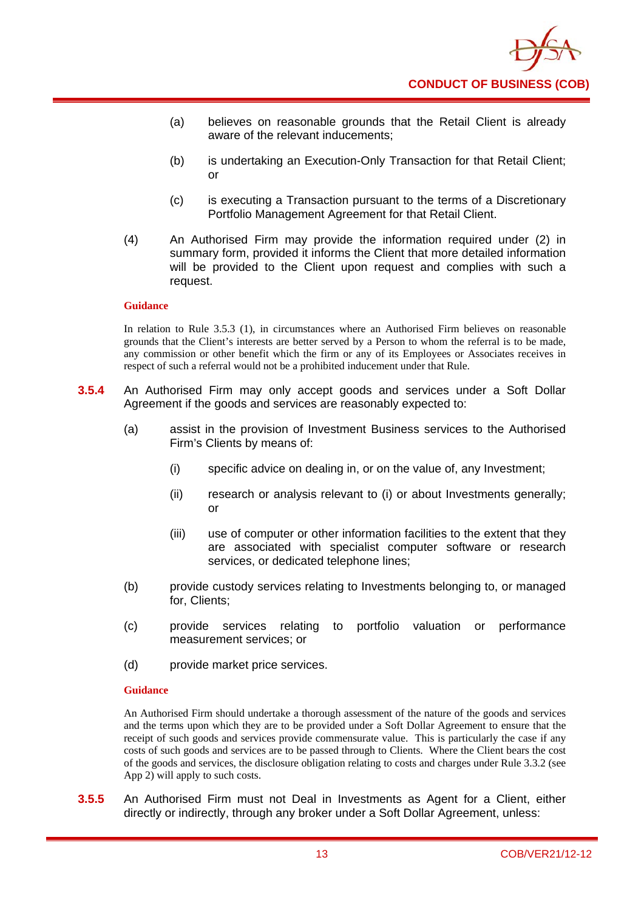(a) believes on reasonable grounds that the Retail Client is already aware of the relevant inducements;

(b) is undertaking an Execution-Only Transaction for that Retail Client; or

(c) is executing a Transaction pursuant to the terms of a Discretionary Portfolio Management Agreement for that Retail Client.

(4) An Authorised Firm may provide the information required under (2) in summary form, provided it informs the Client that more detailed information will be provided to the Client upon request and complies with such a request.

**Guidance**

In relation to Rule 3.5.3 (1), in circumstances where an Authorised Firm believes on reasonable grounds that the Client's interests are better served by a Person to whom the referral is to be made, any commission or other benefit which the firm or any of its Employees or Associates receives in respect of such a referral would not be a prohibited inducement under that Rule.

**3.5.4** An Authorised Firm may only accept goods and services under a Soft Dollar Agreement if the goods and services are reasonably expected to:

(a) assist in the provision of Investment Business services to the Authorised Firm's Clients by means of:

(i) specific advice on dealing in, or on the value of, any Investment;

(ii) research or analysis relevant to (i) or about Investments generally; or

(iii) use of computer or other information facilities to the extent that they are associated with specialist computer software or research services, or dedicated telephone lines;

(b) provide custody services relating to Investments belonging to, or managed for, Clients;

(c) provide services relating to portfolio valuation or performance measurement services; or

(d) provide market price services.

**Guidance**

An Authorised Firm should undertake a thorough assessment of the nature of the goods and services and the terms upon which they are to be provided under a Soft Dollar Agreement to ensure that the receipt of such goods and services provide commensurate value. This is particularly the case if any costs of such goods and services are to be passed through to Clients. Where the Client bears the cost of the goods and services, the disclosure obligation relating to costs and charges under Rule 3.3.2 (see App 2) will apply to such costs.

**3.5.5** An Authorised Firm must not Deal in Investments as Agent for a Client, either directly or indirectly, through any broker under a Soft Dollar Agreement, unless: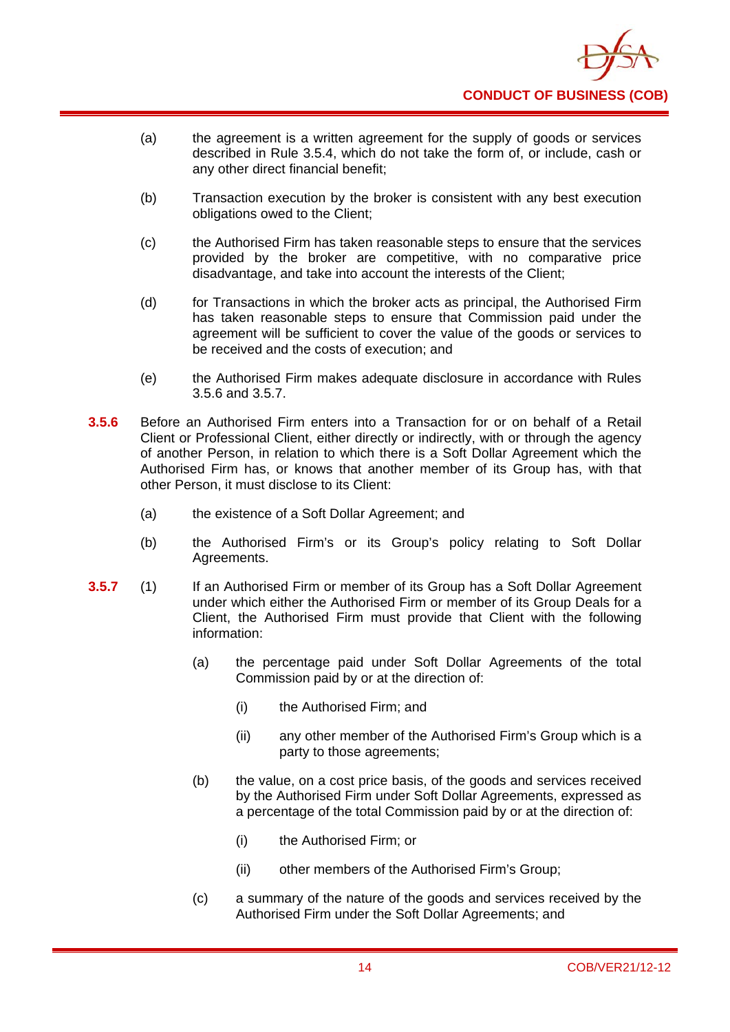(a) the agreement is a written agreement for the supply of goods or services described in Rule 3.5.4, which do not take the form of, or include, cash or any other direct financial benefit;

(b) Transaction execution by the broker is consistent with any best execution obligations owed to the Client;

(c) the Authorised Firm has taken reasonable steps to ensure that the services provided by the broker are competitive, with no comparative price disadvantage, and take into account the interests of the Client;

(d) for Transactions in which the broker acts as principal, the Authorised Firm has taken reasonable steps to ensure that Commission paid under the agreement will be sufficient to cover the value of the goods or services to be received and the costs of execution; and

(e) the Authorised Firm makes adequate disclosure in accordance with Rules 3.5.6 and 3.5.7.

**3.5.6** Before an Authorised Firm enters into a Transaction for or on behalf of a Retail Client or Professional Client, either directly or indirectly, with or through the agency of another Person, in relation to which there is a Soft Dollar Agreement which the Authorised Firm has, or knows that another member of its Group has, with that other Person, it must disclose to its Client:

(a) the existence of a Soft Dollar Agreement; and

(b) the Authorised Firm's or its Group's policy relating to Soft Dollar Agreements.

**3.5.7** (1) If an Authorised Firm or member of its Group has a Soft Dollar Agreement under which either the Authorised Firm or member of its Group Deals for a Client, the Authorised Firm must provide that Client with the following information:

(a) the percentage paid under Soft Dollar Agreements of the total Commission paid by or at the direction of:

(i) the Authorised Firm; and

(ii) any other member of the Authorised Firm's Group which is a party to those agreements;

(b) the value, on a cost price basis, of the goods and services received by the Authorised Firm under Soft Dollar Agreements, expressed as a percentage of the total Commission paid by or at the direction of:

(i) the Authorised Firm; or

(ii) other members of the Authorised Firm's Group;

(c) a summary of the nature of the goods and services received by the Authorised Firm under the Soft Dollar Agreements; and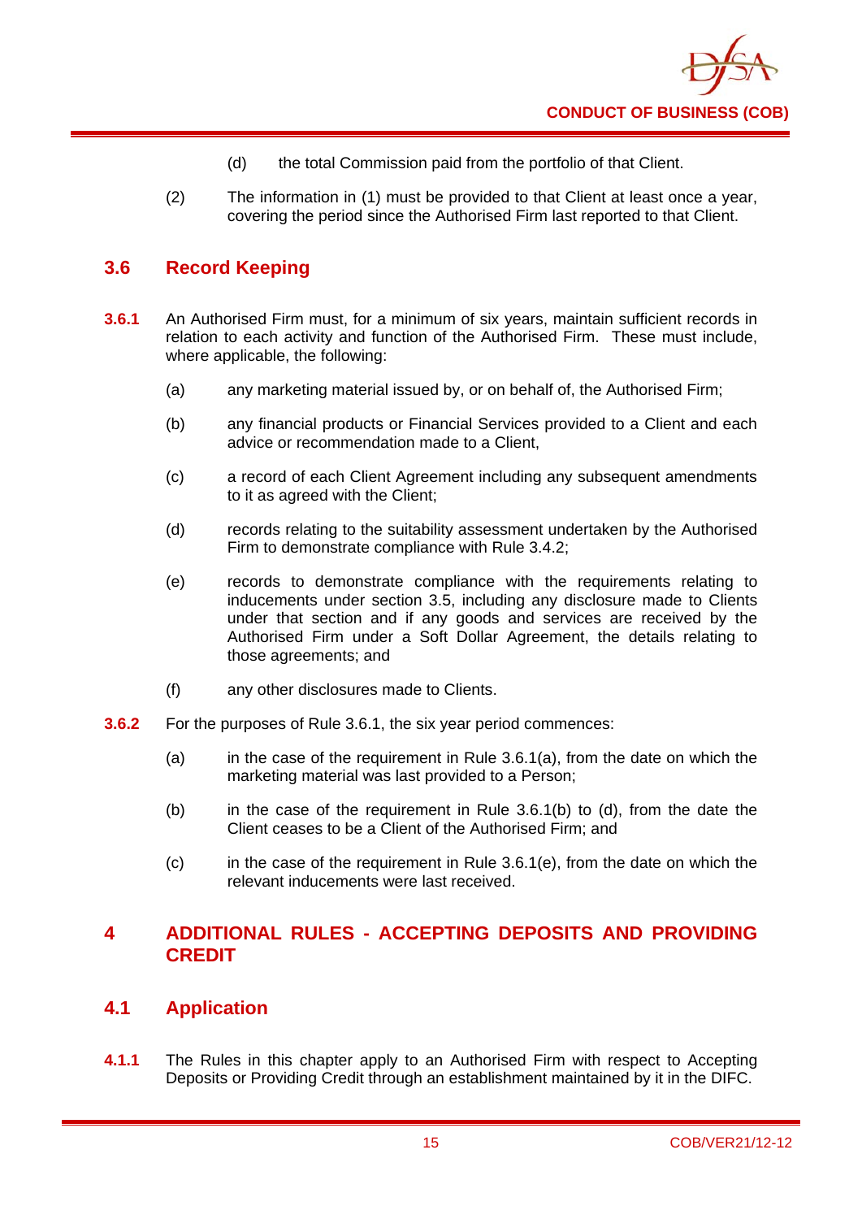(d) the total Commission paid from the portfolio of that Client.

(2) The information in (1) must be provided to that Client at least once a year, covering the period since the Authorised Firm last reported to that Client.

## 3.6 Record Keeping

**3.6.1** An Authorised Firm must, for a minimum of six years, maintain sufficient records in relation to each activity and function of the Authorised Firm. These must include, where applicable, the following:

(a) any marketing material issued by, or on behalf of, the Authorised Firm;

(b) any financial products or Financial Services provided to a Client and each advice or recommendation made to a Client,

(c) a record of each Client Agreement including any subsequent amendments to it as agreed with the Client;

(d) records relating to the suitability assessment undertaken by the Authorised Firm to demonstrate compliance with Rule 3.4.2;

(e) records to demonstrate compliance with the requirements relating to inducements under section 3.5, including any disclosure made to Clients under that section and if any goods and services are received by the Authorised Firm under a Soft Dollar Agreement, the details relating to those agreements; and

(f) any other disclosures made to Clients.

**3.6.2** For the purposes of Rule 3.6.1, the six year period commences:

(a) in the case of the requirement in Rule 3.6.1(a), from the date on which the marketing material was last provided to a Person;

(b) in the case of the requirement in Rule 3.6.1(b) to (d), from the date the Client ceases to be a Client of the Authorised Firm; and

(c) in the case of the requirement in Rule 3.6.1(e), from the date on which the relevant inducements were last received.

# 4 ADDITIONAL RULES - ACCEPTING DEPOSITS AND PROVIDING CREDIT

## 4.1 Application

**4.1.1** The Rules in this chapter apply to an Authorised Firm with respect to Accepting Deposits or Providing Credit through an establishment maintained by it in the DIFC.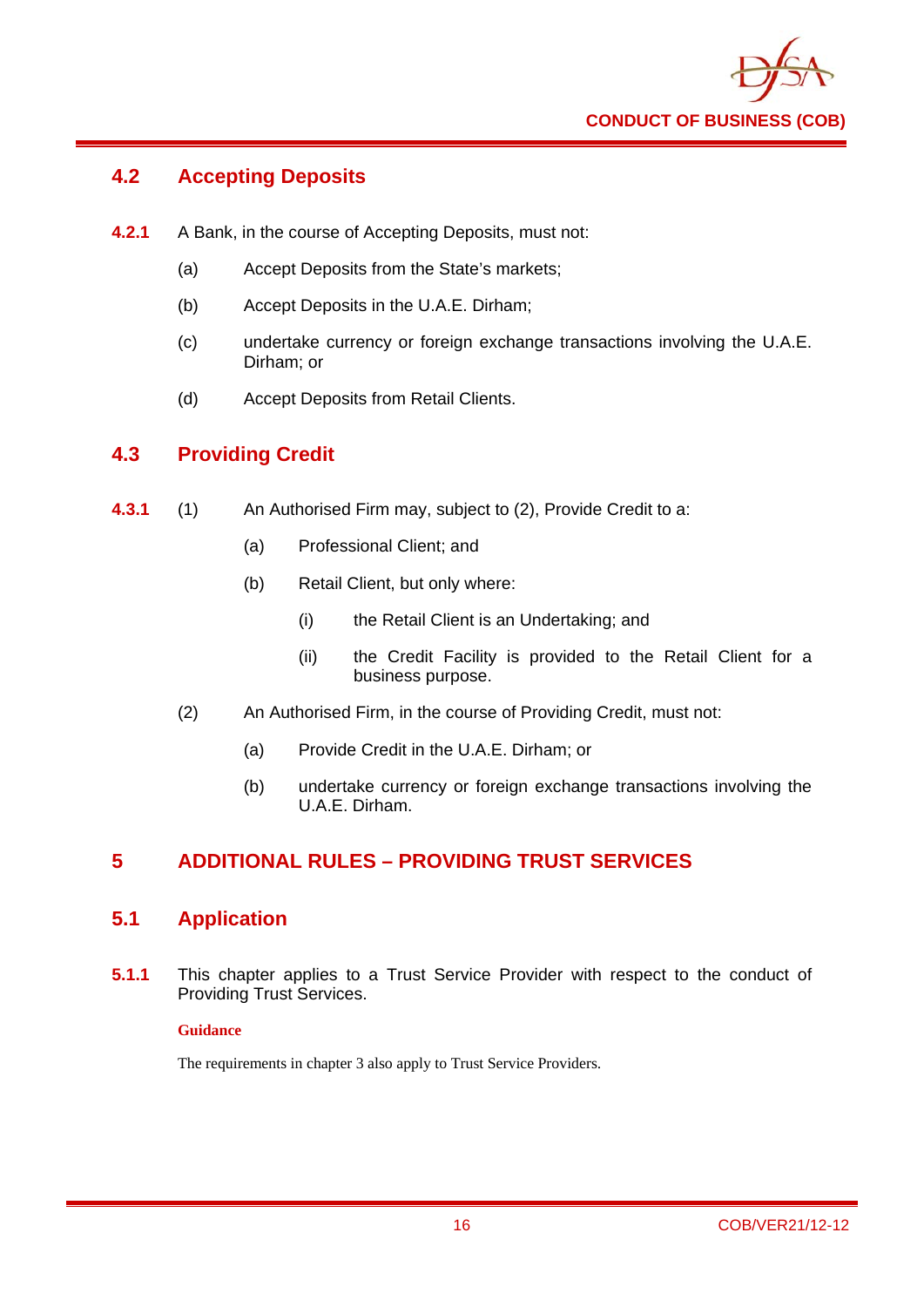## 4.2 Accepting Deposits

**4.2.1** A Bank, in the course of Accepting Deposits, must not:

(a) Accept Deposits from the State's markets;

(b) Accept Deposits in the U.A.E. Dirham;

(c) undertake currency or foreign exchange transactions involving the U.A.E. Dirham; or

(d) Accept Deposits from Retail Clients.

## 4.3 Providing Credit

**4.3.1** (1) An Authorised Firm may, subject to (2), Provide Credit to a:

(a) Professional Client; and

(b) Retail Client, but only where:

(i) the Retail Client is an Undertaking; and

(ii) the Credit Facility is provided to the Retail Client for a business purpose.

(2) An Authorised Firm, in the course of Providing Credit, must not:

(a) Provide Credit in the U.A.E. Dirham; or

(b) undertake currency or foreign exchange transactions involving the U.A.E. Dirham.

# 5 ADDITIONAL RULES – PROVIDING TRUST SERVICES

## 5.1 Application

**5.1.1** This chapter applies to a Trust Service Provider with respect to the conduct of Providing Trust Services.

**Guidance**

The requirements in chapter 3 also apply to Trust Service Providers.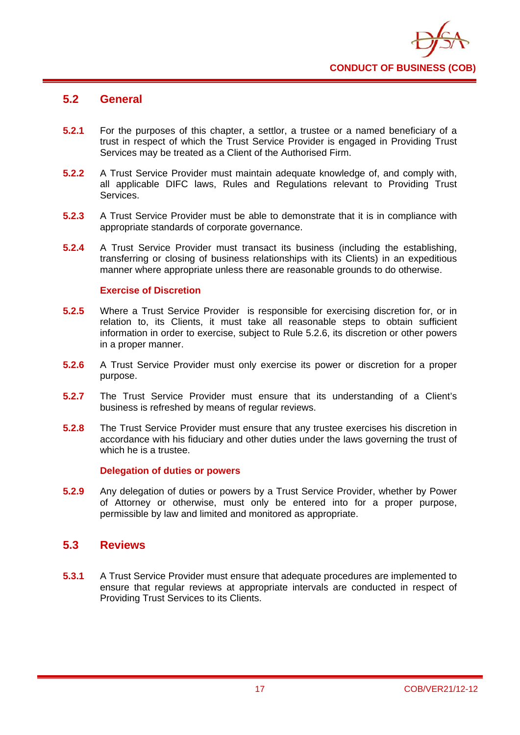## 5.2 General

**5.2.1** For the purposes of this chapter, a settlor, a trustee or a named beneficiary of a trust in respect of which the Trust Service Provider is engaged in Providing Trust Services may be treated as a Client of the Authorised Firm.

**5.2.2** A Trust Service Provider must maintain adequate knowledge of, and comply with, all applicable DIFC laws, Rules and Regulations relevant to Providing Trust Services.

**5.2.3** A Trust Service Provider must be able to demonstrate that it is in compliance with appropriate standards of corporate governance.

**5.2.4** A Trust Service Provider must transact its business (including the establishing, transferring or closing of business relationships with its Clients) in an expeditious manner where appropriate unless there are reasonable grounds to do otherwise.

### Exercise of Discretion

**5.2.5** Where a Trust Service Provider is responsible for exercising discretion for, or in relation to, its Clients, it must take all reasonable steps to obtain sufficient information in order to exercise, subject to Rule 5.2.6, its discretion or other powers in a proper manner.

**5.2.6** A Trust Service Provider must only exercise its power or discretion for a proper purpose.

**5.2.7** The Trust Service Provider must ensure that its understanding of a Client's business is refreshed by means of regular reviews.

**5.2.8** The Trust Service Provider must ensure that any trustee exercises his discretion in accordance with his fiduciary and other duties under the laws governing the trust of which he is a trustee.

### Delegation of duties or powers

**5.2.9** Any delegation of duties or powers by a Trust Service Provider, whether by Power of Attorney or otherwise, must only be entered into for a proper purpose, permissible by law and limited and monitored as appropriate.

## 5.3 Reviews

**5.3.1** A Trust Service Provider must ensure that adequate procedures are implemented to ensure that regular reviews at appropriate intervals are conducted in respect of Providing Trust Services to its Clients.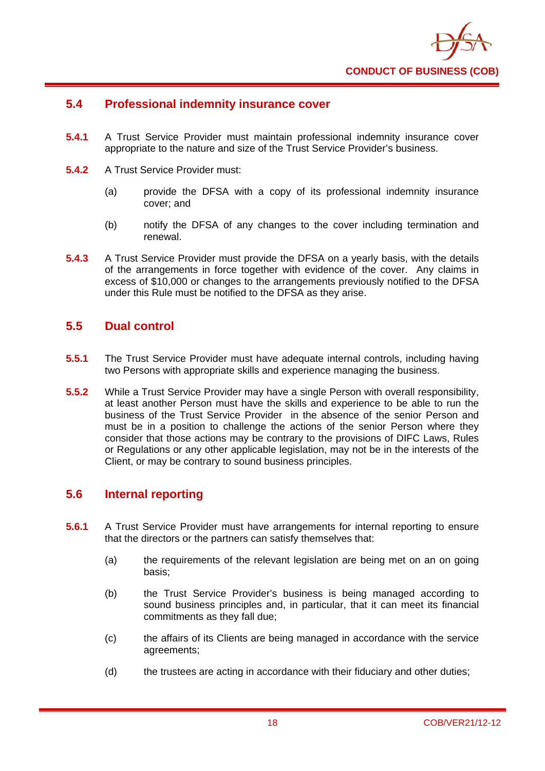## 5.4 Professional indemnity insurance cover

**5.4.1** A Trust Service Provider must maintain professional indemnity insurance cover appropriate to the nature and size of the Trust Service Provider's business.

**5.4.2** A Trust Service Provider must:

(a) provide the DFSA with a copy of its professional indemnity insurance cover; and

(b) notify the DFSA of any changes to the cover including termination and renewal.

**5.4.3** A Trust Service Provider must provide the DFSA on a yearly basis, with the details of the arrangements in force together with evidence of the cover. Any claims in excess of $10,000 or changes to the arrangements previously notified to the DFSA under this Rule must be notified to the DFSA as they arise.

## 5.5 Dual control

**5.5.1** The Trust Service Provider must have adequate internal controls, including having two Persons with appropriate skills and experience managing the business.

**5.5.2** While a Trust Service Provider may have a single Person with overall responsibility, at least another Person must have the skills and experience to be able to run the business of the Trust Service Provider in the absence of the senior Person and must be in a position to challenge the actions of the senior Person where they consider that those actions may be contrary to the provisions of DIFC Laws, Rules or Regulations or any other applicable legislation, may not be in the interests of the Client, or may be contrary to sound business principles.

## 5.6 Internal reporting

**5.6.1** A Trust Service Provider must have arrangements for internal reporting to ensure that the directors or the partners can satisfy themselves that:

(a) the requirements of the relevant legislation are being met on an on going basis;

(b) the Trust Service Provider's business is being managed according to sound business principles and, in particular, that it can meet its financial commitments as they fall due;

(c) the affairs of its Clients are being managed in accordance with the service agreements;

(d) the trustees are acting in accordance with their fiduciary and other duties;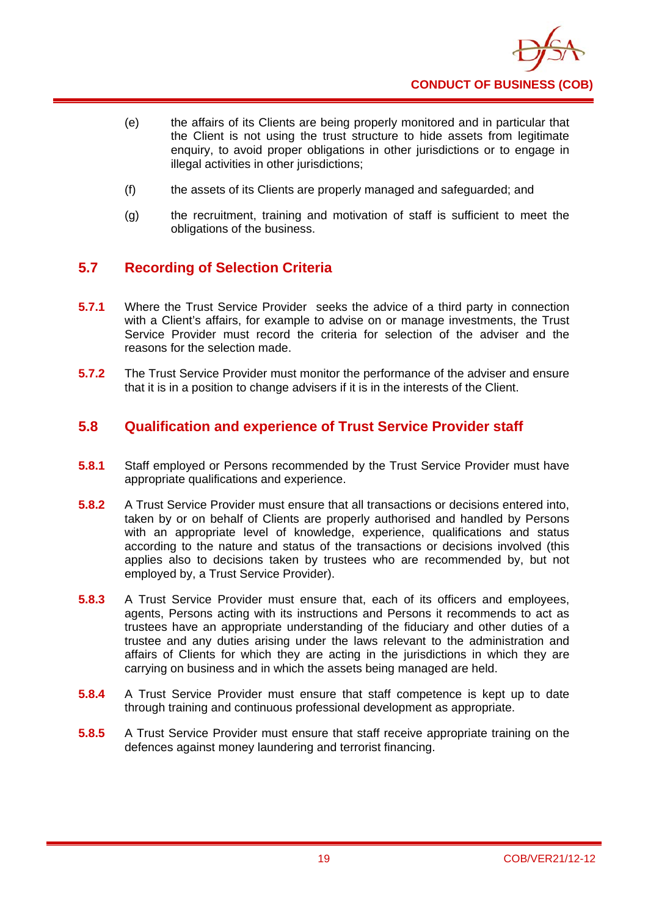(e) the affairs of its Clients are being properly monitored and in particular that the Client is not using the trust structure to hide assets from legitimate enquiry, to avoid proper obligations in other jurisdictions or to engage in illegal activities in other jurisdictions;

(f) the assets of its Clients are properly managed and safeguarded; and

(g) the recruitment, training and motivation of staff is sufficient to meet the obligations of the business.

## 5.7 Recording of Selection Criteria

**5.7.1** Where the Trust Service Provider seeks the advice of a third party in connection with a Client's affairs, for example to advise on or manage investments, the Trust Service Provider must record the criteria for selection of the adviser and the reasons for the selection made.

**5.7.2** The Trust Service Provider must monitor the performance of the adviser and ensure that it is in a position to change advisers if it is in the interests of the Client.

## 5.8 Qualification and experience of Trust Service Provider staff

**5.8.1** Staff employed or Persons recommended by the Trust Service Provider must have appropriate qualifications and experience.

**5.8.2** A Trust Service Provider must ensure that all transactions or decisions entered into, taken by or on behalf of Clients are properly authorised and handled by Persons with an appropriate level of knowledge, experience, qualifications and status according to the nature and status of the transactions or decisions involved (this applies also to decisions taken by trustees who are recommended by, but not employed by, a Trust Service Provider).

**5.8.3** A Trust Service Provider must ensure that, each of its officers and employees, agents, Persons acting with its instructions and Persons it recommends to act as trustees have an appropriate understanding of the fiduciary and other duties of a trustee and any duties arising under the laws relevant to the administration and affairs of Clients for which they are acting in the jurisdictions in which they are carrying on business and in which the assets being managed are held.

**5.8.4** A Trust Service Provider must ensure that staff competence is kept up to date through training and continuous professional development as appropriate.

**5.8.5** A Trust Service Provider must ensure that staff receive appropriate training on the defences against money laundering and terrorist financing.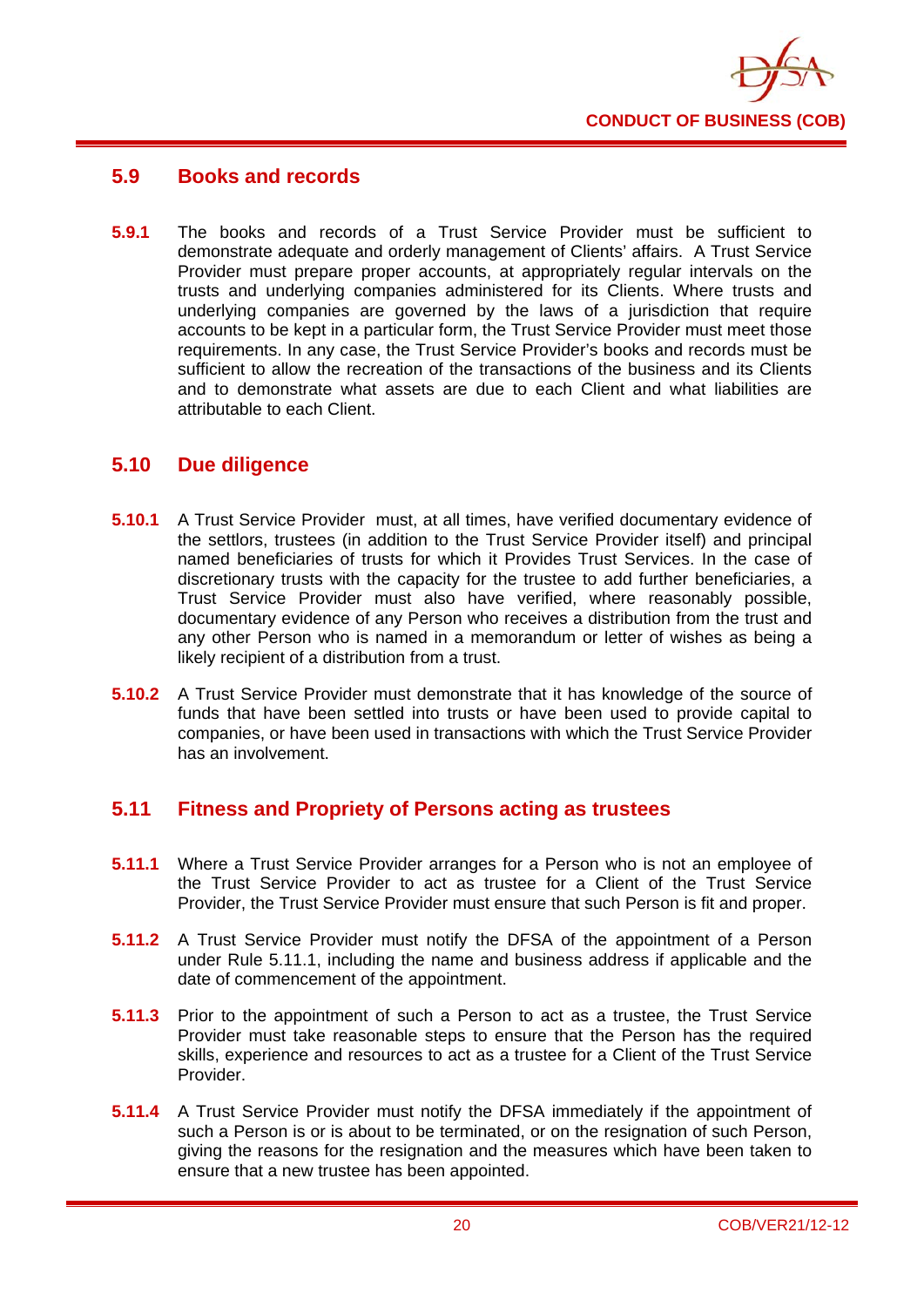## 5.9 Books and records

**5.9.1** The books and records of a Trust Service Provider must be sufficient to demonstrate adequate and orderly management of Clients' affairs. A Trust Service Provider must prepare proper accounts, at appropriately regular intervals on the trusts and underlying companies administered for its Clients. Where trusts and underlying companies are governed by the laws of a jurisdiction that require accounts to be kept in a particular form, the Trust Service Provider must meet those requirements. In any case, the Trust Service Provider's books and records must be sufficient to allow the recreation of the transactions of the business and its Clients and to demonstrate what assets are due to each Client and what liabilities are attributable to each Client.

## 5.10 Due diligence

**5.10.1** A Trust Service Provider must, at all times, have verified documentary evidence of the settlors, trustees (in addition to the Trust Service Provider itself) and principal named beneficiaries of trusts for which it Provides Trust Services. In the case of discretionary trusts with the capacity for the trustee to add further beneficiaries, a Trust Service Provider must also have verified, where reasonably possible, documentary evidence of any Person who receives a distribution from the trust and any other Person who is named in a memorandum or letter of wishes as being a likely recipient of a distribution from a trust.

**5.10.2** A Trust Service Provider must demonstrate that it has knowledge of the source of funds that have been settled into trusts or have been used to provide capital to companies, or have been used in transactions with which the Trust Service Provider has an involvement.

## 5.11 Fitness and Propriety of Persons acting as trustees

**5.11.1** Where a Trust Service Provider arranges for a Person who is not an employee of the Trust Service Provider to act as trustee for a Client of the Trust Service Provider, the Trust Service Provider must ensure that such Person is fit and proper.

**5.11.2** A Trust Service Provider must notify the DFSA of the appointment of a Person under Rule 5.11.1, including the name and business address if applicable and the date of commencement of the appointment.

**5.11.3** Prior to the appointment of such a Person to act as a trustee, the Trust Service Provider must take reasonable steps to ensure that the Person has the required skills, experience and resources to act as a trustee for a Client of the Trust Service Provider.

**5.11.4** A Trust Service Provider must notify the DFSA immediately if the appointment of such a Person is or is about to be terminated, or on the resignation of such Person, giving the reasons for the resignation and the measures which have been taken to ensure that a new trustee has been appointed.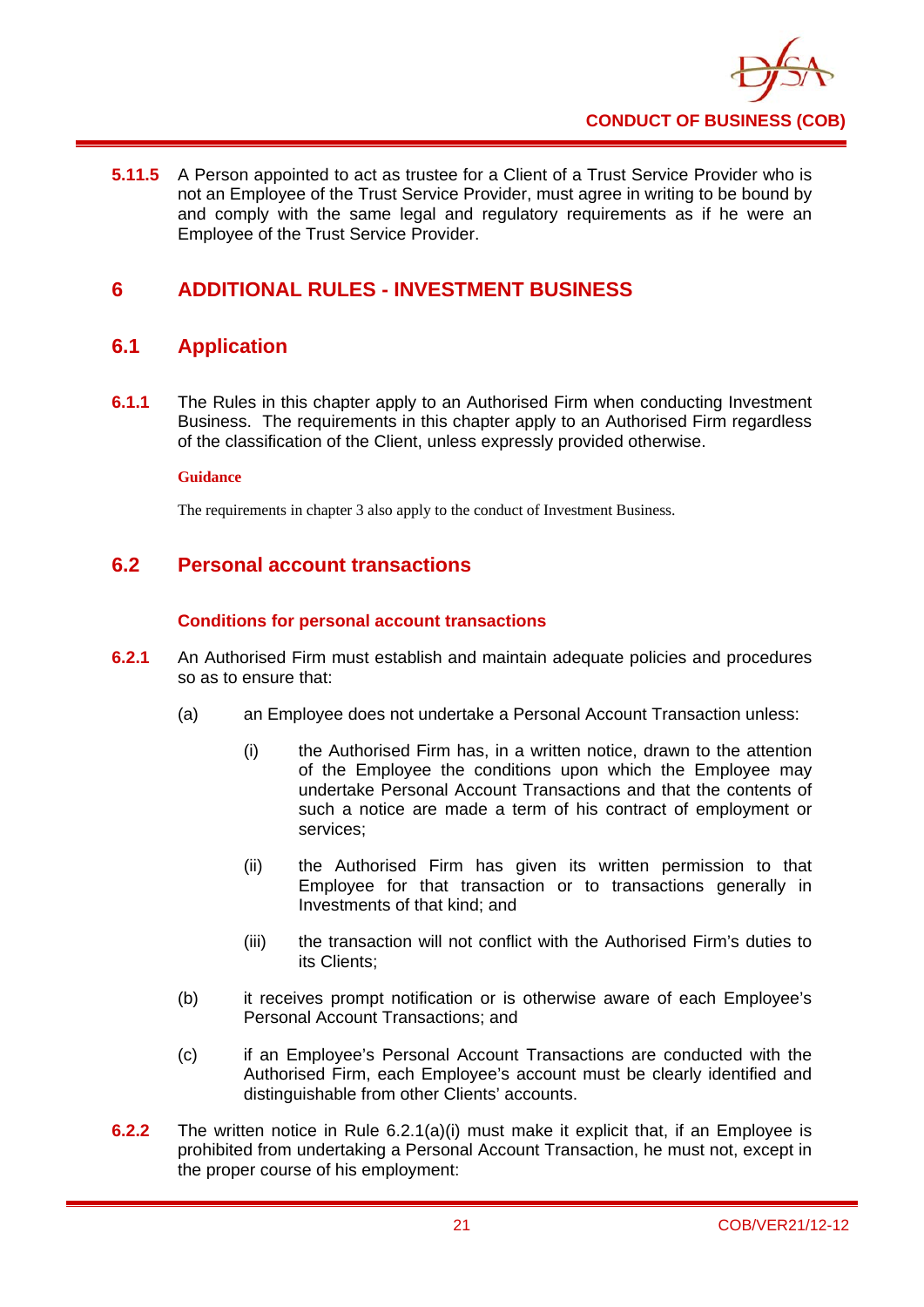**5.11.5** A Person appointed to act as trustee for a Client of a Trust Service Provider who is not an Employee of the Trust Service Provider, must agree in writing to be bound by and comply with the same legal and regulatory requirements as if he were an Employee of the Trust Service Provider.

# 6 ADDITIONAL RULES - INVESTMENT BUSINESS

## 6.1 Application

**6.1.1** The Rules in this chapter apply to an Authorised Firm when conducting Investment Business. The requirements in this chapter apply to an Authorised Firm regardless of the classification of the Client, unless expressly provided otherwise.

**Guidance**

The requirements in chapter 3 also apply to the conduct of Investment Business.

## 6.2 Personal account transactions

### Conditions for personal account transactions

**6.2.1** An Authorised Firm must establish and maintain adequate policies and procedures so as to ensure that:

(a) an Employee does not undertake a Personal Account Transaction unless:

(i) the Authorised Firm has, in a written notice, drawn to the attention of the Employee the conditions upon which the Employee may undertake Personal Account Transactions and that the contents of such a notice are made a term of his contract of employment or services;

(ii) the Authorised Firm has given its written permission to that Employee for that transaction or to transactions generally in Investments of that kind; and

(iii) the transaction will not conflict with the Authorised Firm's duties to its Clients;

(b) it receives prompt notification or is otherwise aware of each Employee's Personal Account Transactions; and

(c) if an Employee's Personal Account Transactions are conducted with the Authorised Firm, each Employee's account must be clearly identified and distinguishable from other Clients' accounts.

**6.2.2** The written notice in Rule 6.2.1(a)(i) must make it explicit that, if an Employee is prohibited from undertaking a Personal Account Transaction, he must not, except in the proper course of his employment: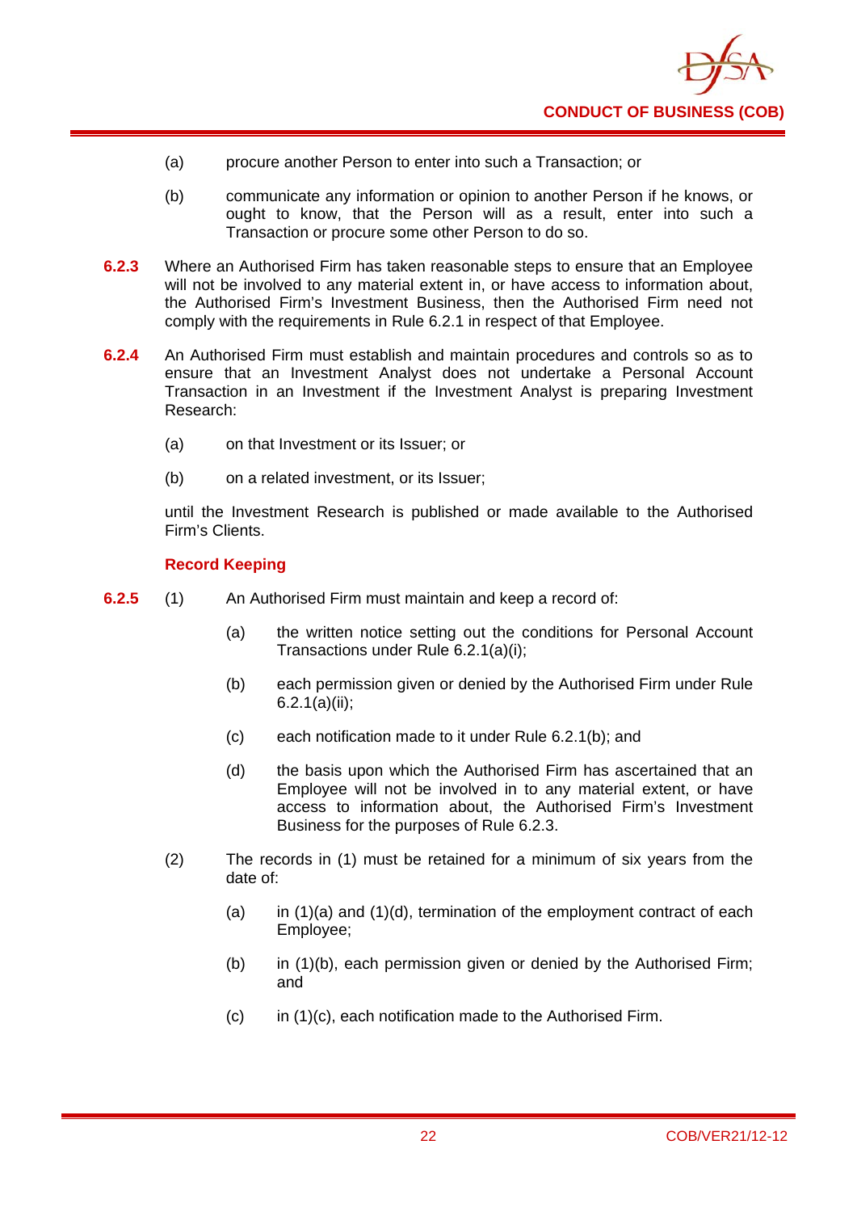(a) procure another Person to enter into such a Transaction; or

(b) communicate any information or opinion to another Person if he knows, or ought to know, that the Person will as a result, enter into such a Transaction or procure some other Person to do so.

**6.2.3** Where an Authorised Firm has taken reasonable steps to ensure that an Employee will not be involved to any material extent in, or have access to information about, the Authorised Firm's Investment Business, then the Authorised Firm need not comply with the requirements in Rule 6.2.1 in respect of that Employee.

**6.2.4** An Authorised Firm must establish and maintain procedures and controls so as to ensure that an Investment Analyst does not undertake a Personal Account Transaction in an Investment if the Investment Analyst is preparing Investment Research:

(a) on that Investment or its Issuer; or

(b) on a related investment, or its Issuer;

until the Investment Research is published or made available to the Authorised Firm's Clients.

### Record Keeping

**6.2.5** (1) An Authorised Firm must maintain and keep a record of:

(a) the written notice setting out the conditions for Personal Account Transactions under Rule 6.2.1(a)(i);

(b) each permission given or denied by the Authorised Firm under Rule 6.2.1(a)(ii);

(c) each notification made to it under Rule 6.2.1(b); and

(d) the basis upon which the Authorised Firm has ascertained that an Employee will not be involved in to any material extent, or have access to information about, the Authorised Firm's Investment Business for the purposes of Rule 6.2.3.

(2) The records in (1) must be retained for a minimum of six years from the date of:

(a) in (1)(a) and (1)(d), termination of the employment contract of each Employee;

(b) in (1)(b), each permission given or denied by the Authorised Firm; and

(c) in (1)(c), each notification made to the Authorised Firm.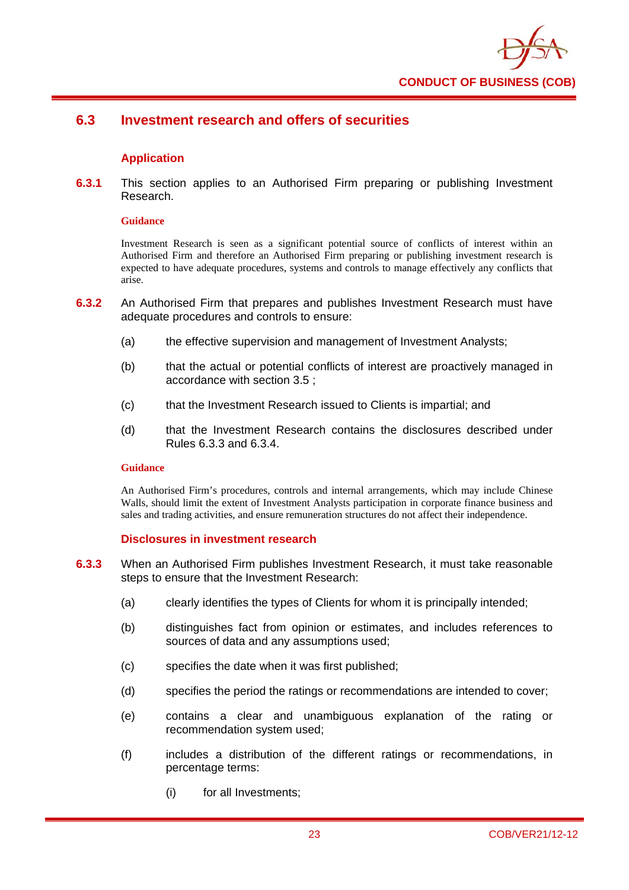## 6.3 Investment research and offers of securities

### Application

**6.3.1** This section applies to an Authorised Firm preparing or publishing Investment Research.

**Guidance**

Investment Research is seen as a significant potential source of conflicts of interest within an Authorised Firm and therefore an Authorised Firm preparing or publishing investment research is expected to have adequate procedures, systems and controls to manage effectively any conflicts that arise.

**6.3.2** An Authorised Firm that prepares and publishes Investment Research must have adequate procedures and controls to ensure:

- (a) the effective supervision and management of Investment Analysts;
- (b) that the actual or potential conflicts of interest are proactively managed in accordance with section 3.5 ;
- (c) that the Investment Research issued to Clients is impartial; and
- (d) that the Investment Research contains the disclosures described under Rules 6.3.3 and 6.3.4.

**Guidance**

An Authorised Firm's procedures, controls and internal arrangements, which may include Chinese Walls, should limit the extent of Investment Analysts participation in corporate finance business and sales and trading activities, and ensure remuneration structures do not affect their independence.

### Disclosures in investment research

**6.3.3** When an Authorised Firm publishes Investment Research, it must take reasonable steps to ensure that the Investment Research:

- (a) clearly identifies the types of Clients for whom it is principally intended;
- (b) distinguishes fact from opinion or estimates, and includes references to sources of data and any assumptions used;
- (c) specifies the date when it was first published;
- (d) specifies the period the ratings or recommendations are intended to cover;
- (e) contains a clear and unambiguous explanation of the rating or recommendation system used;
- (f) includes a distribution of the different ratings or recommendations, in percentage terms:
  - (i) for all Investments;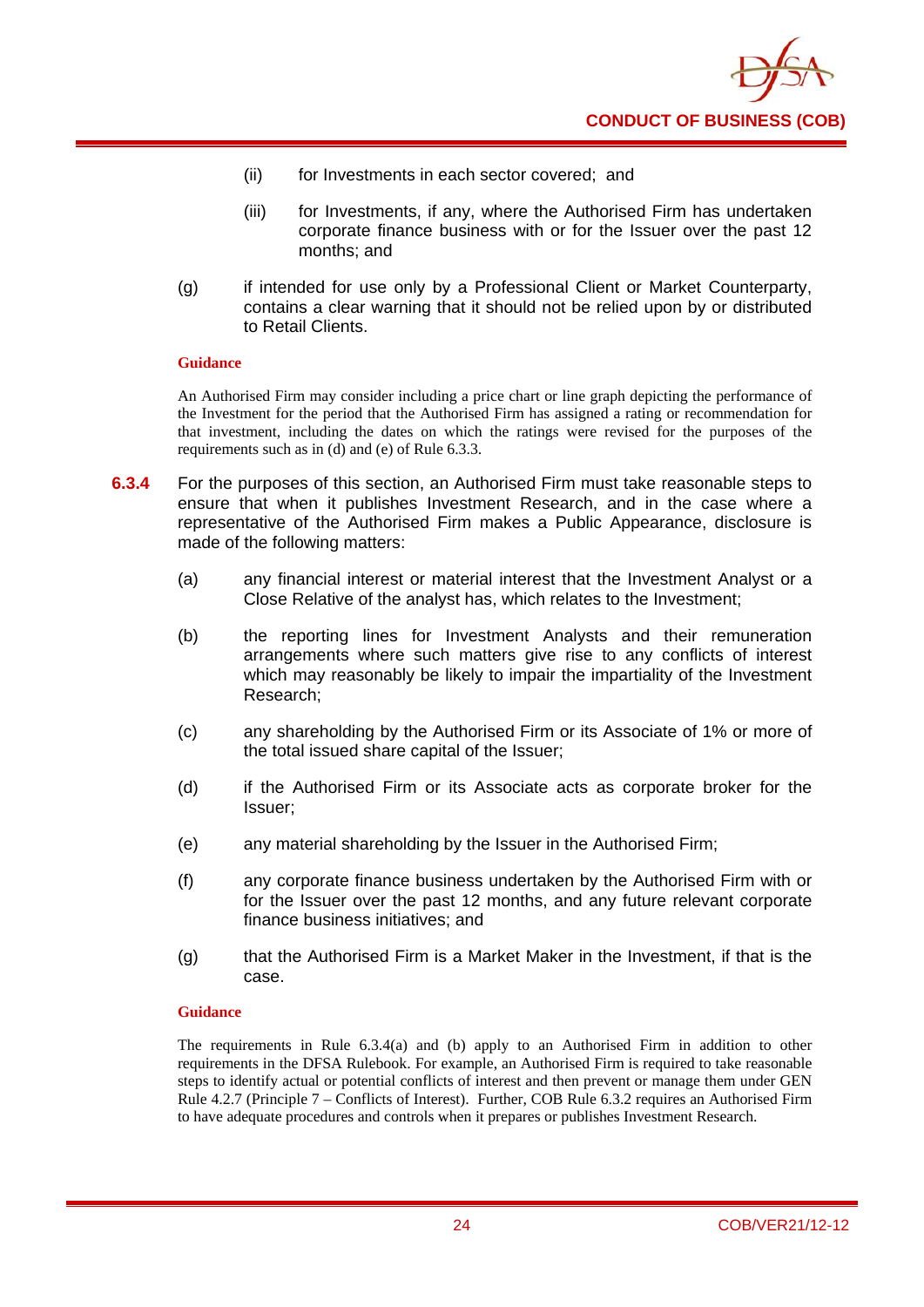(ii) for Investments in each sector covered; and

(iii) for Investments, if any, where the Authorised Firm has undertaken corporate finance business with or for the Issuer over the past 12 months; and

(g) if intended for use only by a Professional Client or Market Counterparty, contains a clear warning that it should not be relied upon by or distributed to Retail Clients.

**Guidance**

An Authorised Firm may consider including a price chart or line graph depicting the performance of the Investment for the period that the Authorised Firm has assigned a rating or recommendation for that investment, including the dates on which the ratings were revised for the purposes of the requirements such as in (d) and (e) of Rule 6.3.3.

**6.3.4** For the purposes of this section, an Authorised Firm must take reasonable steps to ensure that when it publishes Investment Research, and in the case where a representative of the Authorised Firm makes a Public Appearance, disclosure is made of the following matters:

(a) any financial interest or material interest that the Investment Analyst or a Close Relative of the analyst has, which relates to the Investment;

(b) the reporting lines for Investment Analysts and their remuneration arrangements where such matters give rise to any conflicts of interest which may reasonably be likely to impair the impartiality of the Investment Research;

(c) any shareholding by the Authorised Firm or its Associate of 1% or more of the total issued share capital of the Issuer;

(d) if the Authorised Firm or its Associate acts as corporate broker for the Issuer;

(e) any material shareholding by the Issuer in the Authorised Firm;

(f) any corporate finance business undertaken by the Authorised Firm with or for the Issuer over the past 12 months, and any future relevant corporate finance business initiatives; and

(g) that the Authorised Firm is a Market Maker in the Investment, if that is the case.

**Guidance**

The requirements in Rule 6.3.4(a) and (b) apply to an Authorised Firm in addition to other requirements in the DFSA Rulebook. For example, an Authorised Firm is required to take reasonable steps to identify actual or potential conflicts of interest and then prevent or manage them under GEN Rule 4.2.7 (Principle 7 – Conflicts of Interest). Further, COB Rule 6.3.2 requires an Authorised Firm to have adequate procedures and controls when it prepares or publishes Investment Research.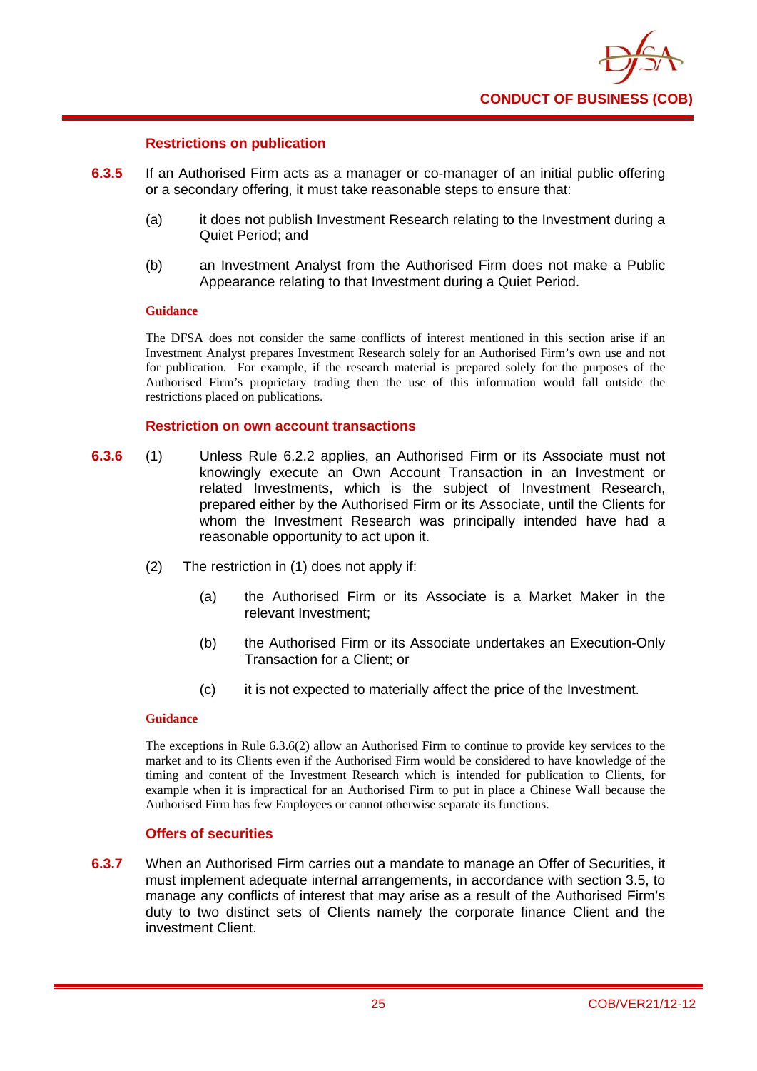### Restrictions on publication

**6.3.5** If an Authorised Firm acts as a manager or co-manager of an initial public offering or a secondary offering, it must take reasonable steps to ensure that:

(a) it does not publish Investment Research relating to the Investment during a Quiet Period; and

(b) an Investment Analyst from the Authorised Firm does not make a Public Appearance relating to that Investment during a Quiet Period.

**Guidance**

The DFSA does not consider the same conflicts of interest mentioned in this section arise if an Investment Analyst prepares Investment Research solely for an Authorised Firm's own use and not for publication. For example, if the research material is prepared solely for the purposes of the Authorised Firm's proprietary trading then the use of this information would fall outside the restrictions placed on publications.

### Restriction on own account transactions

**6.3.6** (1) Unless Rule 6.2.2 applies, an Authorised Firm or its Associate must not knowingly execute an Own Account Transaction in an Investment or related Investments, which is the subject of Investment Research, prepared either by the Authorised Firm or its Associate, until the Clients for whom the Investment Research was principally intended have had a reasonable opportunity to act upon it.

(2) The restriction in (1) does not apply if:

(a) the Authorised Firm or its Associate is a Market Maker in the relevant Investment;

(b) the Authorised Firm or its Associate undertakes an Execution-Only Transaction for a Client; or

(c) it is not expected to materially affect the price of the Investment.

**Guidance**

The exceptions in Rule 6.3.6(2) allow an Authorised Firm to continue to provide key services to the market and to its Clients even if the Authorised Firm would be considered to have knowledge of the timing and content of the Investment Research which is intended for publication to Clients, for example when it is impractical for an Authorised Firm to put in place a Chinese Wall because the Authorised Firm has few Employees or cannot otherwise separate its functions.

### Offers of securities

**6.3.7** When an Authorised Firm carries out a mandate to manage an Offer of Securities, it must implement adequate internal arrangements, in accordance with section 3.5, to manage any conflicts of interest that may arise as a result of the Authorised Firm's duty to two distinct sets of Clients namely the corporate finance Client and the investment Client.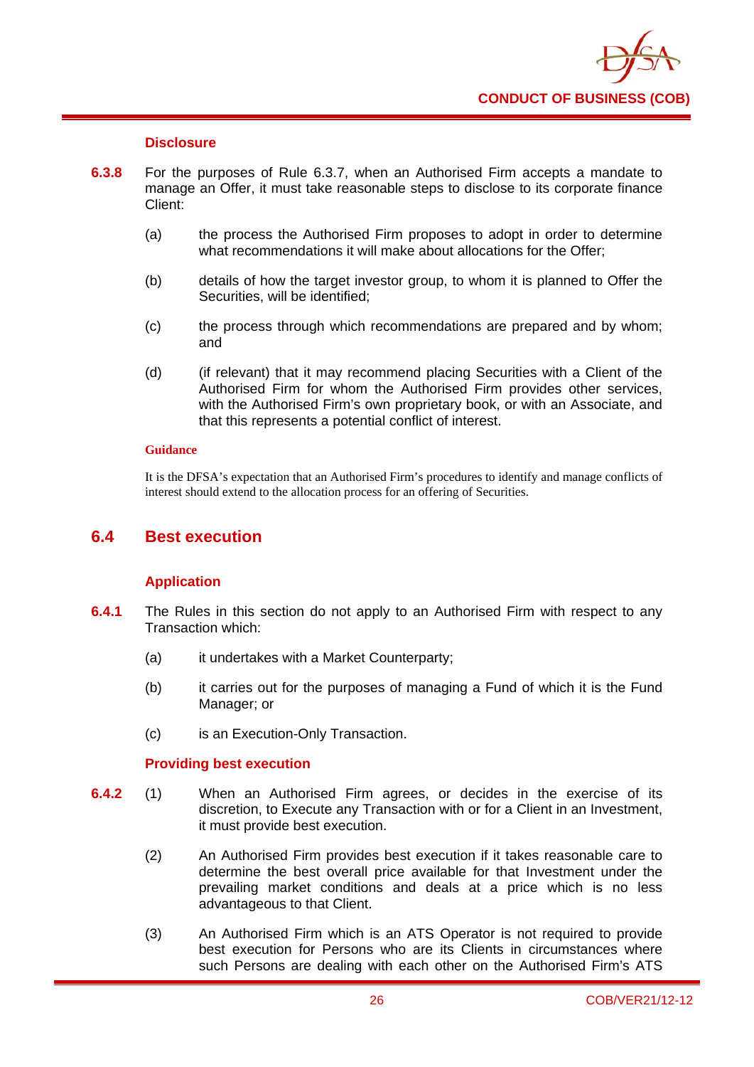### Disclosure

**6.3.8** For the purposes of Rule 6.3.7, when an Authorised Firm accepts a mandate to manage an Offer, it must take reasonable steps to disclose to its corporate finance Client:

(a) the process the Authorised Firm proposes to adopt in order to determine what recommendations it will make about allocations for the Offer;

(b) details of how the target investor group, to whom it is planned to Offer the Securities, will be identified;

(c) the process through which recommendations are prepared and by whom; and

(d) (if relevant) that it may recommend placing Securities with a Client of the Authorised Firm for whom the Authorised Firm provides other services, with the Authorised Firm's own proprietary book, or with an Associate, and that this represents a potential conflict of interest.

**Guidance**

It is the DFSA's expectation that an Authorised Firm's procedures to identify and manage conflicts of interest should extend to the allocation process for an offering of Securities.

## 6.4 Best execution

### Application

**6.4.1** The Rules in this section do not apply to an Authorised Firm with respect to any Transaction which:

(a) it undertakes with a Market Counterparty;

(b) it carries out for the purposes of managing a Fund of which it is the Fund Manager; or

(c) is an Execution-Only Transaction.

### Providing best execution

**6.4.2** (1) When an Authorised Firm agrees, or decides in the exercise of its discretion, to Execute any Transaction with or for a Client in an Investment, it must provide best execution.

(2) An Authorised Firm provides best execution if it takes reasonable care to determine the best overall price available for that Investment under the prevailing market conditions and deals at a price which is no less advantageous to that Client.

(3) An Authorised Firm which is an ATS Operator is not required to provide best execution for Persons who are its Clients in circumstances where such Persons are dealing with each other on the Authorised Firm's ATS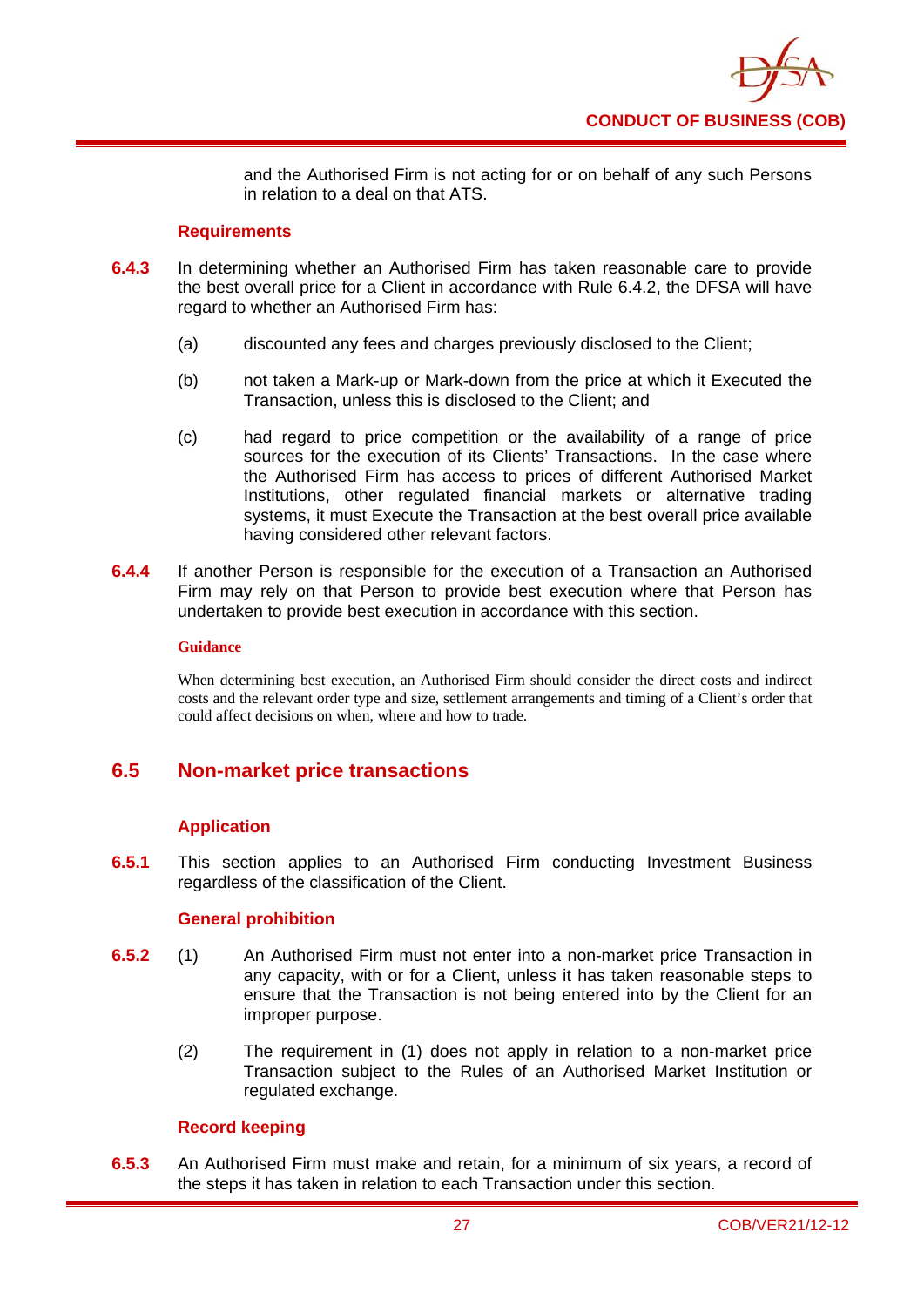and the Authorised Firm is not acting for or on behalf of any such Persons in relation to a deal on that ATS.

### Requirements

**6.4.3** In determining whether an Authorised Firm has taken reasonable care to provide the best overall price for a Client in accordance with Rule 6.4.2, the DFSA will have regard to whether an Authorised Firm has:

(a) discounted any fees and charges previously disclosed to the Client;

(b) not taken a Mark-up or Mark-down from the price at which it Executed the Transaction, unless this is disclosed to the Client; and

(c) had regard to price competition or the availability of a range of price sources for the execution of its Clients' Transactions. In the case where the Authorised Firm has access to prices of different Authorised Market Institutions, other regulated financial markets or alternative trading systems, it must Execute the Transaction at the best overall price available having considered other relevant factors.

**6.4.4** If another Person is responsible for the execution of a Transaction an Authorised Firm may rely on that Person to provide best execution where that Person has undertaken to provide best execution in accordance with this section.

#### Guidance

When determining best execution, an Authorised Firm should consider the direct costs and indirect costs and the relevant order type and size, settlement arrangements and timing of a Client's order that could affect decisions on when, where and how to trade.

## 6.5 Non-market price transactions

### Application

**6.5.1** This section applies to an Authorised Firm conducting Investment Business regardless of the classification of the Client.

### General prohibition

**6.5.2** (1) An Authorised Firm must not enter into a non-market price Transaction in any capacity, with or for a Client, unless it has taken reasonable steps to ensure that the Transaction is not being entered into by the Client for an improper purpose.

(2) The requirement in (1) does not apply in relation to a non-market price Transaction subject to the Rules of an Authorised Market Institution or regulated exchange.

### Record keeping

**6.5.3** An Authorised Firm must make and retain, for a minimum of six years, a record of the steps it has taken in relation to each Transaction under this section.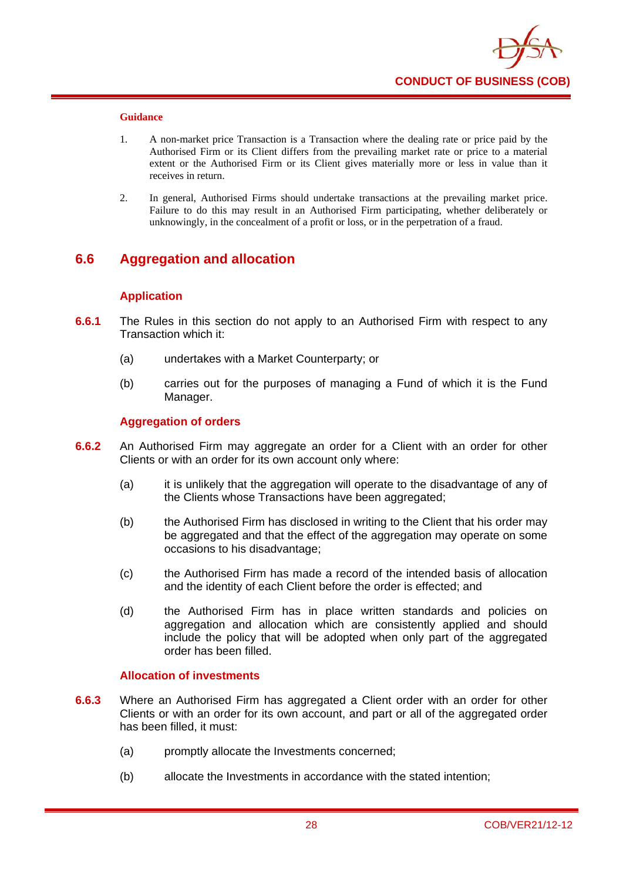#### Guidance

1. A non-market price Transaction is a Transaction where the dealing rate or price paid by the Authorised Firm or its Client differs from the prevailing market rate or price to a material extent or the Authorised Firm or its Client gives materially more or less in value than it receives in return.

2. In general, Authorised Firms should undertake transactions at the prevailing market price. Failure to do this may result in an Authorised Firm participating, whether deliberately or unknowingly, in the concealment of a profit or loss, or in the perpetration of a fraud.

## 6.6 Aggregation and allocation

### Application

**6.6.1** The Rules in this section do not apply to an Authorised Firm with respect to any Transaction which it:

(a) undertakes with a Market Counterparty; or

(b) carries out for the purposes of managing a Fund of which it is the Fund Manager.

### Aggregation of orders

**6.6.2** An Authorised Firm may aggregate an order for a Client with an order for other Clients or with an order for its own account only where:

(a) it is unlikely that the aggregation will operate to the disadvantage of any of the Clients whose Transactions have been aggregated;

(b) the Authorised Firm has disclosed in writing to the Client that his order may be aggregated and that the effect of the aggregation may operate on some occasions to his disadvantage;

(c) the Authorised Firm has made a record of the intended basis of allocation and the identity of each Client before the order is effected; and

(d) the Authorised Firm has in place written standards and policies on aggregation and allocation which are consistently applied and should include the policy that will be adopted when only part of the aggregated order has been filled.

### Allocation of investments

**6.6.3** Where an Authorised Firm has aggregated a Client order with an order for other Clients or with an order for its own account, and part or all of the aggregated order has been filled, it must:

(a) promptly allocate the Investments concerned;

(b) allocate the Investments in accordance with the stated intention;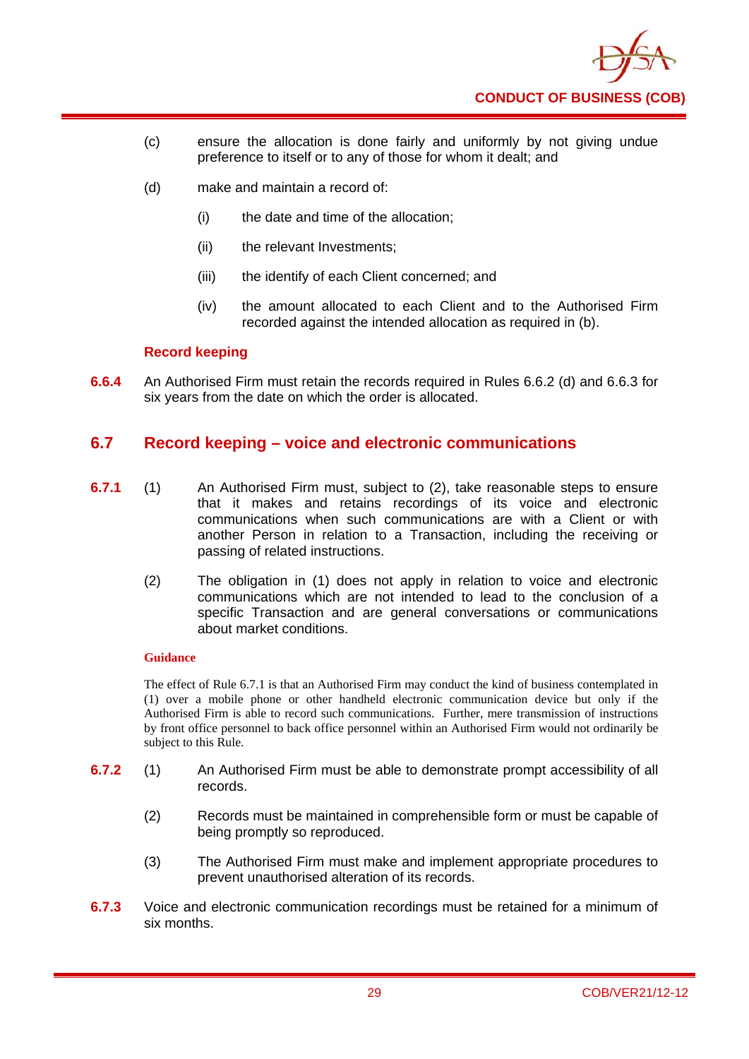(c) ensure the allocation is done fairly and uniformly by not giving undue preference to itself or to any of those for whom it dealt; and

(d) make and maintain a record of:

(i) the date and time of the allocation;

(ii) the relevant Investments;

(iii) the identify of each Client concerned; and

(iv) the amount allocated to each Client and to the Authorised Firm recorded against the intended allocation as required in (b).

### Record keeping

**6.6.4** An Authorised Firm must retain the records required in Rules 6.6.2 (d) and 6.6.3 for six years from the date on which the order is allocated.

## 6.7 Record keeping – voice and electronic communications

**6.7.1** (1) An Authorised Firm must, subject to (2), take reasonable steps to ensure that it makes and retains recordings of its voice and electronic communications when such communications are with a Client or with another Person in relation to a Transaction, including the receiving or passing of related instructions.

(2) The obligation in (1) does not apply in relation to voice and electronic communications which are not intended to lead to the conclusion of a specific Transaction and are general conversations or communications about market conditions.

#### Guidance

The effect of Rule 6.7.1 is that an Authorised Firm may conduct the kind of business contemplated in (1) over a mobile phone or other handheld electronic communication device but only if the Authorised Firm is able to record such communications. Further, mere transmission of instructions by front office personnel to back office personnel within an Authorised Firm would not ordinarily be subject to this Rule.

**6.7.2** (1) An Authorised Firm must be able to demonstrate prompt accessibility of all records.

(2) Records must be maintained in comprehensible form or must be capable of being promptly so reproduced.

(3) The Authorised Firm must make and implement appropriate procedures to prevent unauthorised alteration of its records.

**6.7.3** Voice and electronic communication recordings must be retained for a minimum of six months.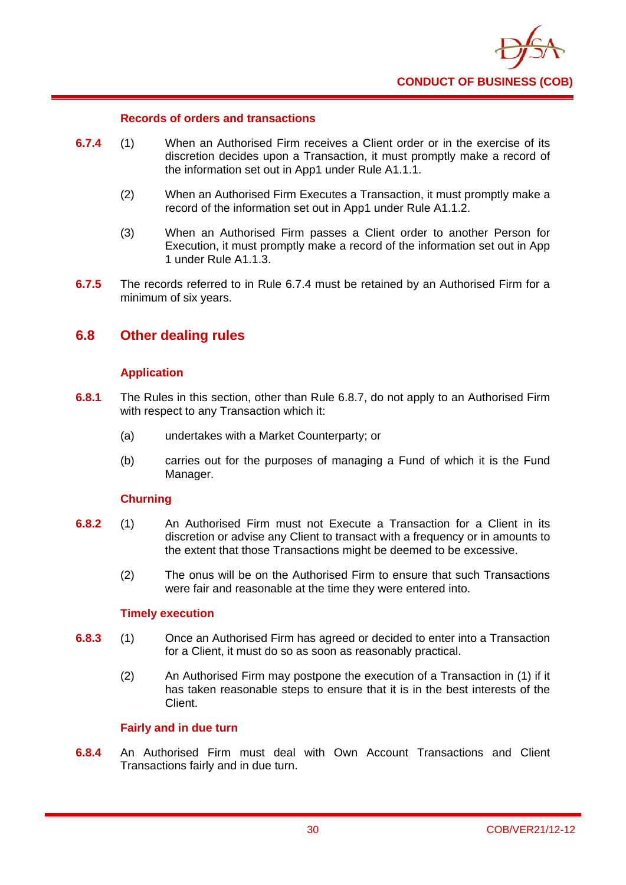#### Records of orders and transactions

**6.7.4** (1) When an Authorised Firm receives a Client order or in the exercise of its discretion decides upon a Transaction, it must promptly make a record of the information set out in App1 under Rule A1.1.1.

(2) When an Authorised Firm Executes a Transaction, it must promptly make a record of the information set out in App1 under Rule A1.1.2.

(3) When an Authorised Firm passes a Client order to another Person for Execution, it must promptly make a record of the information set out in App 1 under Rule A1.1.3.

**6.7.5** The records referred to in Rule 6.7.4 must be retained by an Authorised Firm for a minimum of six years.

## 6.8 Other dealing rules

#### Application

**6.8.1** The Rules in this section, other than Rule 6.8.7, do not apply to an Authorised Firm with respect to any Transaction which it:

(a) undertakes with a Market Counterparty; or

(b) carries out for the purposes of managing a Fund of which it is the Fund Manager.

#### Churning

**6.8.2** (1) An Authorised Firm must not Execute a Transaction for a Client in its discretion or advise any Client to transact with a frequency or in amounts to the extent that those Transactions might be deemed to be excessive.

(2) The onus will be on the Authorised Firm to ensure that such Transactions were fair and reasonable at the time they were entered into.

#### Timely execution

**6.8.3** (1) Once an Authorised Firm has agreed or decided to enter into a Transaction for a Client, it must do so as soon as reasonably practical.

(2) An Authorised Firm may postpone the execution of a Transaction in (1) if it has taken reasonable steps to ensure that it is in the best interests of the Client.

#### Fairly and in due turn

**6.8.4** An Authorised Firm must deal with Own Account Transactions and Client Transactions fairly and in due turn.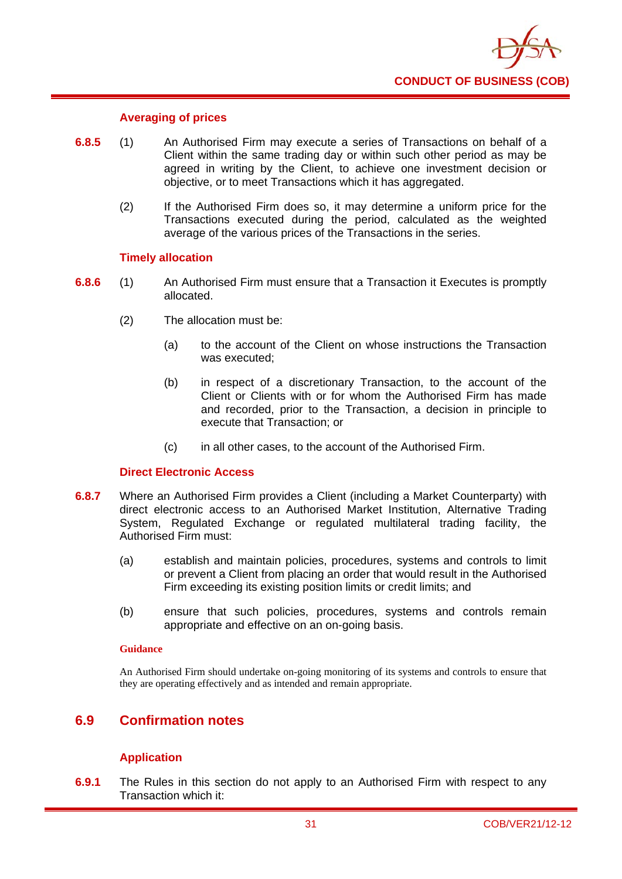### Averaging of prices

**6.8.5** (1) An Authorised Firm may execute a series of Transactions on behalf of a Client within the same trading day or within such other period as may be agreed in writing by the Client, to achieve one investment decision or objective, or to meet Transactions which it has aggregated.

(2) If the Authorised Firm does so, it may determine a uniform price for the Transactions executed during the period, calculated as the weighted average of the various prices of the Transactions in the series.

### Timely allocation

**6.8.6** (1) An Authorised Firm must ensure that a Transaction it Executes is promptly allocated.

(2) The allocation must be:

(a) to the account of the Client on whose instructions the Transaction was executed;

(b) in respect of a discretionary Transaction, to the account of the Client or Clients with or for whom the Authorised Firm has made and recorded, prior to the Transaction, a decision in principle to execute that Transaction; or

(c) in all other cases, to the account of the Authorised Firm.

### Direct Electronic Access

**6.8.7** Where an Authorised Firm provides a Client (including a Market Counterparty) with direct electronic access to an Authorised Market Institution, Alternative Trading System, Regulated Exchange or regulated multilateral trading facility, the Authorised Firm must:

(a) establish and maintain policies, procedures, systems and controls to limit or prevent a Client from placing an order that would result in the Authorised Firm exceeding its existing position limits or credit limits; and

(b) ensure that such policies, procedures, systems and controls remain appropriate and effective on an on-going basis.

**Guidance**

An Authorised Firm should undertake on-going monitoring of its systems and controls to ensure that they are operating effectively and as intended and remain appropriate.

## 6.9 Confirmation notes

### Application

**6.9.1** The Rules in this section do not apply to an Authorised Firm with respect to any Transaction which it: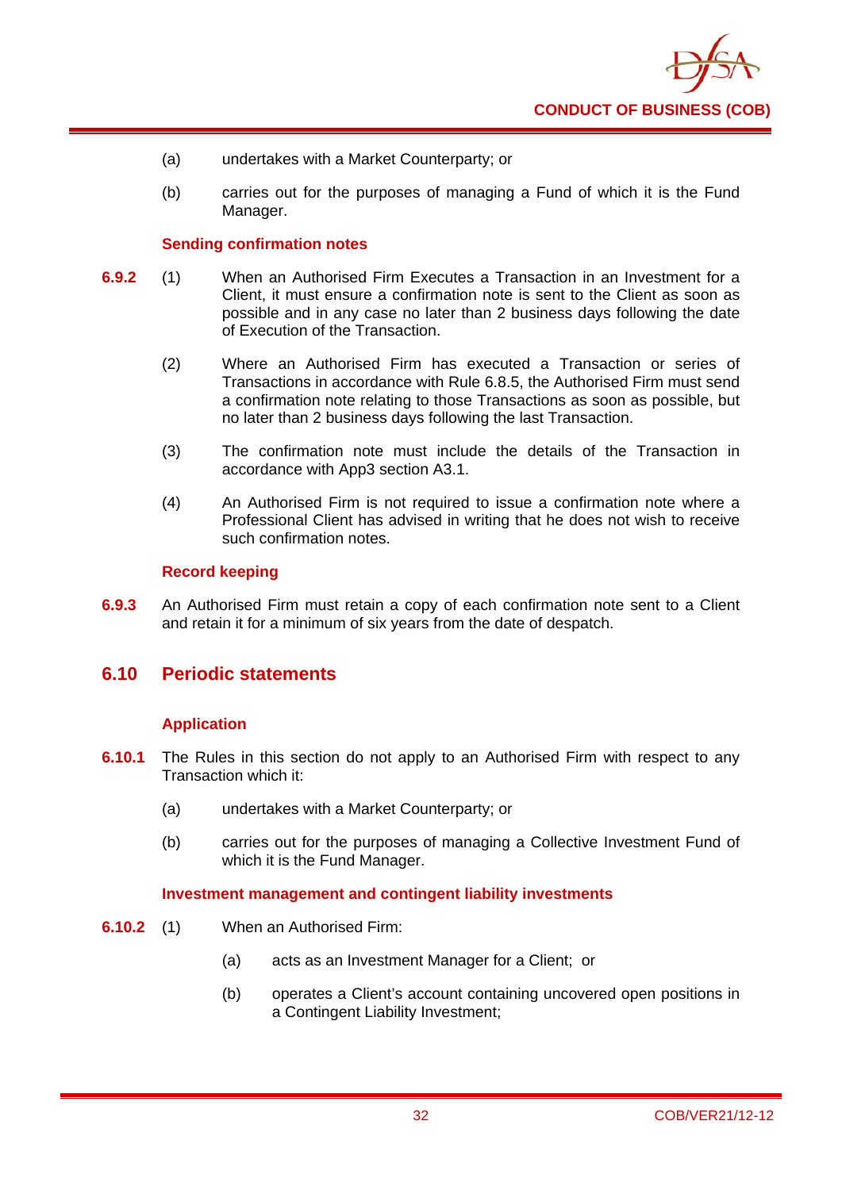(a) undertakes with a Market Counterparty; or

(b) carries out for the purposes of managing a Fund of which it is the Fund Manager.

### Sending confirmation notes

**6.9.2** (1) When an Authorised Firm Executes a Transaction in an Investment for a Client, it must ensure a confirmation note is sent to the Client as soon as possible and in any case no later than 2 business days following the date of Execution of the Transaction.

(2) Where an Authorised Firm has executed a Transaction or series of Transactions in accordance with Rule 6.8.5, the Authorised Firm must send a confirmation note relating to those Transactions as soon as possible, but no later than 2 business days following the last Transaction.

(3) The confirmation note must include the details of the Transaction in accordance with App3 section A3.1.

(4) An Authorised Firm is not required to issue a confirmation note where a Professional Client has advised in writing that he does not wish to receive such confirmation notes.

### Record keeping

**6.9.3** An Authorised Firm must retain a copy of each confirmation note sent to a Client and retain it for a minimum of six years from the date of despatch.

## 6.10 Periodic statements

### Application

**6.10.1** The Rules in this section do not apply to an Authorised Firm with respect to any Transaction which it:

(a) undertakes with a Market Counterparty; or

(b) carries out for the purposes of managing a Collective Investment Fund of which it is the Fund Manager.

### Investment management and contingent liability investments

**6.10.2** (1) When an Authorised Firm:

(a) acts as an Investment Manager for a Client; or

(b) operates a Client's account containing uncovered open positions in a Contingent Liability Investment;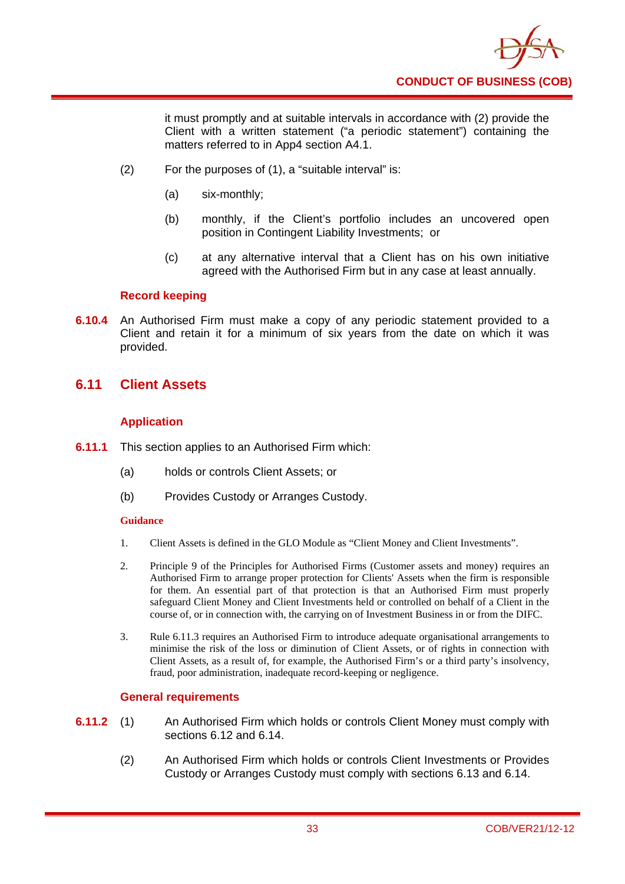it must promptly and at suitable intervals in accordance with (2) provide the Client with a written statement ("a periodic statement") containing the matters referred to in App4 section A4.1.

(2) For the purposes of (1), a "suitable interval" is:

(a) six-monthly;

(b) monthly, if the Client's portfolio includes an uncovered open position in Contingent Liability Investments; or

(c) at any alternative interval that a Client has on his own initiative agreed with the Authorised Firm but in any case at least annually.

### Record keeping

**6.10.4** An Authorised Firm must make a copy of any periodic statement provided to a Client and retain it for a minimum of six years from the date on which it was provided.

## 6.11 Client Assets

### Application

**6.11.1** This section applies to an Authorised Firm which:

(a) holds or controls Client Assets; or

(b) Provides Custody or Arranges Custody.

**Guidance**

1. Client Assets is defined in the GLO Module as "Client Money and Client Investments".

2. Principle 9 of the Principles for Authorised Firms (Customer assets and money) requires an Authorised Firm to arrange proper protection for Clients' Assets when the firm is responsible for them. An essential part of that protection is that an Authorised Firm must properly safeguard Client Money and Client Investments held or controlled on behalf of a Client in the course of, or in connection with, the carrying on of Investment Business in or from the DIFC.

3. Rule 6.11.3 requires an Authorised Firm to introduce adequate organisational arrangements to minimise the risk of the loss or diminution of Client Assets, or of rights in connection with Client Assets, as a result of, for example, the Authorised Firm's or a third party's insolvency, fraud, poor administration, inadequate record-keeping or negligence.

### General requirements

**6.11.2** (1) An Authorised Firm which holds or controls Client Money must comply with sections 6.12 and 6.14.

(2) An Authorised Firm which holds or controls Client Investments or Provides Custody or Arranges Custody must comply with sections 6.13 and 6.14.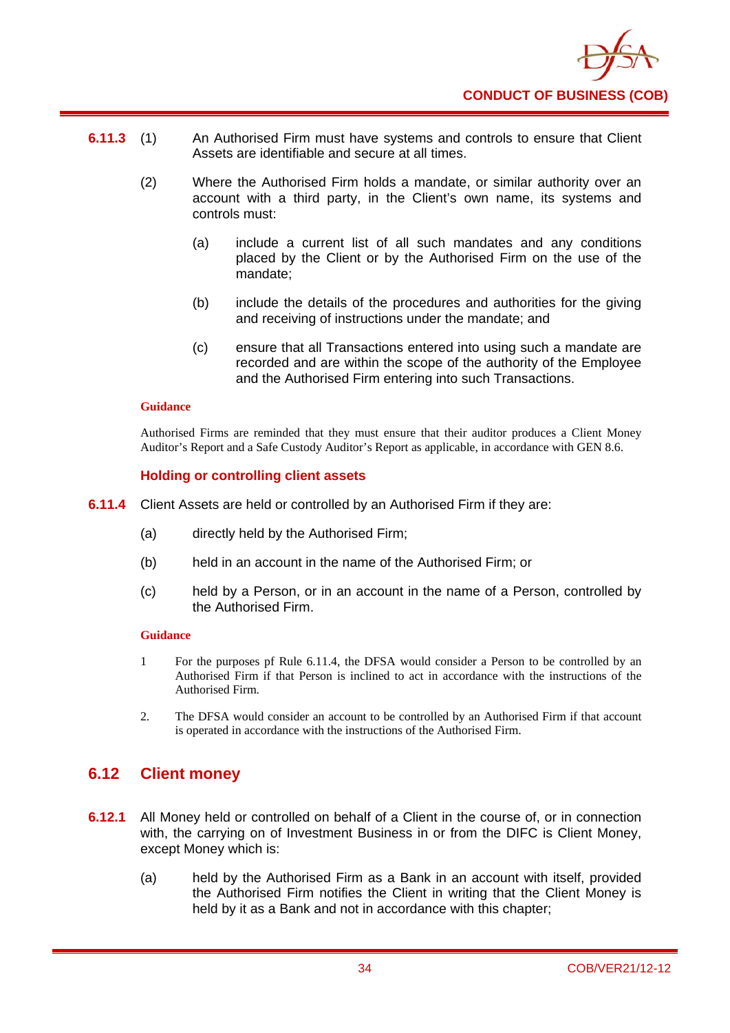**6.11.3** (1) An Authorised Firm must have systems and controls to ensure that Client Assets are identifiable and secure at all times.

(2) Where the Authorised Firm holds a mandate, or similar authority over an account with a third party, in the Client's own name, its systems and controls must:

(a) include a current list of all such mandates and any conditions placed by the Client or by the Authorised Firm on the use of the mandate;

(b) include the details of the procedures and authorities for the giving and receiving of instructions under the mandate; and

(c) ensure that all Transactions entered into using such a mandate are recorded and are within the scope of the authority of the Employee and the Authorised Firm entering into such Transactions.

**Guidance**

Authorised Firms are reminded that they must ensure that their auditor produces a Client Money Auditor's Report and a Safe Custody Auditor's Report as applicable, in accordance with GEN 8.6.

### Holding or controlling client assets

**6.11.4** Client Assets are held or controlled by an Authorised Firm if they are:

(a) directly held by the Authorised Firm;

(b) held in an account in the name of the Authorised Firm; or

(c) held by a Person, or in an account in the name of a Person, controlled by the Authorised Firm.

**Guidance**

1 For the purposes pf Rule 6.11.4, the DFSA would consider a Person to be controlled by an Authorised Firm if that Person is inclined to act in accordance with the instructions of the Authorised Firm.

2. The DFSA would consider an account to be controlled by an Authorised Firm if that account is operated in accordance with the instructions of the Authorised Firm.

## 6.12 Client money

**6.12.1** All Money held or controlled on behalf of a Client in the course of, or in connection with, the carrying on of Investment Business in or from the DIFC is Client Money, except Money which is:

(a) held by the Authorised Firm as a Bank in an account with itself, provided the Authorised Firm notifies the Client in writing that the Client Money is held by it as a Bank and not in accordance with this chapter;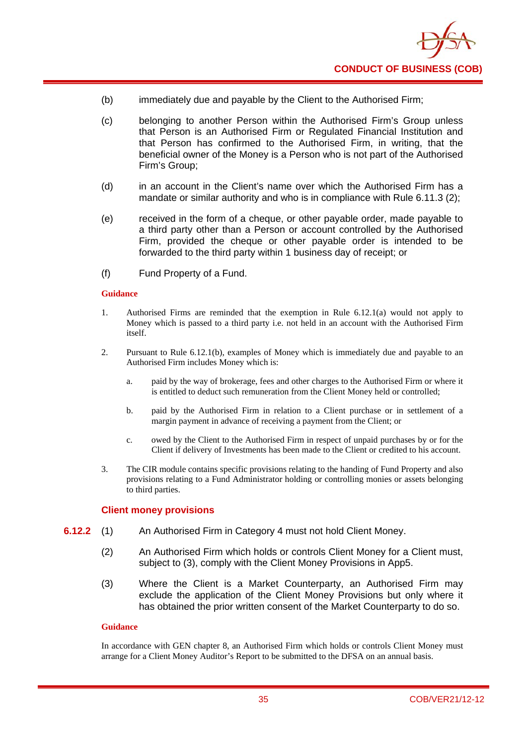(b) immediately due and payable by the Client to the Authorised Firm;

(c) belonging to another Person within the Authorised Firm's Group unless that Person is an Authorised Firm or Regulated Financial Institution and that Person has confirmed to the Authorised Firm, in writing, that the beneficial owner of the Money is a Person who is not part of the Authorised Firm's Group;

(d) in an account in the Client's name over which the Authorised Firm has a mandate or similar authority and who is in compliance with Rule 6.11.3 (2);

(e) received in the form of a cheque, or other payable order, made payable to a third party other than a Person or account controlled by the Authorised Firm, provided the cheque or other payable order is intended to be forwarded to the third party within 1 business day of receipt; or

(f) Fund Property of a Fund.

**Guidance**

1. Authorised Firms are reminded that the exemption in Rule 6.12.1(a) would not apply to Money which is passed to a third party i.e. not held in an account with the Authorised Firm itself.

2. Pursuant to Rule 6.12.1(b), examples of Money which is immediately due and payable to an Authorised Firm includes Money which is:

   a. paid by the way of brokerage, fees and other charges to the Authorised Firm or where it is entitled to deduct such remuneration from the Client Money held or controlled;

   b. paid by the Authorised Firm in relation to a Client purchase or in settlement of a margin payment in advance of receiving a payment from the Client; or

   c. owed by the Client to the Authorised Firm in respect of unpaid purchases by or for the Client if delivery of Investments has been made to the Client or credited to his account.

3. The CIR module contains specific provisions relating to the handing of Fund Property and also provisions relating to a Fund Administrator holding or controlling monies or assets belonging to third parties.

### Client money provisions

**6.12.2** (1) An Authorised Firm in Category 4 must not hold Client Money.

(2) An Authorised Firm which holds or controls Client Money for a Client must, subject to (3), comply with the Client Money Provisions in App5.

(3) Where the Client is a Market Counterparty, an Authorised Firm may exclude the application of the Client Money Provisions but only where it has obtained the prior written consent of the Market Counterparty to do so.

**Guidance**

In accordance with GEN chapter 8, an Authorised Firm which holds or controls Client Money must arrange for a Client Money Auditor's Report to be submitted to the DFSA on an annual basis.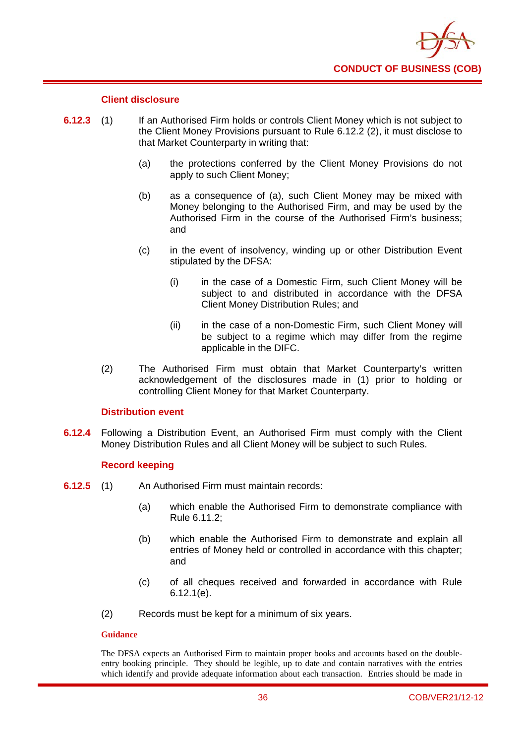### Client disclosure

**6.12.3** (1) If an Authorised Firm holds or controls Client Money which is not subject to the Client Money Provisions pursuant to Rule 6.12.2 (2), it must disclose to that Market Counterparty in writing that:

(a) the protections conferred by the Client Money Provisions do not apply to such Client Money;

(b) as a consequence of (a), such Client Money may be mixed with Money belonging to the Authorised Firm, and may be used by the Authorised Firm in the course of the Authorised Firm's business; and

(c) in the event of insolvency, winding up or other Distribution Event stipulated by the DFSA:

(i) in the case of a Domestic Firm, such Client Money will be subject to and distributed in accordance with the DFSA Client Money Distribution Rules; and

(ii) in the case of a non-Domestic Firm, such Client Money will be subject to a regime which may differ from the regime applicable in the DIFC.

(2) The Authorised Firm must obtain that Market Counterparty's written acknowledgement of the disclosures made in (1) prior to holding or controlling Client Money for that Market Counterparty.

### Distribution event

**6.12.4** Following a Distribution Event, an Authorised Firm must comply with the Client Money Distribution Rules and all Client Money will be subject to such Rules.

### Record keeping

**6.12.5** (1) An Authorised Firm must maintain records:

(a) which enable the Authorised Firm to demonstrate compliance with Rule 6.11.2;

(b) which enable the Authorised Firm to demonstrate and explain all entries of Money held or controlled in accordance with this chapter; and

(c) of all cheques received and forwarded in accordance with Rule 6.12.1(e).

(2) Records must be kept for a minimum of six years.

**Guidance**

The DFSA expects an Authorised Firm to maintain proper books and accounts based on the double-entry booking principle. They should be legible, up to date and contain narratives with the entries which identify and provide adequate information about each transaction. Entries should be made in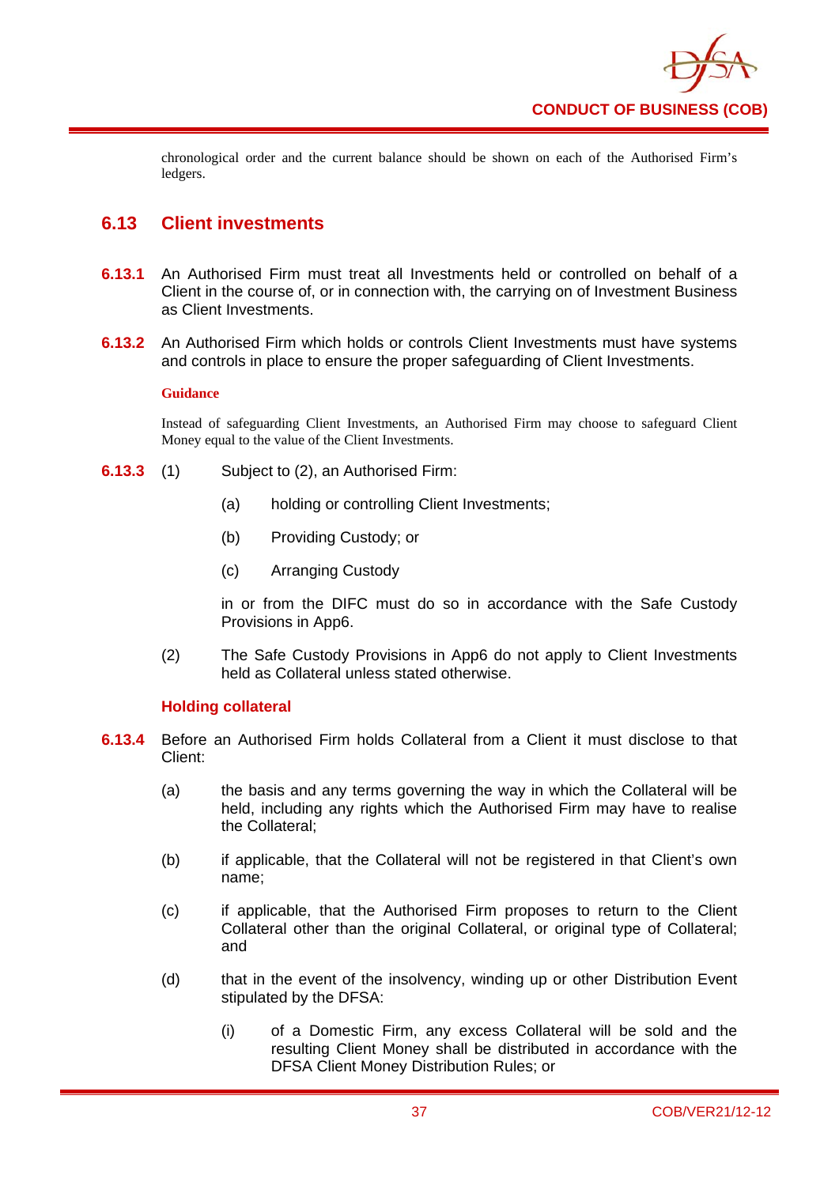chronological order and the current balance should be shown on each of the Authorised Firm's ledgers.

## 6.13 Client investments

**6.13.1** An Authorised Firm must treat all Investments held or controlled on behalf of a Client in the course of, or in connection with, the carrying on of Investment Business as Client Investments.

**6.13.2** An Authorised Firm which holds or controls Client Investments must have systems and controls in place to ensure the proper safeguarding of Client Investments.

**Guidance**

Instead of safeguarding Client Investments, an Authorised Firm may choose to safeguard Client Money equal to the value of the Client Investments.

**6.13.3** (1) Subject to (2), an Authorised Firm:

(a) holding or controlling Client Investments;

(b) Providing Custody; or

(c) Arranging Custody

in or from the DIFC must do so in accordance with the Safe Custody Provisions in App6.

(2) The Safe Custody Provisions in App6 do not apply to Client Investments held as Collateral unless stated otherwise.

### Holding collateral

**6.13.4** Before an Authorised Firm holds Collateral from a Client it must disclose to that Client:

(a) the basis and any terms governing the way in which the Collateral will be held, including any rights which the Authorised Firm may have to realise the Collateral;

(b) if applicable, that the Collateral will not be registered in that Client's own name;

(c) if applicable, that the Authorised Firm proposes to return to the Client Collateral other than the original Collateral, or original type of Collateral; and

(d) that in the event of the insolvency, winding up or other Distribution Event stipulated by the DFSA:

(i) of a Domestic Firm, any excess Collateral will be sold and the resulting Client Money shall be distributed in accordance with the DFSA Client Money Distribution Rules; or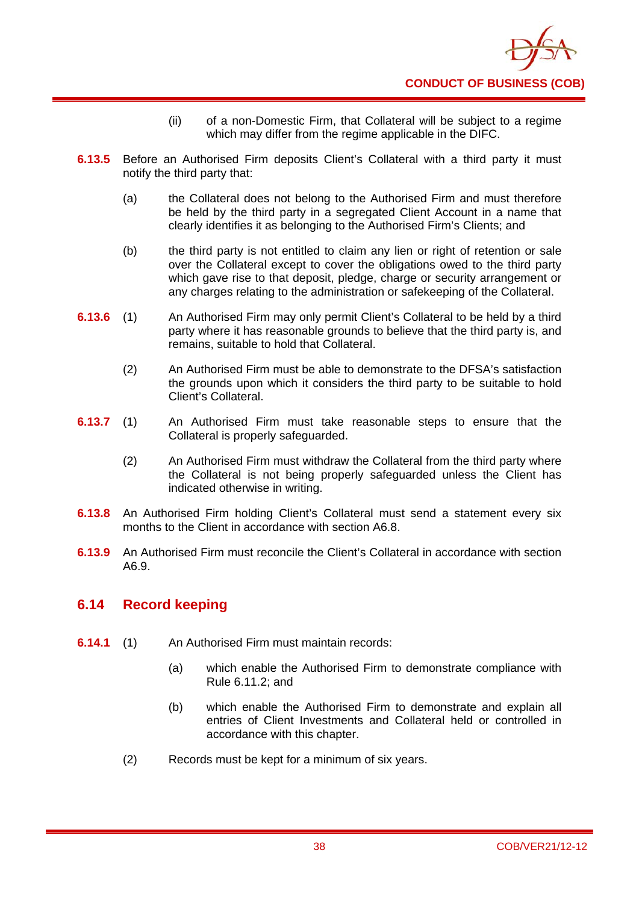(ii) of a non-Domestic Firm, that Collateral will be subject to a regime which may differ from the regime applicable in the DIFC.

**6.13.5** Before an Authorised Firm deposits Client's Collateral with a third party it must notify the third party that:

(a) the Collateral does not belong to the Authorised Firm and must therefore be held by the third party in a segregated Client Account in a name that clearly identifies it as belonging to the Authorised Firm's Clients; and

(b) the third party is not entitled to claim any lien or right of retention or sale over the Collateral except to cover the obligations owed to the third party which gave rise to that deposit, pledge, charge or security arrangement or any charges relating to the administration or safekeeping of the Collateral.

**6.13.6** (1) An Authorised Firm may only permit Client's Collateral to be held by a third party where it has reasonable grounds to believe that the third party is, and remains, suitable to hold that Collateral.

(2) An Authorised Firm must be able to demonstrate to the DFSA's satisfaction the grounds upon which it considers the third party to be suitable to hold Client's Collateral.

**6.13.7** (1) An Authorised Firm must take reasonable steps to ensure that the Collateral is properly safeguarded.

(2) An Authorised Firm must withdraw the Collateral from the third party where the Collateral is not being properly safeguarded unless the Client has indicated otherwise in writing.

**6.13.8** An Authorised Firm holding Client's Collateral must send a statement every six months to the Client in accordance with section A6.8.

**6.13.9** An Authorised Firm must reconcile the Client's Collateral in accordance with section A6.9.

## 6.14 Record keeping

**6.14.1** (1) An Authorised Firm must maintain records:

(a) which enable the Authorised Firm to demonstrate compliance with Rule 6.11.2; and

(b) which enable the Authorised Firm to demonstrate and explain all entries of Client Investments and Collateral held or controlled in accordance with this chapter.

(2) Records must be kept for a minimum of six years.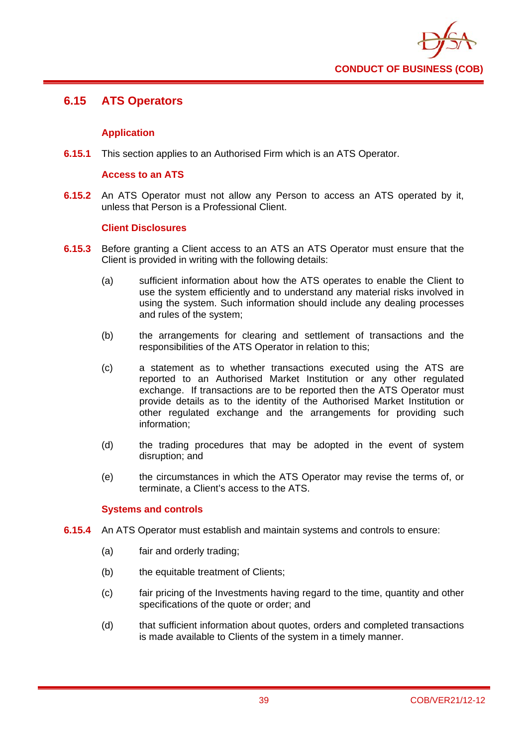## 6.15 ATS Operators

### Application

**6.15.1** This section applies to an Authorised Firm which is an ATS Operator.

### Access to an ATS

**6.15.2** An ATS Operator must not allow any Person to access an ATS operated by it, unless that Person is a Professional Client.

### Client Disclosures

**6.15.3** Before granting a Client access to an ATS an ATS Operator must ensure that the Client is provided in writing with the following details:

- (a) sufficient information about how the ATS operates to enable the Client to use the system efficiently and to understand any material risks involved in using the system. Such information should include any dealing processes and rules of the system;
- (b) the arrangements for clearing and settlement of transactions and the responsibilities of the ATS Operator in relation to this;
- (c) a statement as to whether transactions executed using the ATS are reported to an Authorised Market Institution or any other regulated exchange. If transactions are to be reported then the ATS Operator must provide details as to the identity of the Authorised Market Institution or other regulated exchange and the arrangements for providing such information;
- (d) the trading procedures that may be adopted in the event of system disruption; and
- (e) the circumstances in which the ATS Operator may revise the terms of, or terminate, a Client's access to the ATS.

### Systems and controls

**6.15.4** An ATS Operator must establish and maintain systems and controls to ensure:

- (a) fair and orderly trading;
- (b) the equitable treatment of Clients;
- (c) fair pricing of the Investments having regard to the time, quantity and other specifications of the quote or order; and
- (d) that sufficient information about quotes, orders and completed transactions is made available to Clients of the system in a timely manner.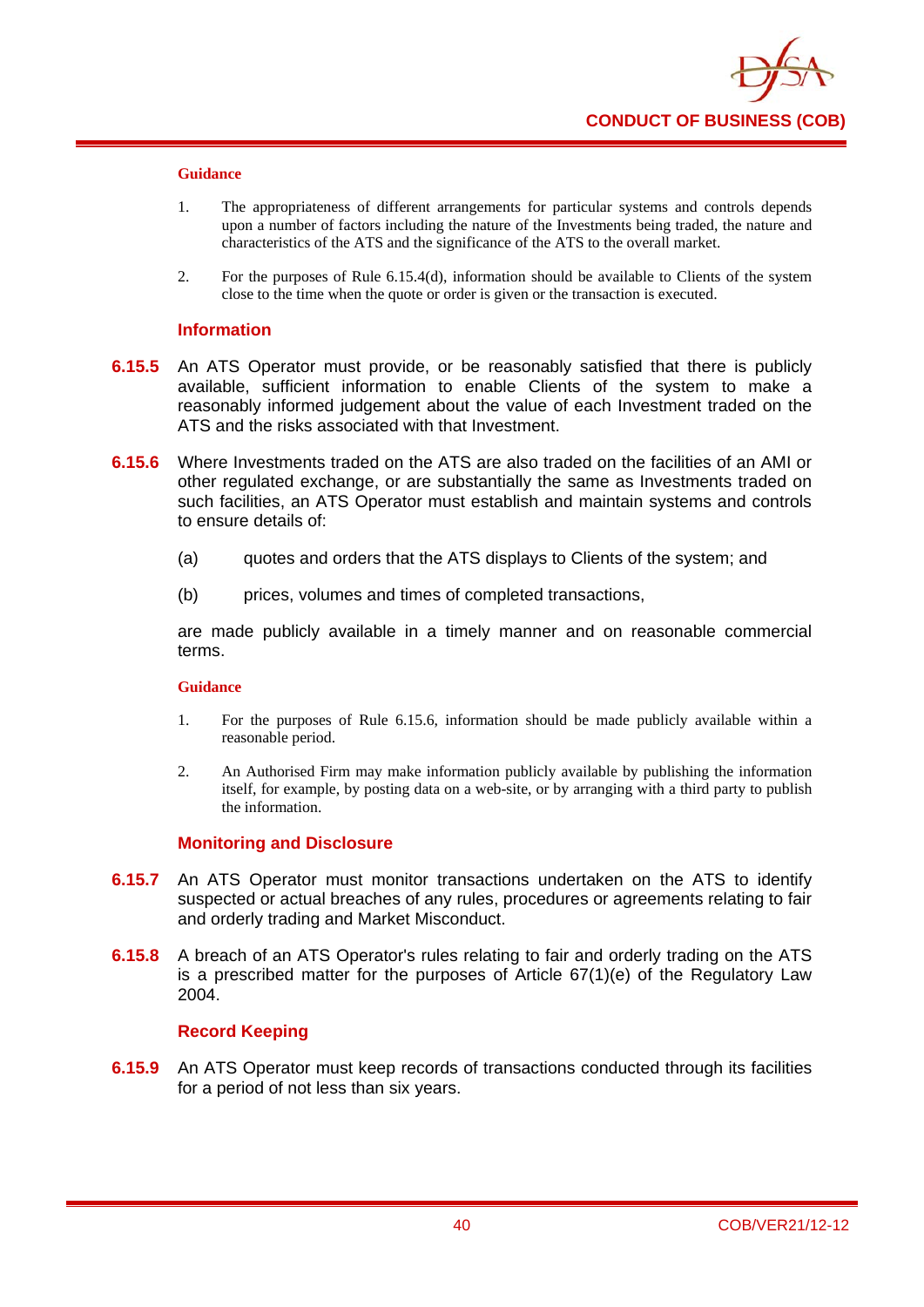**Guidance**

1. The appropriateness of different arrangements for particular systems and controls depends upon a number of factors including the nature of the Investments being traded, the nature and characteristics of the ATS and the significance of the ATS to the overall market.

2. For the purposes of Rule 6.15.4(d), information should be available to Clients of the system close to the time when the quote or order is given or the transaction is executed.

### Information

**6.15.5** An ATS Operator must provide, or be reasonably satisfied that there is publicly available, sufficient information to enable Clients of the system to make a reasonably informed judgement about the value of each Investment traded on the ATS and the risks associated with that Investment.

**6.15.6** Where Investments traded on the ATS are also traded on the facilities of an AMI or other regulated exchange, or are substantially the same as Investments traded on such facilities, an ATS Operator must establish and maintain systems and controls to ensure details of:

(a) quotes and orders that the ATS displays to Clients of the system; and

(b) prices, volumes and times of completed transactions,

are made publicly available in a timely manner and on reasonable commercial terms.

**Guidance**

1. For the purposes of Rule 6.15.6, information should be made publicly available within a reasonable period.

2. An Authorised Firm may make information publicly available by publishing the information itself, for example, by posting data on a web-site, or by arranging with a third party to publish the information.

### Monitoring and Disclosure

**6.15.7** An ATS Operator must monitor transactions undertaken on the ATS to identify suspected or actual breaches of any rules, procedures or agreements relating to fair and orderly trading and Market Misconduct.

**6.15.8** A breach of an ATS Operator's rules relating to fair and orderly trading on the ATS is a prescribed matter for the purposes of Article 67(1)(e) of the Regulatory Law 2004.

### Record Keeping

**6.15.9** An ATS Operator must keep records of transactions conducted through its facilities for a period of not less than six years.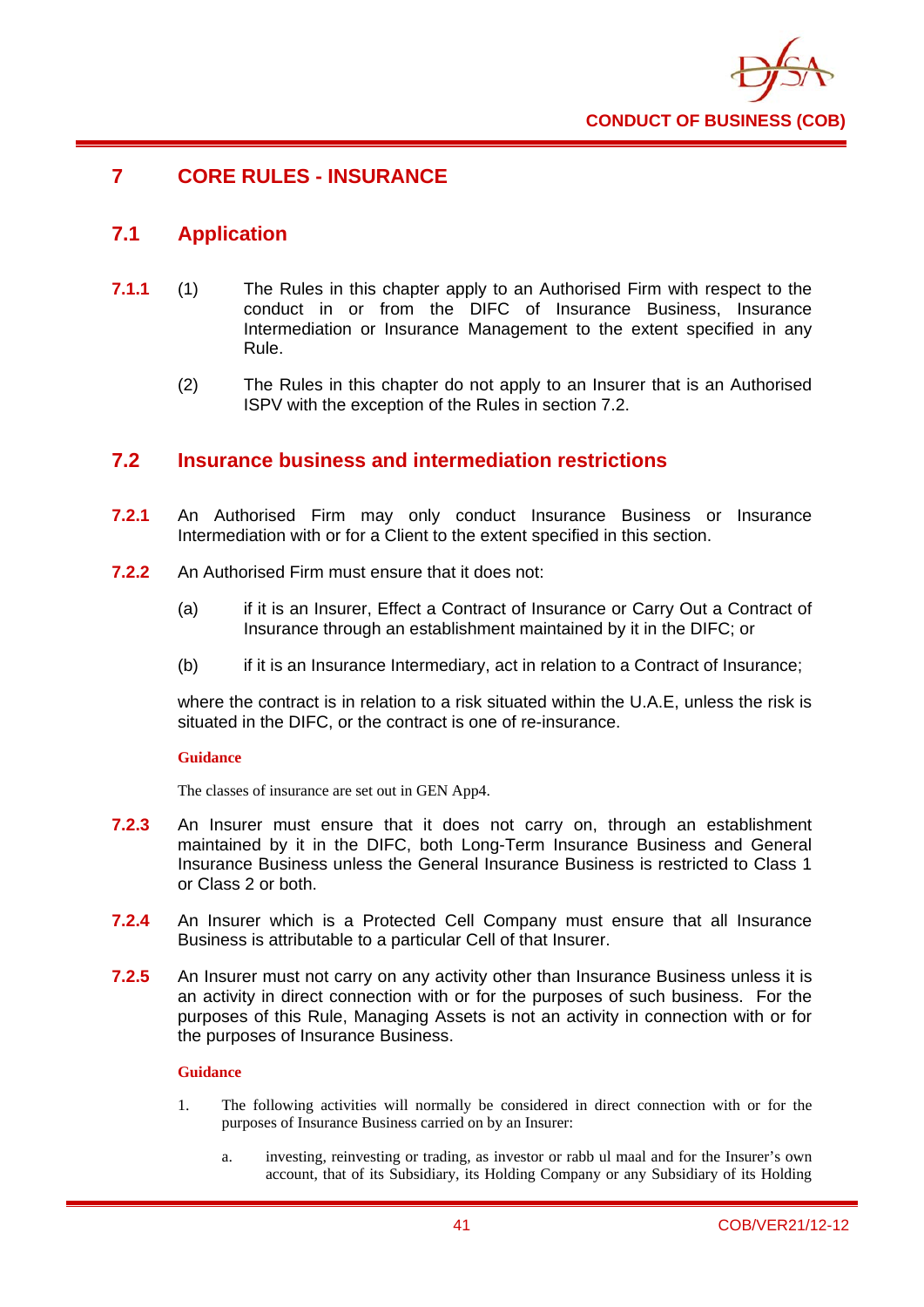# 7 CORE RULES - INSURANCE

## 7.1 Application

**7.1.1** (1) The Rules in this chapter apply to an Authorised Firm with respect to the conduct in or from the DIFC of Insurance Business, Insurance Intermediation or Insurance Management to the extent specified in any Rule.

(2) The Rules in this chapter do not apply to an Insurer that is an Authorised ISPV with the exception of the Rules in section 7.2.

## 7.2 Insurance business and intermediation restrictions

**7.2.1** An Authorised Firm may only conduct Insurance Business or Insurance Intermediation with or for a Client to the extent specified in this section.

**7.2.2** An Authorised Firm must ensure that it does not:

(a) if it is an Insurer, Effect a Contract of Insurance or Carry Out a Contract of Insurance through an establishment maintained by it in the DIFC; or

(b) if it is an Insurance Intermediary, act in relation to a Contract of Insurance;

where the contract is in relation to a risk situated within the U.A.E, unless the risk is situated in the DIFC, or the contract is one of re-insurance.

**Guidance**

The classes of insurance are set out in GEN App4.

**7.2.3** An Insurer must ensure that it does not carry on, through an establishment maintained by it in the DIFC, both Long-Term Insurance Business and General Insurance Business unless the General Insurance Business is restricted to Class 1 or Class 2 or both.

**7.2.4** An Insurer which is a Protected Cell Company must ensure that all Insurance Business is attributable to a particular Cell of that Insurer.

**7.2.5** An Insurer must not carry on any activity other than Insurance Business unless it is an activity in direct connection with or for the purposes of such business. For the purposes of this Rule, Managing Assets is not an activity in connection with or for the purposes of Insurance Business.

**Guidance**

1. The following activities will normally be considered in direct connection with or for the purposes of Insurance Business carried on by an Insurer:

   a. investing, reinvesting or trading, as investor or rabb ul maal and for the Insurer's own account, that of its Subsidiary, its Holding Company or any Subsidiary of its Holding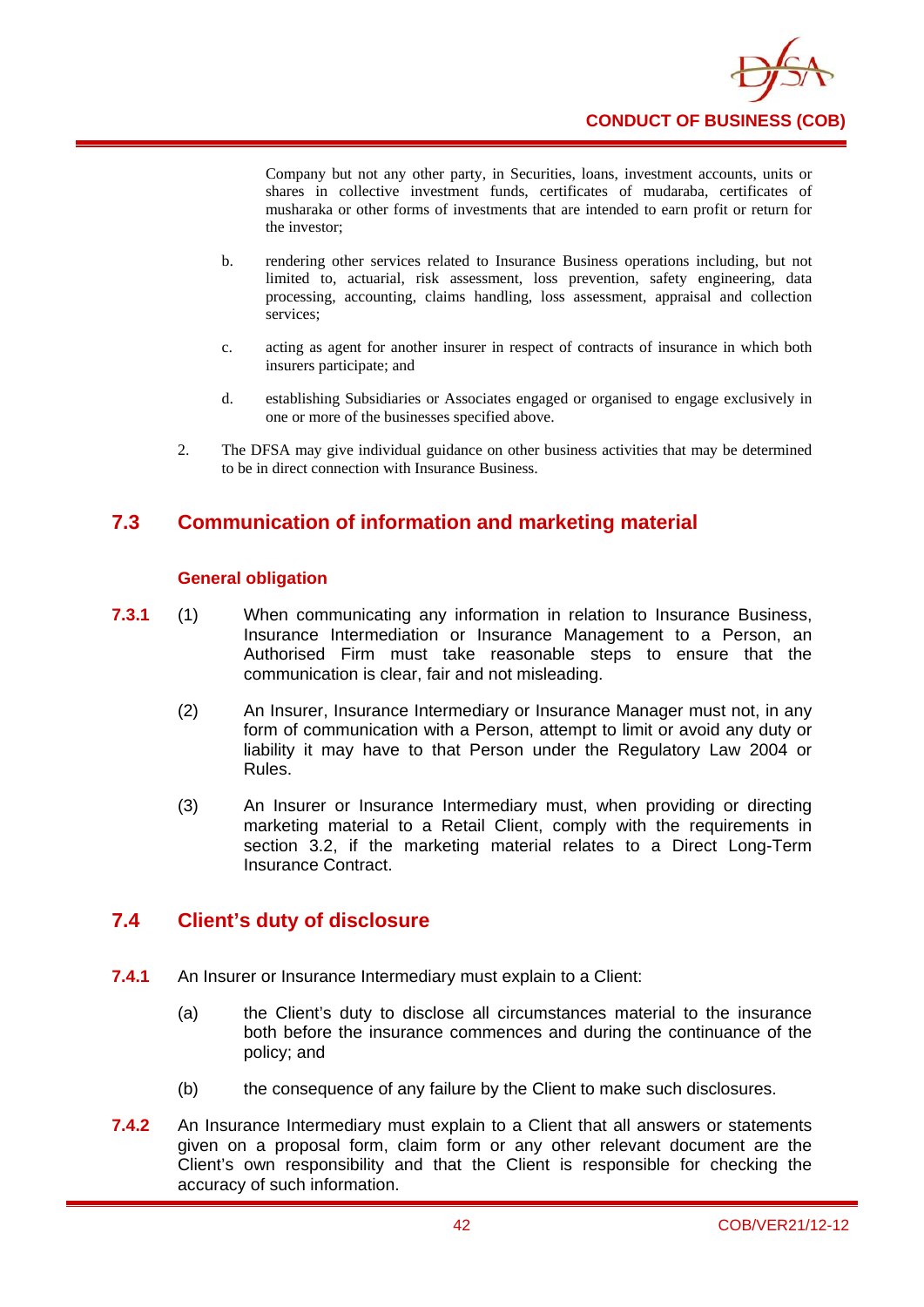Company but not any other party, in Securities, loans, investment accounts, units or shares in collective investment funds, certificates of mudaraba, certificates of musharaka or other forms of investments that are intended to earn profit or return for the investor;

b. rendering other services related to Insurance Business operations including, but not limited to, actuarial, risk assessment, loss prevention, safety engineering, data processing, accounting, claims handling, loss assessment, appraisal and collection services;

c. acting as agent for another insurer in respect of contracts of insurance in which both insurers participate; and

d. establishing Subsidiaries or Associates engaged or organised to engage exclusively in one or more of the businesses specified above.

2. The DFSA may give individual guidance on other business activities that may be determined to be in direct connection with Insurance Business.

## 7.3 Communication of information and marketing material

### General obligation

**7.3.1** (1) When communicating any information in relation to Insurance Business, Insurance Intermediation or Insurance Management to a Person, an Authorised Firm must take reasonable steps to ensure that the communication is clear, fair and not misleading.

(2) An Insurer, Insurance Intermediary or Insurance Manager must not, in any form of communication with a Person, attempt to limit or avoid any duty or liability it may have to that Person under the Regulatory Law 2004 or Rules.

(3) An Insurer or Insurance Intermediary must, when providing or directing marketing material to a Retail Client, comply with the requirements in section 3.2, if the marketing material relates to a Direct Long-Term Insurance Contract.

## 7.4 Client's duty of disclosure

**7.4.1** An Insurer or Insurance Intermediary must explain to a Client:

(a) the Client's duty to disclose all circumstances material to the insurance both before the insurance commences and during the continuance of the policy; and

(b) the consequence of any failure by the Client to make such disclosures.

**7.4.2** An Insurance Intermediary must explain to a Client that all answers or statements given on a proposal form, claim form or any other relevant document are the Client's own responsibility and that the Client is responsible for checking the accuracy of such information.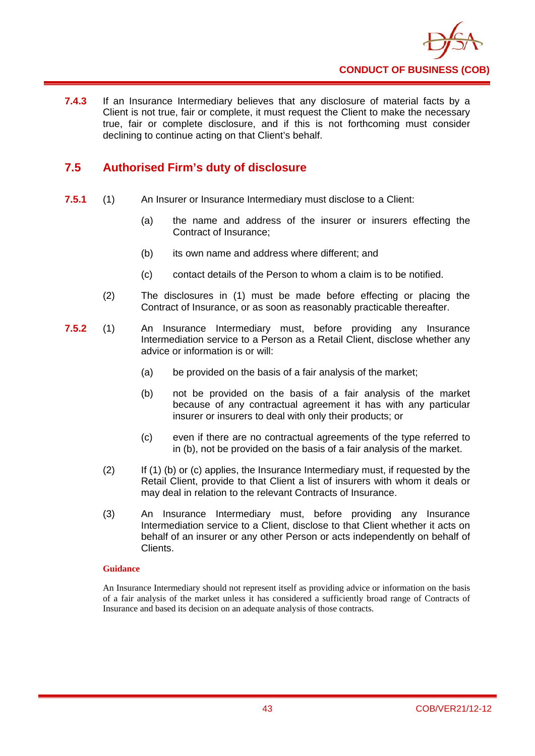**7.4.3** If an Insurance Intermediary believes that any disclosure of material facts by a Client is not true, fair or complete, it must request the Client to make the necessary true, fair or complete disclosure, and if this is not forthcoming must consider declining to continue acting on that Client's behalf.

## 7.5 Authorised Firm's duty of disclosure

**7.5.1** (1) An Insurer or Insurance Intermediary must disclose to a Client:

(a) the name and address of the insurer or insurers effecting the Contract of Insurance;

(b) its own name and address where different; and

(c) contact details of the Person to whom a claim is to be notified.

(2) The disclosures in (1) must be made before effecting or placing the Contract of Insurance, or as soon as reasonably practicable thereafter.

**7.5.2** (1) An Insurance Intermediary must, before providing any Insurance Intermediation service to a Person as a Retail Client, disclose whether any advice or information is or will:

(a) be provided on the basis of a fair analysis of the market;

(b) not be provided on the basis of a fair analysis of the market because of any contractual agreement it has with any particular insurer or insurers to deal with only their products; or

(c) even if there are no contractual agreements of the type referred to in (b), not be provided on the basis of a fair analysis of the market.

(2) If (1) (b) or (c) applies, the Insurance Intermediary must, if requested by the Retail Client, provide to that Client a list of insurers with whom it deals or may deal in relation to the relevant Contracts of Insurance.

(3) An Insurance Intermediary must, before providing any Insurance Intermediation service to a Client, disclose to that Client whether it acts on behalf of an insurer or any other Person or acts independently on behalf of Clients.

**Guidance**

An Insurance Intermediary should not represent itself as providing advice or information on the basis of a fair analysis of the market unless it has considered a sufficiently broad range of Contracts of Insurance and based its decision on an adequate analysis of those contracts.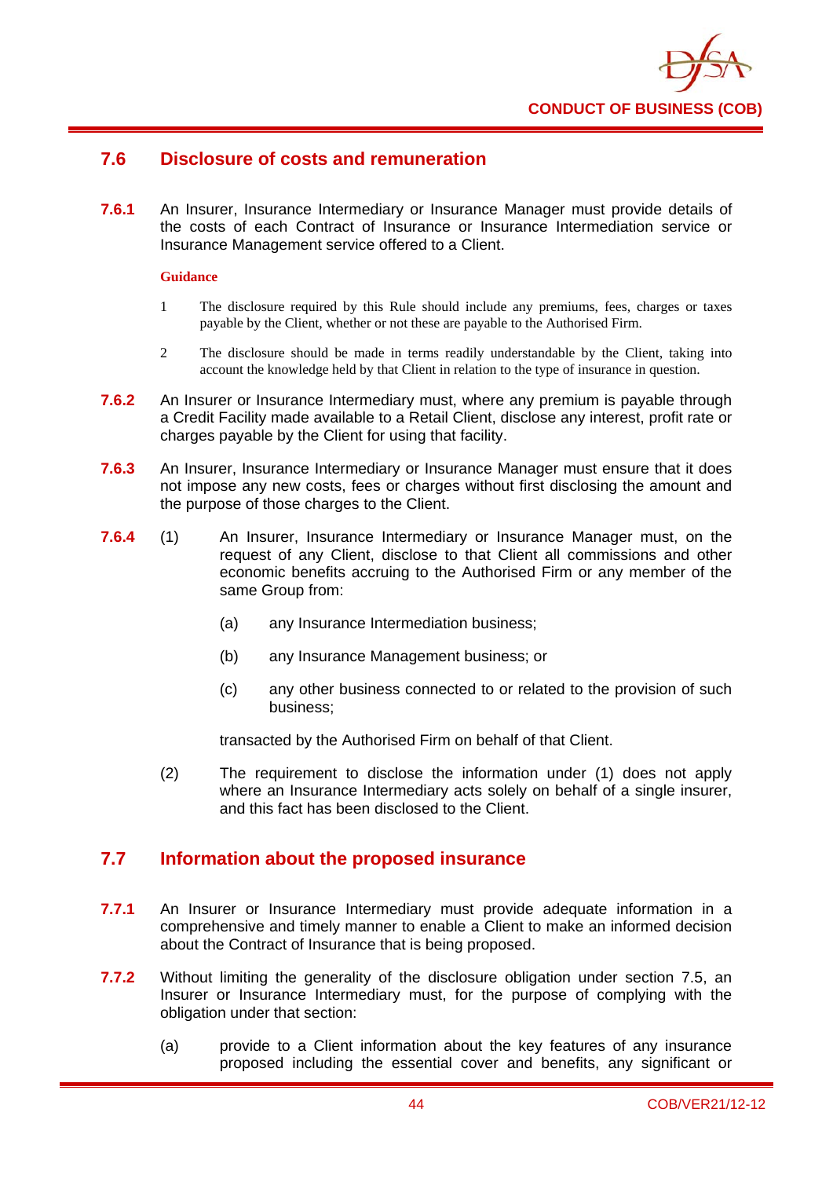## 7.6 Disclosure of costs and remuneration

**7.6.1** An Insurer, Insurance Intermediary or Insurance Manager must provide details of the costs of each Contract of Insurance or Insurance Intermediation service or Insurance Management service offered to a Client.

**Guidance**

1. The disclosure required by this Rule should include any premiums, fees, charges or taxes payable by the Client, whether or not these are payable to the Authorised Firm.
2. The disclosure should be made in terms readily understandable by the Client, taking into account the knowledge held by that Client in relation to the type of insurance in question.

**7.6.2** An Insurer or Insurance Intermediary must, where any premium is payable through a Credit Facility made available to a Retail Client, disclose any interest, profit rate or charges payable by the Client for using that facility.

**7.6.3** An Insurer, Insurance Intermediary or Insurance Manager must ensure that it does not impose any new costs, fees or charges without first disclosing the amount and the purpose of those charges to the Client.

**7.6.4** (1) An Insurer, Insurance Intermediary or Insurance Manager must, on the request of any Client, disclose to that Client all commissions and other economic benefits accruing to the Authorised Firm or any member of the same Group from:

(a) any Insurance Intermediation business;

(b) any Insurance Management business; or

(c) any other business connected to or related to the provision of such business;

transacted by the Authorised Firm on behalf of that Client.

(2) The requirement to disclose the information under (1) does not apply where an Insurance Intermediary acts solely on behalf of a single insurer, and this fact has been disclosed to the Client.

## 7.7 Information about the proposed insurance

**7.7.1** An Insurer or Insurance Intermediary must provide adequate information in a comprehensive and timely manner to enable a Client to make an informed decision about the Contract of Insurance that is being proposed.

**7.7.2** Without limiting the generality of the disclosure obligation under section 7.5, an Insurer or Insurance Intermediary must, for the purpose of complying with the obligation under that section:

(a) provide to a Client information about the key features of any insurance proposed including the essential cover and benefits, any significant or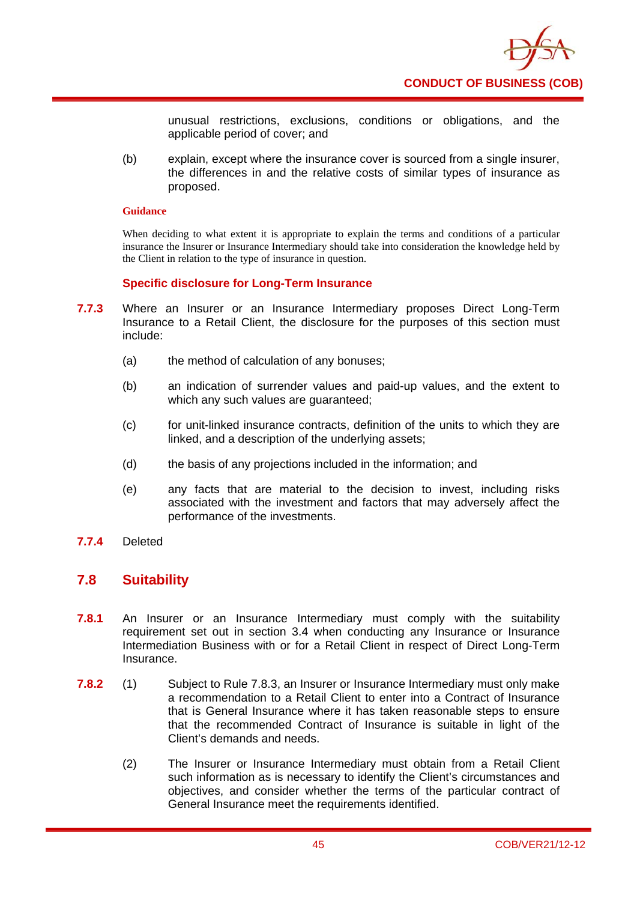unusual restrictions, exclusions, conditions or obligations, and the applicable period of cover; and

(b) explain, except where the insurance cover is sourced from a single insurer, the differences in and the relative costs of similar types of insurance as proposed.

**Guidance**

When deciding to what extent it is appropriate to explain the terms and conditions of a particular insurance the Insurer or Insurance Intermediary should take into consideration the knowledge held by the Client in relation to the type of insurance in question.

**Specific disclosure for Long-Term Insurance**

**7.7.3** Where an Insurer or an Insurance Intermediary proposes Direct Long-Term Insurance to a Retail Client, the disclosure for the purposes of this section must include:

(a) the method of calculation of any bonuses;

(b) an indication of surrender values and paid-up values, and the extent to which any such values are guaranteed;

(c) for unit-linked insurance contracts, definition of the units to which they are linked, and a description of the underlying assets;

(d) the basis of any projections included in the information; and

(e) any facts that are material to the decision to invest, including risks associated with the investment and factors that may adversely affect the performance of the investments.

**7.7.4** Deleted

## 7.8 Suitability

**7.8.1** An Insurer or an Insurance Intermediary must comply with the suitability requirement set out in section 3.4 when conducting any Insurance or Insurance Intermediation Business with or for a Retail Client in respect of Direct Long-Term Insurance.

**7.8.2** (1) Subject to Rule 7.8.3, an Insurer or Insurance Intermediary must only make a recommendation to a Retail Client to enter into a Contract of Insurance that is General Insurance where it has taken reasonable steps to ensure that the recommended Contract of Insurance is suitable in light of the Client's demands and needs.

(2) The Insurer or Insurance Intermediary must obtain from a Retail Client such information as is necessary to identify the Client's circumstances and objectives, and consider whether the terms of the particular contract of General Insurance meet the requirements identified.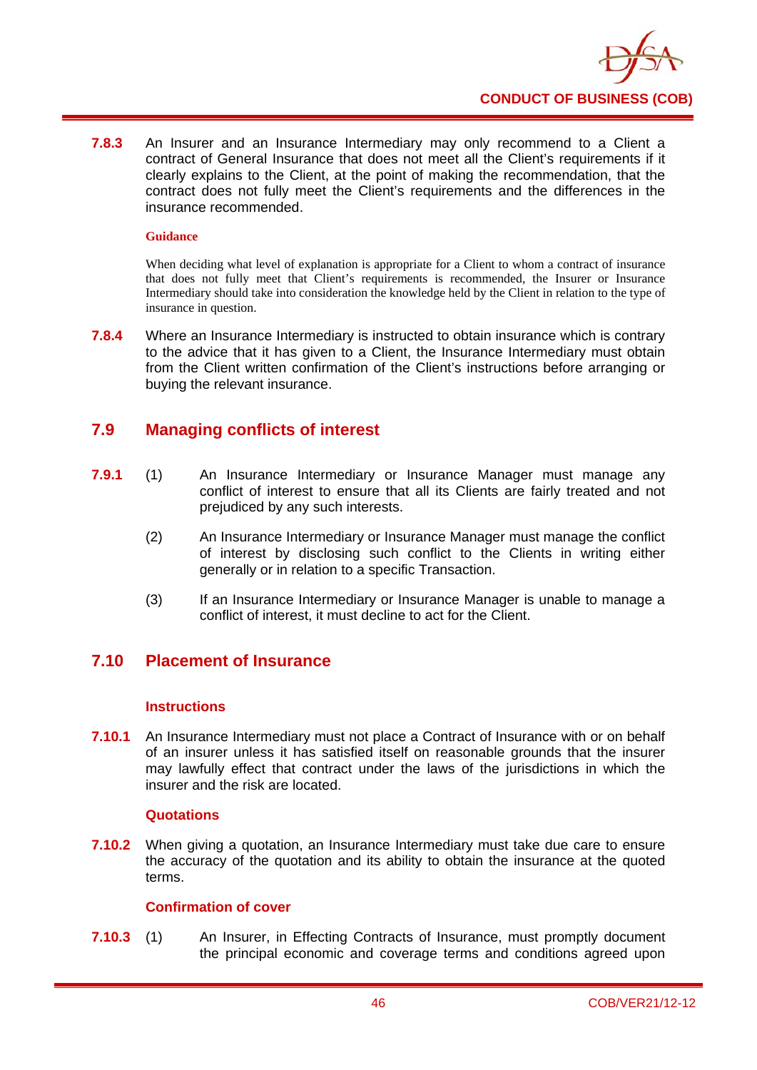**7.8.3** An Insurer and an Insurance Intermediary may only recommend to a Client a contract of General Insurance that does not meet all the Client's requirements if it clearly explains to the Client, at the point of making the recommendation, that the contract does not fully meet the Client's requirements and the differences in the insurance recommended.

**Guidance**

When deciding what level of explanation is appropriate for a Client to whom a contract of insurance that does not fully meet that Client's requirements is recommended, the Insurer or Insurance Intermediary should take into consideration the knowledge held by the Client in relation to the type of insurance in question.

**7.8.4** Where an Insurance Intermediary is instructed to obtain insurance which is contrary to the advice that it has given to a Client, the Insurance Intermediary must obtain from the Client written confirmation of the Client's instructions before arranging or buying the relevant insurance.

## 7.9 Managing conflicts of interest

**7.9.1** (1) An Insurance Intermediary or Insurance Manager must manage any conflict of interest to ensure that all its Clients are fairly treated and not prejudiced by any such interests.

(2) An Insurance Intermediary or Insurance Manager must manage the conflict of interest by disclosing such conflict to the Clients in writing either generally or in relation to a specific Transaction.

(3) If an Insurance Intermediary or Insurance Manager is unable to manage a conflict of interest, it must decline to act for the Client.

## 7.10 Placement of Insurance

### Instructions

**7.10.1** An Insurance Intermediary must not place a Contract of Insurance with or on behalf of an insurer unless it has satisfied itself on reasonable grounds that the insurer may lawfully effect that contract under the laws of the jurisdictions in which the insurer and the risk are located.

### Quotations

**7.10.2** When giving a quotation, an Insurance Intermediary must take due care to ensure the accuracy of the quotation and its ability to obtain the insurance at the quoted terms.

### Confirmation of cover

**7.10.3** (1) An Insurer, in Effecting Contracts of Insurance, must promptly document the principal economic and coverage terms and conditions agreed upon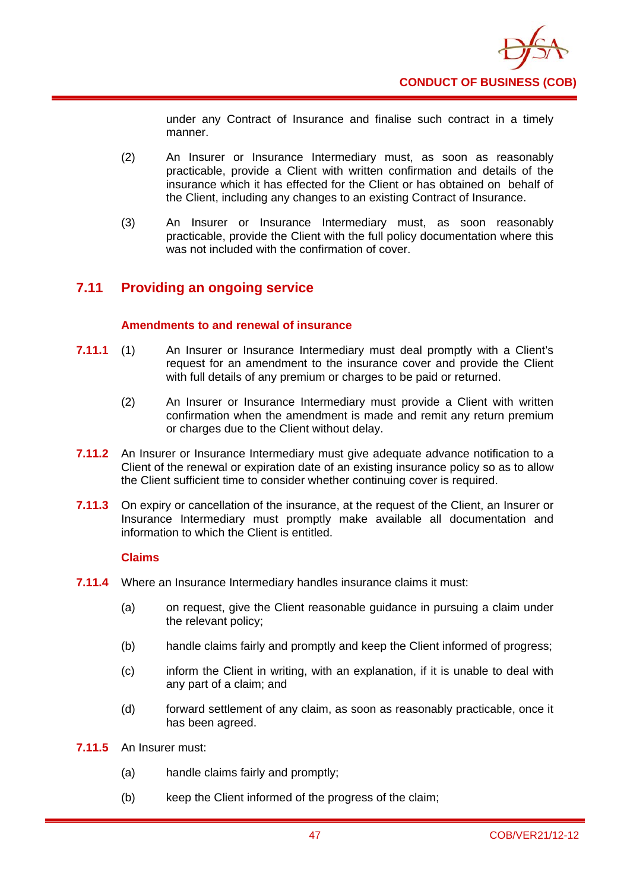under any Contract of Insurance and finalise such contract in a timely manner.

(2) An Insurer or Insurance Intermediary must, as soon as reasonably practicable, provide a Client with written confirmation and details of the insurance which it has effected for the Client or has obtained on behalf of the Client, including any changes to an existing Contract of Insurance.

(3) An Insurer or Insurance Intermediary must, as soon reasonably practicable, provide the Client with the full policy documentation where this was not included with the confirmation of cover.

## 7.11 Providing an ongoing service

### Amendments to and renewal of insurance

**7.11.1** (1) An Insurer or Insurance Intermediary must deal promptly with a Client's request for an amendment to the insurance cover and provide the Client with full details of any premium or charges to be paid or returned.

(2) An Insurer or Insurance Intermediary must provide a Client with written confirmation when the amendment is made and remit any return premium or charges due to the Client without delay.

**7.11.2** An Insurer or Insurance Intermediary must give adequate advance notification to a Client of the renewal or expiration date of an existing insurance policy so as to allow the Client sufficient time to consider whether continuing cover is required.

**7.11.3** On expiry or cancellation of the insurance, at the request of the Client, an Insurer or Insurance Intermediary must promptly make available all documentation and information to which the Client is entitled.

### Claims

**7.11.4** Where an Insurance Intermediary handles insurance claims it must:

(a) on request, give the Client reasonable guidance in pursuing a claim under the relevant policy;

(b) handle claims fairly and promptly and keep the Client informed of progress;

(c) inform the Client in writing, with an explanation, if it is unable to deal with any part of a claim; and

(d) forward settlement of any claim, as soon as reasonably practicable, once it has been agreed.

**7.11.5** An Insurer must:

(a) handle claims fairly and promptly;

(b) keep the Client informed of the progress of the claim;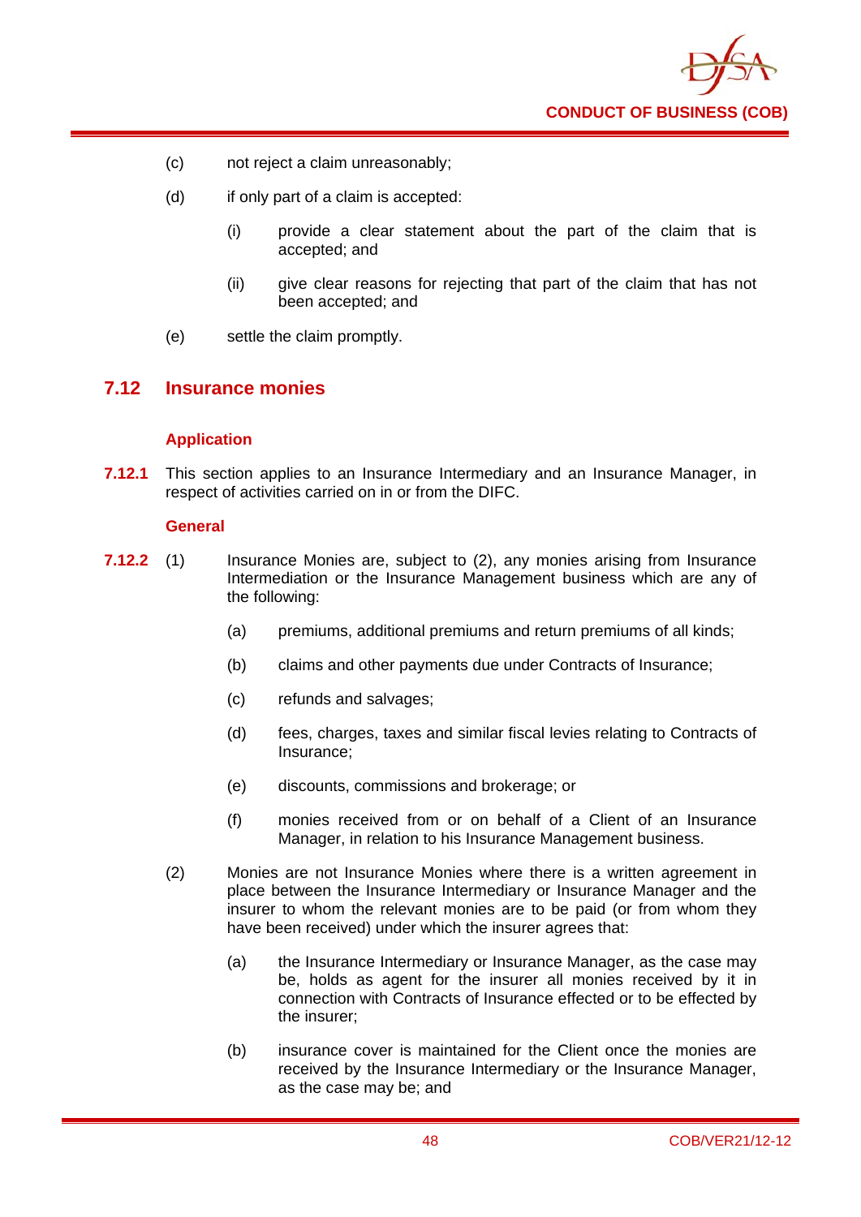(c) not reject a claim unreasonably;

(d) if only part of a claim is accepted:

  (i) provide a clear statement about the part of the claim that is accepted; and

  (ii) give clear reasons for rejecting that part of the claim that has not been accepted; and

(e) settle the claim promptly.

## 7.12 Insurance monies

### Application

**7.12.1** This section applies to an Insurance Intermediary and an Insurance Manager, in respect of activities carried on in or from the DIFC.

### General

**7.12.2** (1) Insurance Monies are, subject to (2), any monies arising from Insurance Intermediation or the Insurance Management business which are any of the following:

  (a) premiums, additional premiums and return premiums of all kinds;

  (b) claims and other payments due under Contracts of Insurance;

  (c) refunds and salvages;

  (d) fees, charges, taxes and similar fiscal levies relating to Contracts of Insurance;

  (e) discounts, commissions and brokerage; or

  (f) monies received from or on behalf of a Client of an Insurance Manager, in relation to his Insurance Management business.

(2) Monies are not Insurance Monies where there is a written agreement in place between the Insurance Intermediary or Insurance Manager and the insurer to whom the relevant monies are to be paid (or from whom they have been received) under which the insurer agrees that:

  (a) the Insurance Intermediary or Insurance Manager, as the case may be, holds as agent for the insurer all monies received by it in connection with Contracts of Insurance effected or to be effected by the insurer;

  (b) insurance cover is maintained for the Client once the monies are received by the Insurance Intermediary or the Insurance Manager, as the case may be; and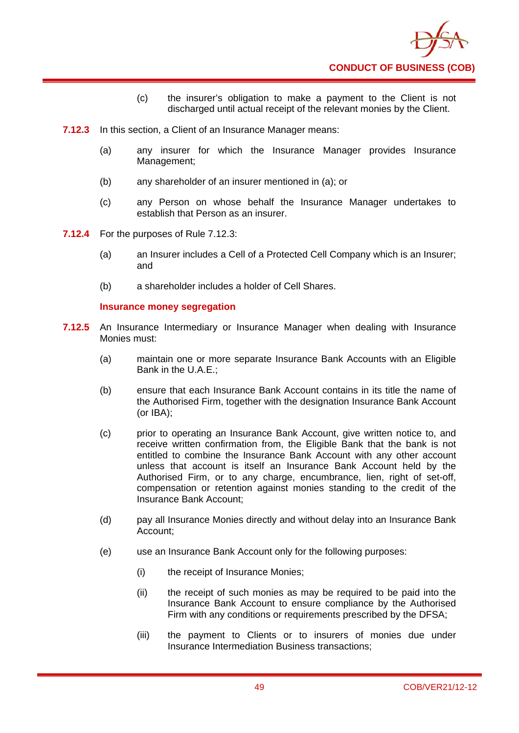(c) the insurer's obligation to make a payment to the Client is not discharged until actual receipt of the relevant monies by the Client.

**7.12.3** In this section, a Client of an Insurance Manager means:

(a) any insurer for which the Insurance Manager provides Insurance Management;

(b) any shareholder of an insurer mentioned in (a); or

(c) any Person on whose behalf the Insurance Manager undertakes to establish that Person as an insurer.

**7.12.4** For the purposes of Rule 7.12.3:

(a) an Insurer includes a Cell of a Protected Cell Company which is an Insurer; and

(b) a shareholder includes a holder of Cell Shares.

### Insurance money segregation

**7.12.5** An Insurance Intermediary or Insurance Manager when dealing with Insurance Monies must:

(a) maintain one or more separate Insurance Bank Accounts with an Eligible Bank in the U.A.E.;

(b) ensure that each Insurance Bank Account contains in its title the name of the Authorised Firm, together with the designation Insurance Bank Account (or IBA);

(c) prior to operating an Insurance Bank Account, give written notice to, and receive written confirmation from, the Eligible Bank that the bank is not entitled to combine the Insurance Bank Account with any other account unless that account is itself an Insurance Bank Account held by the Authorised Firm, or to any charge, encumbrance, lien, right of set-off, compensation or retention against monies standing to the credit of the Insurance Bank Account;

(d) pay all Insurance Monies directly and without delay into an Insurance Bank Account;

(e) use an Insurance Bank Account only for the following purposes:

(i) the receipt of Insurance Monies;

(ii) the receipt of such monies as may be required to be paid into the Insurance Bank Account to ensure compliance by the Authorised Firm with any conditions or requirements prescribed by the DFSA;

(iii) the payment to Clients or to insurers of monies due under Insurance Intermediation Business transactions;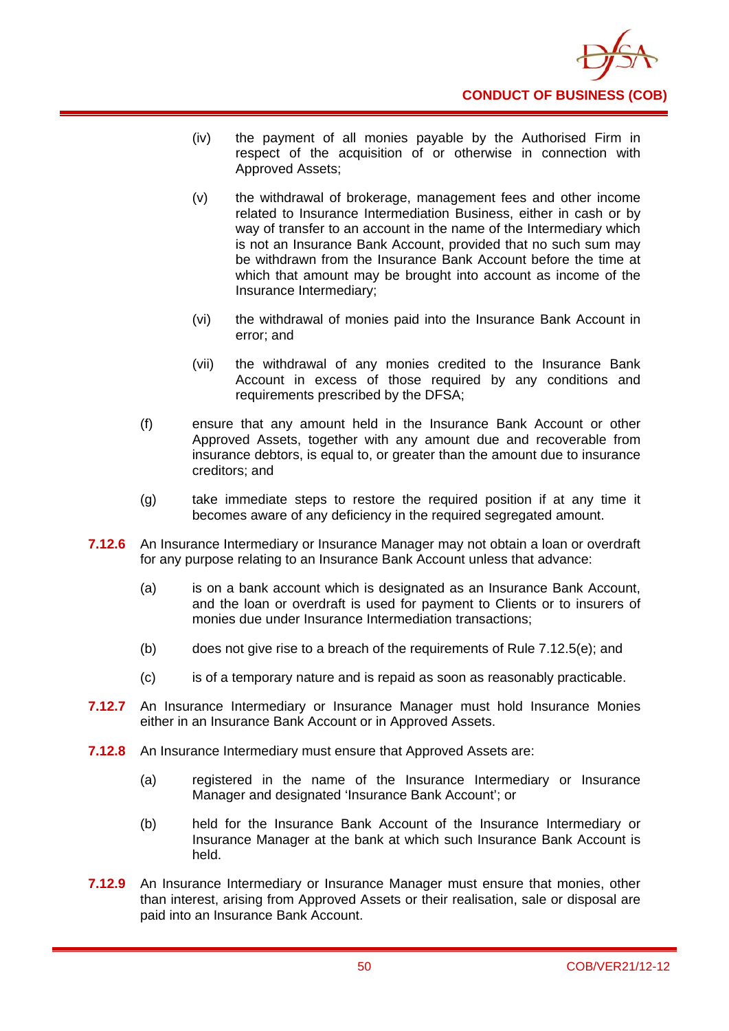(iv) the payment of all monies payable by the Authorised Firm in respect of the acquisition of or otherwise in connection with Approved Assets;

(v) the withdrawal of brokerage, management fees and other income related to Insurance Intermediation Business, either in cash or by way of transfer to an account in the name of the Intermediary which is not an Insurance Bank Account, provided that no such sum may be withdrawn from the Insurance Bank Account before the time at which that amount may be brought into account as income of the Insurance Intermediary;

(vi) the withdrawal of monies paid into the Insurance Bank Account in error; and

(vii) the withdrawal of any monies credited to the Insurance Bank Account in excess of those required by any conditions and requirements prescribed by the DFSA;

(f) ensure that any amount held in the Insurance Bank Account or other Approved Assets, together with any amount due and recoverable from insurance debtors, is equal to, or greater than the amount due to insurance creditors; and

(g) take immediate steps to restore the required position if at any time it becomes aware of any deficiency in the required segregated amount.

**7.12.6** An Insurance Intermediary or Insurance Manager may not obtain a loan or overdraft for any purpose relating to an Insurance Bank Account unless that advance:

(a) is on a bank account which is designated as an Insurance Bank Account, and the loan or overdraft is used for payment to Clients or to insurers of monies due under Insurance Intermediation transactions;

(b) does not give rise to a breach of the requirements of Rule 7.12.5(e); and

(c) is of a temporary nature and is repaid as soon as reasonably practicable.

**7.12.7** An Insurance Intermediary or Insurance Manager must hold Insurance Monies either in an Insurance Bank Account or in Approved Assets.

**7.12.8** An Insurance Intermediary must ensure that Approved Assets are:

(a) registered in the name of the Insurance Intermediary or Insurance Manager and designated 'Insurance Bank Account'; or

(b) held for the Insurance Bank Account of the Insurance Intermediary or Insurance Manager at the bank at which such Insurance Bank Account is held.

**7.12.9** An Insurance Intermediary or Insurance Manager must ensure that monies, other than interest, arising from Approved Assets or their realisation, sale or disposal are paid into an Insurance Bank Account.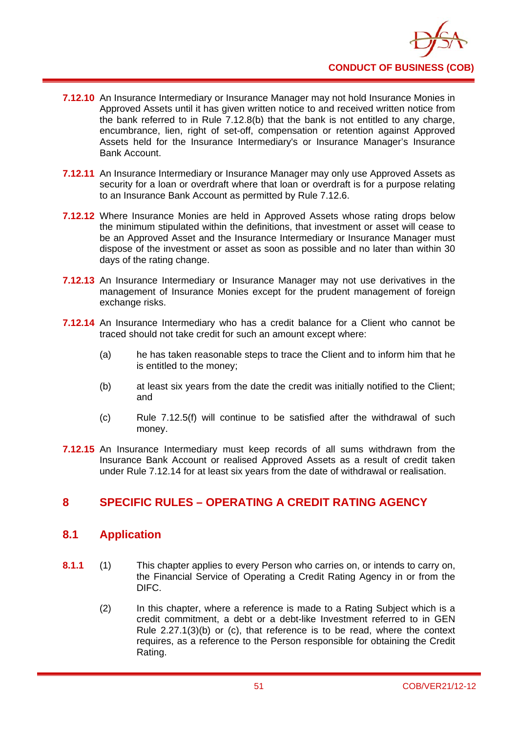**7.12.10** An Insurance Intermediary or Insurance Manager may not hold Insurance Monies in Approved Assets until it has given written notice to and received written notice from the bank referred to in Rule 7.12.8(b) that the bank is not entitled to any charge, encumbrance, lien, right of set-off, compensation or retention against Approved Assets held for the Insurance Intermediary's or Insurance Manager's Insurance Bank Account.

**7.12.11** An Insurance Intermediary or Insurance Manager may only use Approved Assets as security for a loan or overdraft where that loan or overdraft is for a purpose relating to an Insurance Bank Account as permitted by Rule 7.12.6.

**7.12.12** Where Insurance Monies are held in Approved Assets whose rating drops below the minimum stipulated within the definitions, that investment or asset will cease to be an Approved Asset and the Insurance Intermediary or Insurance Manager must dispose of the investment or asset as soon as possible and no later than within 30 days of the rating change.

**7.12.13** An Insurance Intermediary or Insurance Manager may not use derivatives in the management of Insurance Monies except for the prudent management of foreign exchange risks.

**7.12.14** An Insurance Intermediary who has a credit balance for a Client who cannot be traced should not take credit for such an amount except where:

(a) he has taken reasonable steps to trace the Client and to inform him that he is entitled to the money;

(b) at least six years from the date the credit was initially notified to the Client; and

(c) Rule 7.12.5(f) will continue to be satisfied after the withdrawal of such money.

**7.12.15** An Insurance Intermediary must keep records of all sums withdrawn from the Insurance Bank Account or realised Approved Assets as a result of credit taken under Rule 7.12.14 for at least six years from the date of withdrawal or realisation.

# 8 SPECIFIC RULES – OPERATING A CREDIT RATING AGENCY

## 8.1 Application

**8.1.1** (1) This chapter applies to every Person who carries on, or intends to carry on, the Financial Service of Operating a Credit Rating Agency in or from the DIFC.

(2) In this chapter, where a reference is made to a Rating Subject which is a credit commitment, a debt or a debt-like Investment referred to in GEN Rule 2.27.1(3)(b) or (c), that reference is to be read, where the context requires, as a reference to the Person responsible for obtaining the Credit Rating.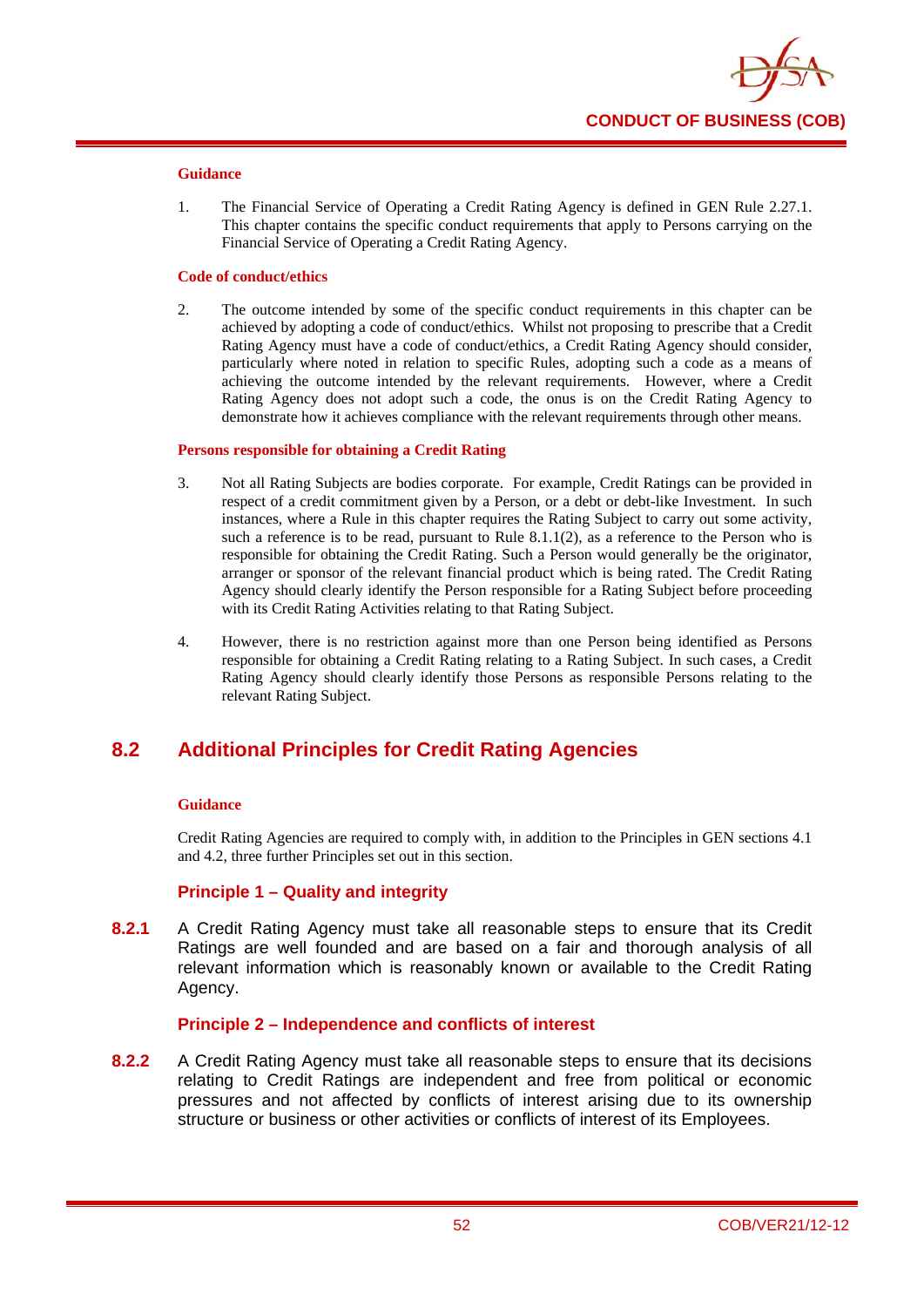#### Guidance

1. The Financial Service of Operating a Credit Rating Agency is defined in GEN Rule 2.27.1. This chapter contains the specific conduct requirements that apply to Persons carrying on the Financial Service of Operating a Credit Rating Agency.

#### Code of conduct/ethics

2. The outcome intended by some of the specific conduct requirements in this chapter can be achieved by adopting a code of conduct/ethics. Whilst not proposing to prescribe that a Credit Rating Agency must have a code of conduct/ethics, a Credit Rating Agency should consider, particularly where noted in relation to specific Rules, adopting such a code as a means of achieving the outcome intended by the relevant requirements. However, where a Credit Rating Agency does not adopt such a code, the onus is on the Credit Rating Agency to demonstrate how it achieves compliance with the relevant requirements through other means.

#### Persons responsible for obtaining a Credit Rating

3. Not all Rating Subjects are bodies corporate. For example, Credit Ratings can be provided in respect of a credit commitment given by a Person, or a debt or debt-like Investment. In such instances, where a Rule in this chapter requires the Rating Subject to carry out some activity, such a reference is to be read, pursuant to Rule 8.1.1(2), as a reference to the Person who is responsible for obtaining the Credit Rating. Such a Person would generally be the originator, arranger or sponsor of the relevant financial product which is being rated. The Credit Rating Agency should clearly identify the Person responsible for a Rating Subject before proceeding with its Credit Rating Activities relating to that Rating Subject.

4. However, there is no restriction against more than one Person being identified as Persons responsible for obtaining a Credit Rating relating to a Rating Subject. In such cases, a Credit Rating Agency should clearly identify those Persons as responsible Persons relating to the relevant Rating Subject.

## 8.2 Additional Principles for Credit Rating Agencies

#### Guidance

Credit Rating Agencies are required to comply with, in addition to the Principles in GEN sections 4.1 and 4.2, three further Principles set out in this section.

### Principle 1 – Quality and integrity

**8.2.1** A Credit Rating Agency must take all reasonable steps to ensure that its Credit Ratings are well founded and are based on a fair and thorough analysis of all relevant information which is reasonably known or available to the Credit Rating Agency.

### Principle 2 – Independence and conflicts of interest

**8.2.2** A Credit Rating Agency must take all reasonable steps to ensure that its decisions relating to Credit Ratings are independent and free from political or economic pressures and not affected by conflicts of interest arising due to its ownership structure or business or other activities or conflicts of interest of its Employees.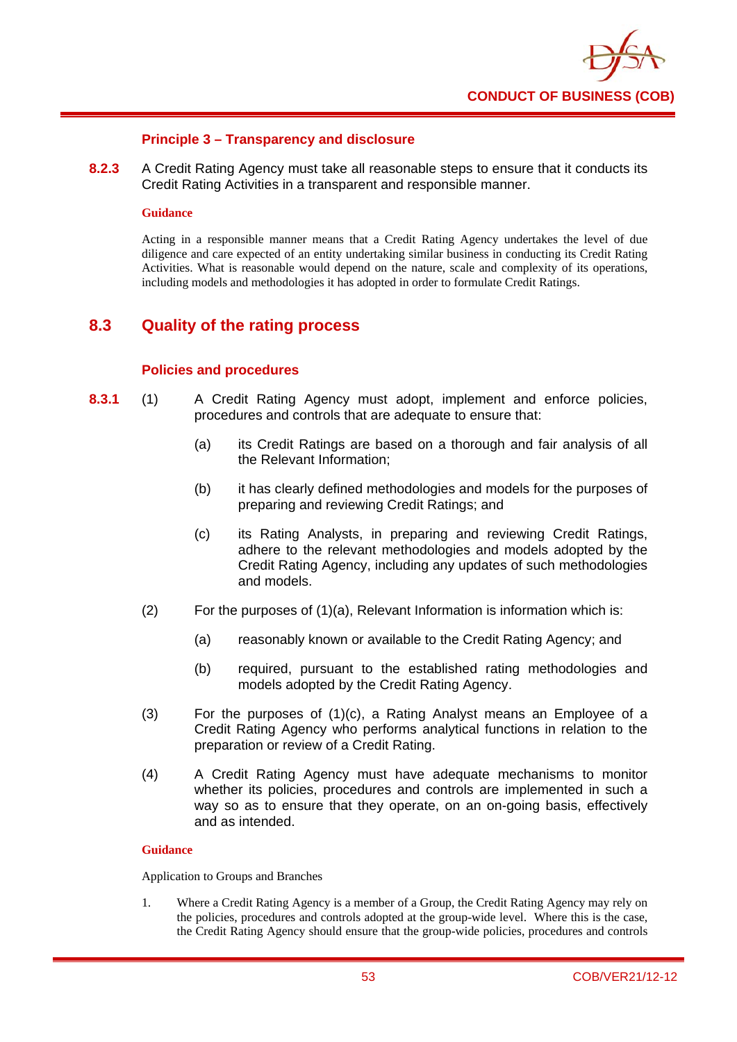### Principle 3 – Transparency and disclosure

**8.2.3** A Credit Rating Agency must take all reasonable steps to ensure that it conducts its Credit Rating Activities in a transparent and responsible manner.

**Guidance**

Acting in a responsible manner means that a Credit Rating Agency undertakes the level of due diligence and care expected of an entity undertaking similar business in conducting its Credit Rating Activities. What is reasonable would depend on the nature, scale and complexity of its operations, including models and methodologies it has adopted in order to formulate Credit Ratings.

## 8.3 Quality of the rating process

### Policies and procedures

**8.3.1** (1) A Credit Rating Agency must adopt, implement and enforce policies, procedures and controls that are adequate to ensure that:

(a) its Credit Ratings are based on a thorough and fair analysis of all the Relevant Information;

(b) it has clearly defined methodologies and models for the purposes of preparing and reviewing Credit Ratings; and

(c) its Rating Analysts, in preparing and reviewing Credit Ratings, adhere to the relevant methodologies and models adopted by the Credit Rating Agency, including any updates of such methodologies and models.

(2) For the purposes of (1)(a), Relevant Information is information which is:

(a) reasonably known or available to the Credit Rating Agency; and

(b) required, pursuant to the established rating methodologies and models adopted by the Credit Rating Agency.

(3) For the purposes of (1)(c), a Rating Analyst means an Employee of a Credit Rating Agency who performs analytical functions in relation to the preparation or review of a Credit Rating.

(4) A Credit Rating Agency must have adequate mechanisms to monitor whether its policies, procedures and controls are implemented in such a way so as to ensure that they operate, on an on-going basis, effectively and as intended.

**Guidance**

Application to Groups and Branches

1. Where a Credit Rating Agency is a member of a Group, the Credit Rating Agency may rely on the policies, procedures and controls adopted at the group-wide level. Where this is the case, the Credit Rating Agency should ensure that the group-wide policies, procedures and controls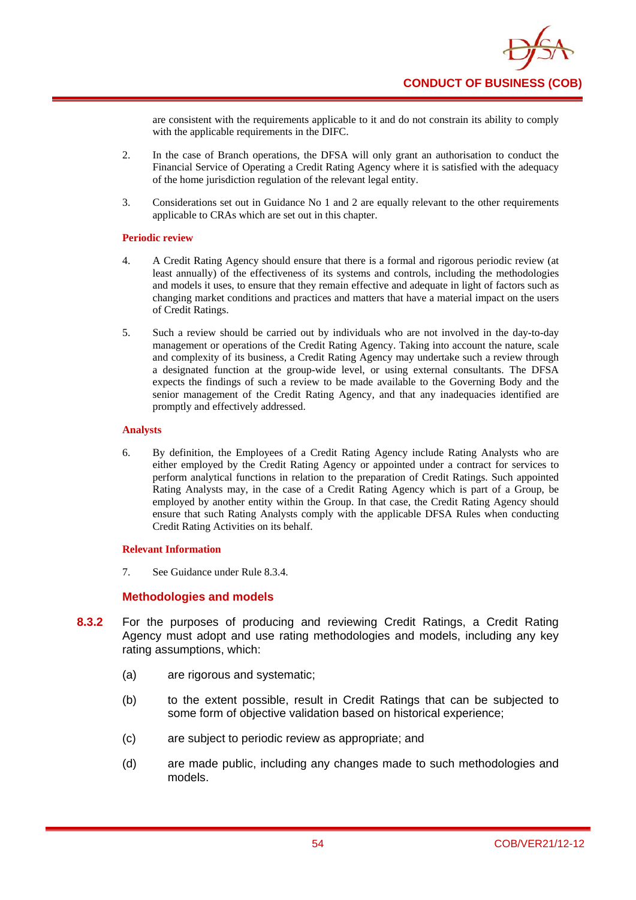are consistent with the requirements applicable to it and do not constrain its ability to comply with the applicable requirements in the DIFC.

2. In the case of Branch operations, the DFSA will only grant an authorisation to conduct the Financial Service of Operating a Credit Rating Agency where it is satisfied with the adequacy of the home jurisdiction regulation of the relevant legal entity.

3. Considerations set out in Guidance No 1 and 2 are equally relevant to the other requirements applicable to CRAs which are set out in this chapter.

**Periodic review**

4. A Credit Rating Agency should ensure that there is a formal and rigorous periodic review (at least annually) of the effectiveness of its systems and controls, including the methodologies and models it uses, to ensure that they remain effective and adequate in light of factors such as changing market conditions and practices and matters that have a material impact on the users of Credit Ratings.

5. Such a review should be carried out by individuals who are not involved in the day-to-day management or operations of the Credit Rating Agency. Taking into account the nature, scale and complexity of its business, a Credit Rating Agency may undertake such a review through a designated function at the group-wide level, or using external consultants. The DFSA expects the findings of such a review to be made available to the Governing Body and the senior management of the Credit Rating Agency, and that any inadequacies identified are promptly and effectively addressed.

**Analysts**

6. By definition, the Employees of a Credit Rating Agency include Rating Analysts who are either employed by the Credit Rating Agency or appointed under a contract for services to perform analytical functions in relation to the preparation of Credit Ratings. Such appointed Rating Analysts may, in the case of a Credit Rating Agency which is part of a Group, be employed by another entity within the Group. In that case, the Credit Rating Agency should ensure that such Rating Analysts comply with the applicable DFSA Rules when conducting Credit Rating Activities on its behalf.

**Relevant Information**

7. See Guidance under Rule 8.3.4.

### Methodologies and models

**8.3.2** For the purposes of producing and reviewing Credit Ratings, a Credit Rating Agency must adopt and use rating methodologies and models, including any key rating assumptions, which:

(a) are rigorous and systematic;

(b) to the extent possible, result in Credit Ratings that can be subjected to some form of objective validation based on historical experience;

(c) are subject to periodic review as appropriate; and

(d) are made public, including any changes made to such methodologies and models.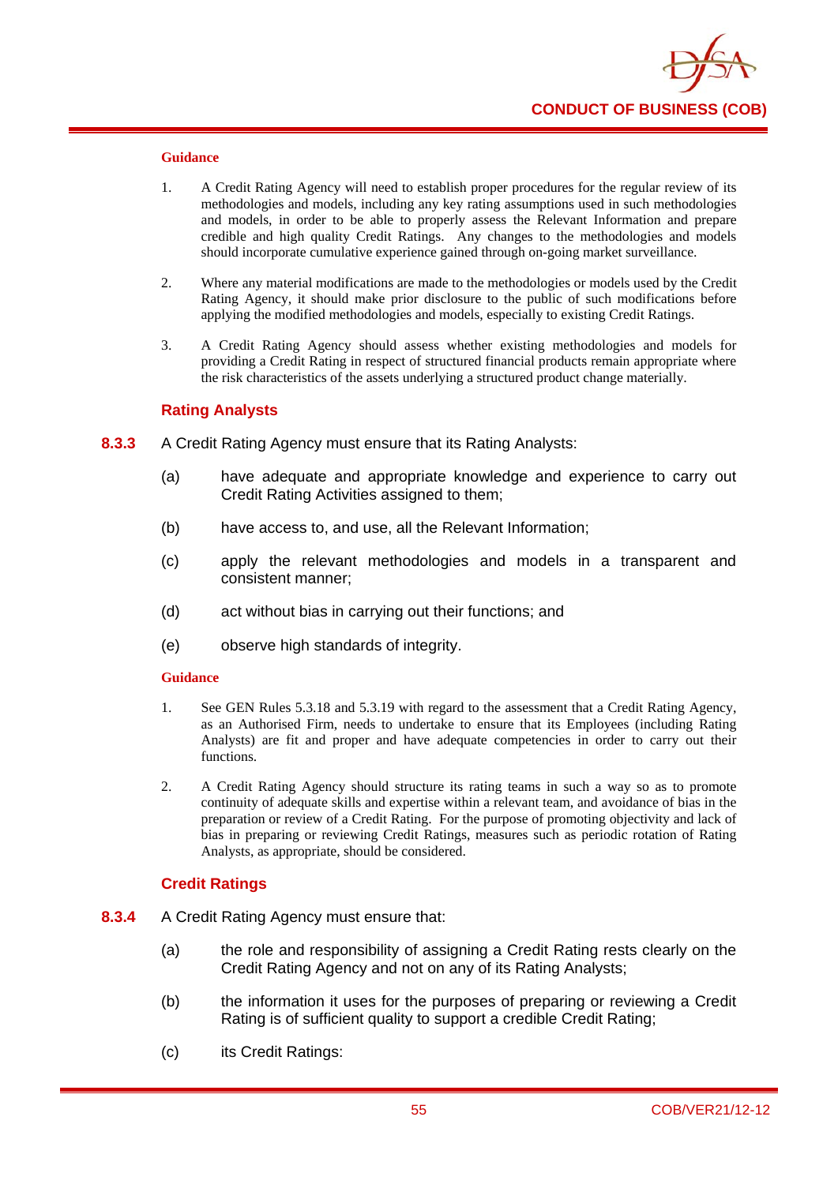**Guidance**

1. A Credit Rating Agency will need to establish proper procedures for the regular review of its methodologies and models, including any key rating assumptions used in such methodologies and models, in order to be able to properly assess the Relevant Information and prepare credible and high quality Credit Ratings. Any changes to the methodologies and models should incorporate cumulative experience gained through on-going market surveillance.

2. Where any material modifications are made to the methodologies or models used by the Credit Rating Agency, it should make prior disclosure to the public of such modifications before applying the modified methodologies and models, especially to existing Credit Ratings.

3. A Credit Rating Agency should assess whether existing methodologies and models for providing a Credit Rating in respect of structured financial products remain appropriate where the risk characteristics of the assets underlying a structured product change materially.

### Rating Analysts

**8.3.3** A Credit Rating Agency must ensure that its Rating Analysts:

(a) have adequate and appropriate knowledge and experience to carry out Credit Rating Activities assigned to them;

(b) have access to, and use, all the Relevant Information;

(c) apply the relevant methodologies and models in a transparent and consistent manner;

(d) act without bias in carrying out their functions; and

(e) observe high standards of integrity.

**Guidance**

1. See GEN Rules 5.3.18 and 5.3.19 with regard to the assessment that a Credit Rating Agency, as an Authorised Firm, needs to undertake to ensure that its Employees (including Rating Analysts) are fit and proper and have adequate competencies in order to carry out their functions.

2. A Credit Rating Agency should structure its rating teams in such a way so as to promote continuity of adequate skills and expertise within a relevant team, and avoidance of bias in the preparation or review of a Credit Rating. For the purpose of promoting objectivity and lack of bias in preparing or reviewing Credit Ratings, measures such as periodic rotation of Rating Analysts, as appropriate, should be considered.

### Credit Ratings

**8.3.4** A Credit Rating Agency must ensure that:

(a) the role and responsibility of assigning a Credit Rating rests clearly on the Credit Rating Agency and not on any of its Rating Analysts;

(b) the information it uses for the purposes of preparing or reviewing a Credit Rating is of sufficient quality to support a credible Credit Rating;

(c) its Credit Ratings: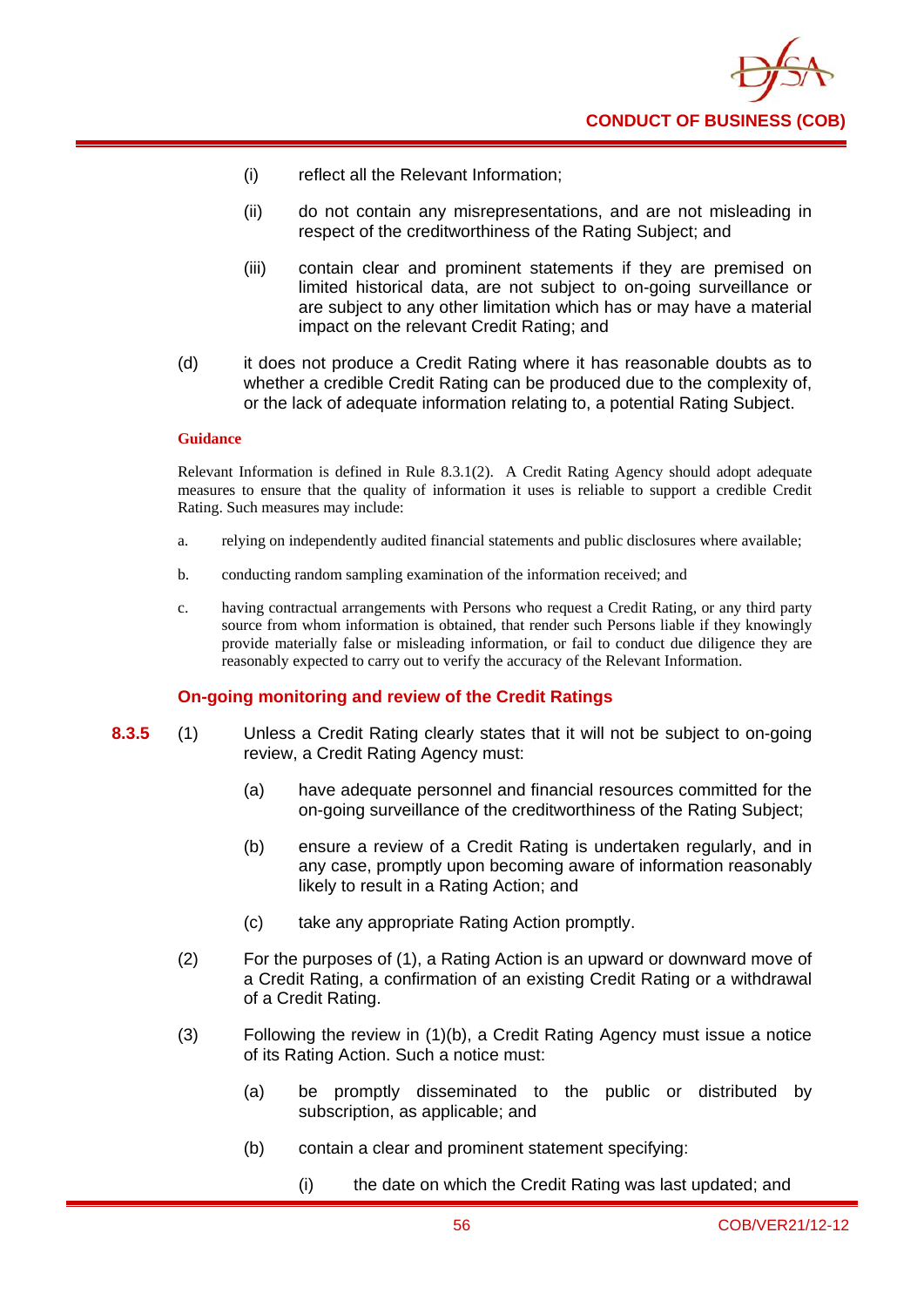(i) reflect all the Relevant Information;

(ii) do not contain any misrepresentations, and are not misleading in respect of the creditworthiness of the Rating Subject; and

(iii) contain clear and prominent statements if they are premised on limited historical data, are not subject to on-going surveillance or are subject to any other limitation which has or may have a material impact on the relevant Credit Rating; and

(d) it does not produce a Credit Rating where it has reasonable doubts as to whether a credible Credit Rating can be produced due to the complexity of, or the lack of adequate information relating to, a potential Rating Subject.

**Guidance**

Relevant Information is defined in Rule 8.3.1(2). A Credit Rating Agency should adopt adequate measures to ensure that the quality of information it uses is reliable to support a credible Credit Rating. Such measures may include:

a. relying on independently audited financial statements and public disclosures where available;

b. conducting random sampling examination of the information received; and

c. having contractual arrangements with Persons who request a Credit Rating, or any third party source from whom information is obtained, that render such Persons liable if they knowingly provide materially false or misleading information, or fail to conduct due diligence they are reasonably expected to carry out to verify the accuracy of the Relevant Information.

### On-going monitoring and review of the Credit Ratings

**8.3.5** (1) Unless a Credit Rating clearly states that it will not be subject to on-going review, a Credit Rating Agency must:

(a) have adequate personnel and financial resources committed for the on-going surveillance of the creditworthiness of the Rating Subject;

(b) ensure a review of a Credit Rating is undertaken regularly, and in any case, promptly upon becoming aware of information reasonably likely to result in a Rating Action; and

(c) take any appropriate Rating Action promptly.

(2) For the purposes of (1), a Rating Action is an upward or downward move of a Credit Rating, a confirmation of an existing Credit Rating or a withdrawal of a Credit Rating.

(3) Following the review in (1)(b), a Credit Rating Agency must issue a notice of its Rating Action. Such a notice must:

(a) be promptly disseminated to the public or distributed by subscription, as applicable; and

(b) contain a clear and prominent statement specifying:

(i) the date on which the Credit Rating was last updated; and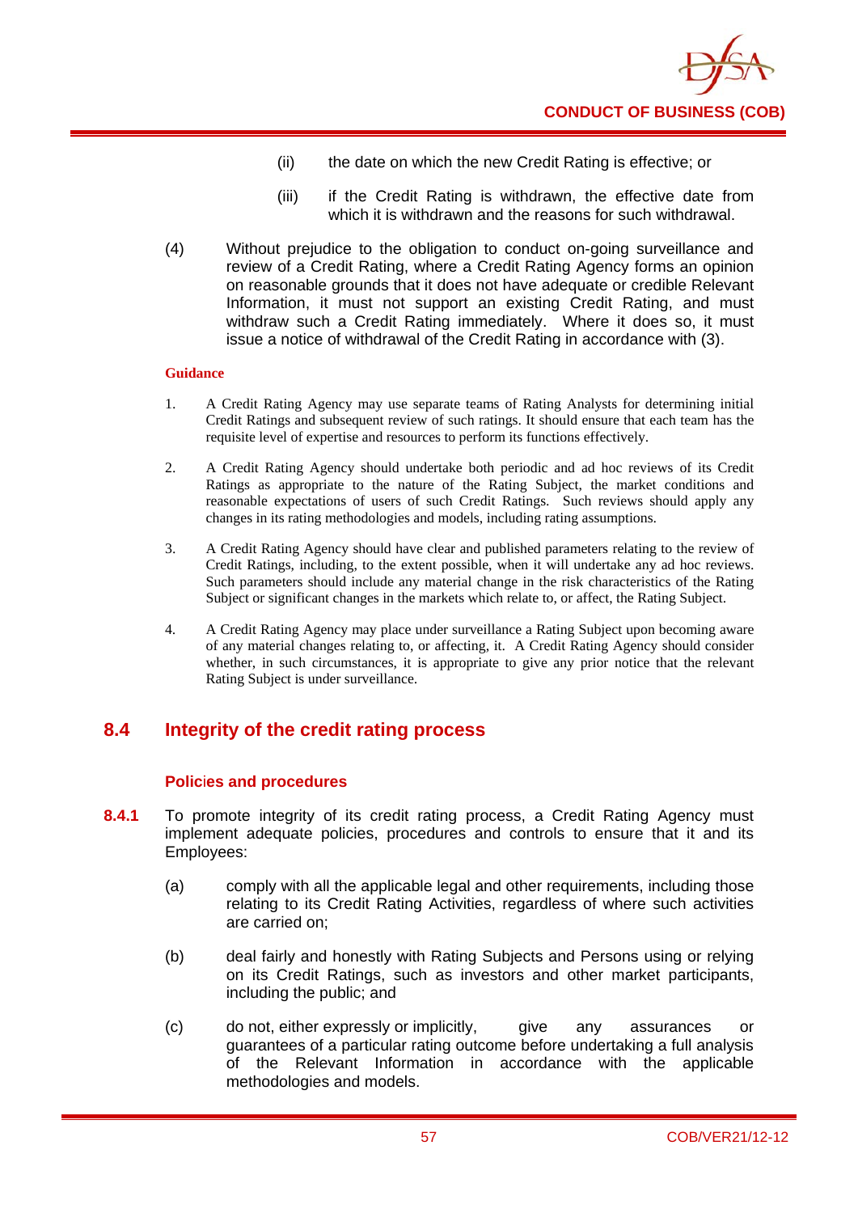(ii) the date on which the new Credit Rating is effective; or

(iii) if the Credit Rating is withdrawn, the effective date from which it is withdrawn and the reasons for such withdrawal.

(4) Without prejudice to the obligation to conduct on-going surveillance and review of a Credit Rating, where a Credit Rating Agency forms an opinion on reasonable grounds that it does not have adequate or credible Relevant Information, it must not support an existing Credit Rating, and must withdraw such a Credit Rating immediately. Where it does so, it must issue a notice of withdrawal of the Credit Rating in accordance with (3).

**Guidance**

1. A Credit Rating Agency may use separate teams of Rating Analysts for determining initial Credit Ratings and subsequent review of such ratings. It should ensure that each team has the requisite level of expertise and resources to perform its functions effectively.

2. A Credit Rating Agency should undertake both periodic and ad hoc reviews of its Credit Ratings as appropriate to the nature of the Rating Subject, the market conditions and reasonable expectations of users of such Credit Ratings. Such reviews should apply any changes in its rating methodologies and models, including rating assumptions.

3. A Credit Rating Agency should have clear and published parameters relating to the review of Credit Ratings, including, to the extent possible, when it will undertake any ad hoc reviews. Such parameters should include any material change in the risk characteristics of the Rating Subject or significant changes in the markets which relate to, or affect, the Rating Subject.

4. A Credit Rating Agency may place under surveillance a Rating Subject upon becoming aware of any material changes relating to, or affecting, it. A Credit Rating Agency should consider whether, in such circumstances, it is appropriate to give any prior notice that the relevant Rating Subject is under surveillance.

## 8.4 Integrity of the credit rating process

### Policies and procedures

**8.4.1** To promote integrity of its credit rating process, a Credit Rating Agency must implement adequate policies, procedures and controls to ensure that it and its Employees:

(a) comply with all the applicable legal and other requirements, including those relating to its Credit Rating Activities, regardless of where such activities are carried on;

(b) deal fairly and honestly with Rating Subjects and Persons using or relying on its Credit Ratings, such as investors and other market participants, including the public; and

(c) do not, either expressly or implicitly, give any assurances or guarantees of a particular rating outcome before undertaking a full analysis of the Relevant Information in accordance with the applicable methodologies and models.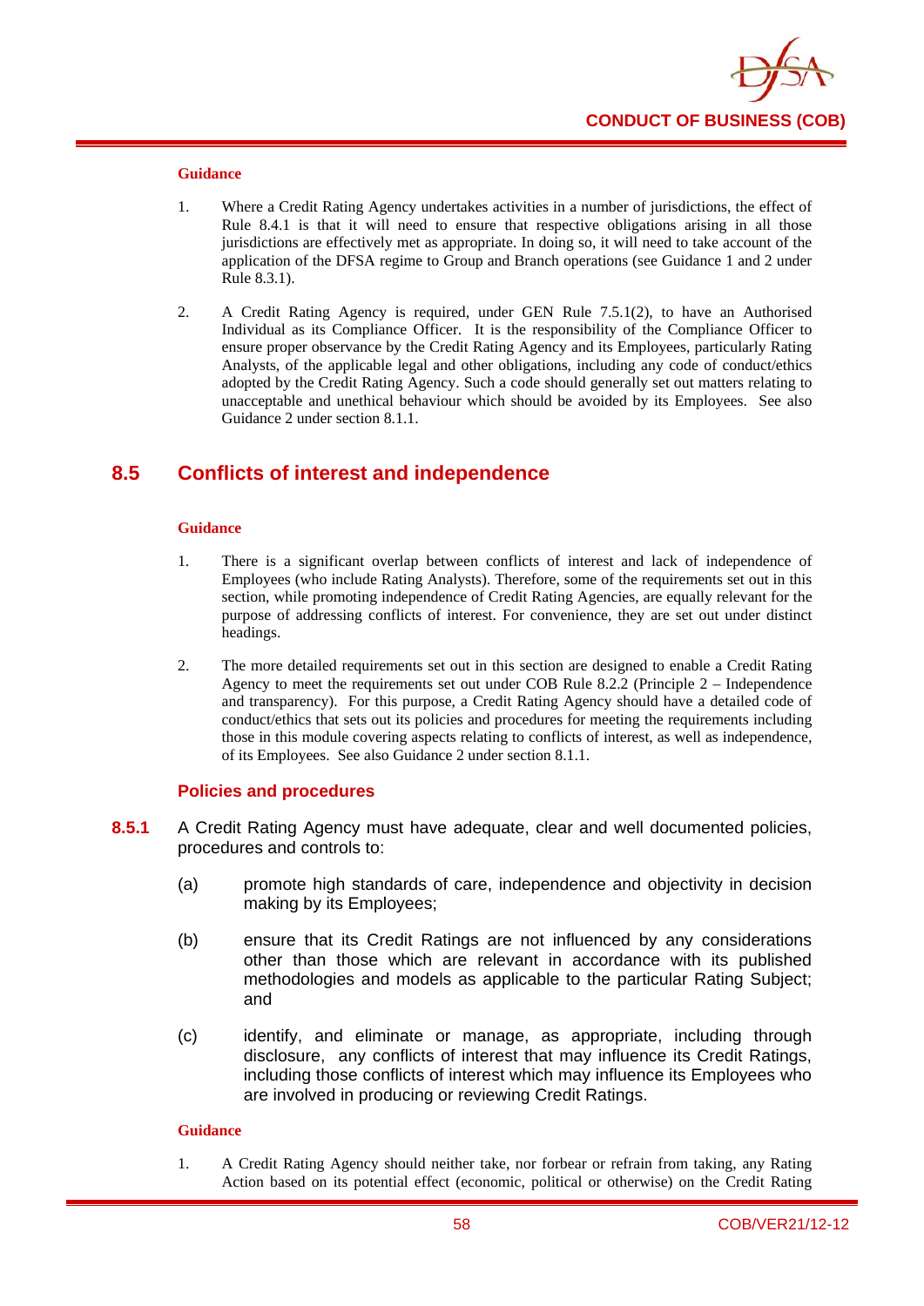**Guidance**

1. Where a Credit Rating Agency undertakes activities in a number of jurisdictions, the effect of Rule 8.4.1 is that it will need to ensure that respective obligations arising in all those jurisdictions are effectively met as appropriate. In doing so, it will need to take account of the application of the DFSA regime to Group and Branch operations (see Guidance 1 and 2 under Rule 8.3.1).

2. A Credit Rating Agency is required, under GEN Rule 7.5.1(2), to have an Authorised Individual as its Compliance Officer. It is the responsibility of the Compliance Officer to ensure proper observance by the Credit Rating Agency and its Employees, particularly Rating Analysts, of the applicable legal and other obligations, including any code of conduct/ethics adopted by the Credit Rating Agency. Such a code should generally set out matters relating to unacceptable and unethical behaviour which should be avoided by its Employees. See also Guidance 2 under section 8.1.1.

## 8.5 Conflicts of interest and independence

**Guidance**

1. There is a significant overlap between conflicts of interest and lack of independence of Employees (who include Rating Analysts). Therefore, some of the requirements set out in this section, while promoting independence of Credit Rating Agencies, are equally relevant for the purpose of addressing conflicts of interest. For convenience, they are set out under distinct headings.

2. The more detailed requirements set out in this section are designed to enable a Credit Rating Agency to meet the requirements set out under COB Rule 8.2.2 (Principle 2 – Independence and transparency). For this purpose, a Credit Rating Agency should have a detailed code of conduct/ethics that sets out its policies and procedures for meeting the requirements including those in this module covering aspects relating to conflicts of interest, as well as independence, of its Employees. See also Guidance 2 under section 8.1.1.

### Policies and procedures

**8.5.1** A Credit Rating Agency must have adequate, clear and well documented policies, procedures and controls to:

(a) promote high standards of care, independence and objectivity in decision making by its Employees;

(b) ensure that its Credit Ratings are not influenced by any considerations other than those which are relevant in accordance with its published methodologies and models as applicable to the particular Rating Subject; and

(c) identify, and eliminate or manage, as appropriate, including through disclosure, any conflicts of interest that may influence its Credit Ratings, including those conflicts of interest which may influence its Employees who are involved in producing or reviewing Credit Ratings.

**Guidance**

1. A Credit Rating Agency should neither take, nor forbear or refrain from taking, any Rating Action based on its potential effect (economic, political or otherwise) on the Credit Rating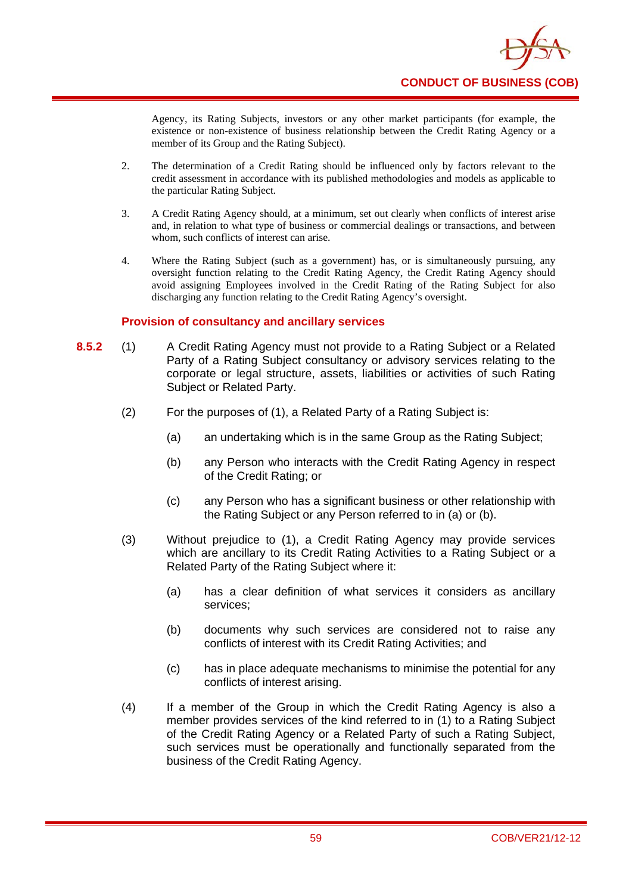Agency, its Rating Subjects, investors or any other market participants (for example, the existence or non-existence of business relationship between the Credit Rating Agency or a member of its Group and the Rating Subject).

2. The determination of a Credit Rating should be influenced only by factors relevant to the credit assessment in accordance with its published methodologies and models as applicable to the particular Rating Subject.

3. A Credit Rating Agency should, at a minimum, set out clearly when conflicts of interest arise and, in relation to what type of business or commercial dealings or transactions, and between whom, such conflicts of interest can arise.

4. Where the Rating Subject (such as a government) has, or is simultaneously pursuing, any oversight function relating to the Credit Rating Agency, the Credit Rating Agency should avoid assigning Employees involved in the Credit Rating of the Rating Subject for also discharging any function relating to the Credit Rating Agency's oversight.

### Provision of consultancy and ancillary services

**8.5.2** (1) A Credit Rating Agency must not provide to a Rating Subject or a Related Party of a Rating Subject consultancy or advisory services relating to the corporate or legal structure, assets, liabilities or activities of such Rating Subject or Related Party.

(2) For the purposes of (1), a Related Party of a Rating Subject is:

(a) an undertaking which is in the same Group as the Rating Subject;

(b) any Person who interacts with the Credit Rating Agency in respect of the Credit Rating; or

(c) any Person who has a significant business or other relationship with the Rating Subject or any Person referred to in (a) or (b).

(3) Without prejudice to (1), a Credit Rating Agency may provide services which are ancillary to its Credit Rating Activities to a Rating Subject or a Related Party of the Rating Subject where it:

(a) has a clear definition of what services it considers as ancillary services;

(b) documents why such services are considered not to raise any conflicts of interest with its Credit Rating Activities; and

(c) has in place adequate mechanisms to minimise the potential for any conflicts of interest arising.

(4) If a member of the Group in which the Credit Rating Agency is also a member provides services of the kind referred to in (1) to a Rating Subject of the Credit Rating Agency or a Related Party of such a Rating Subject, such services must be operationally and functionally separated from the business of the Credit Rating Agency.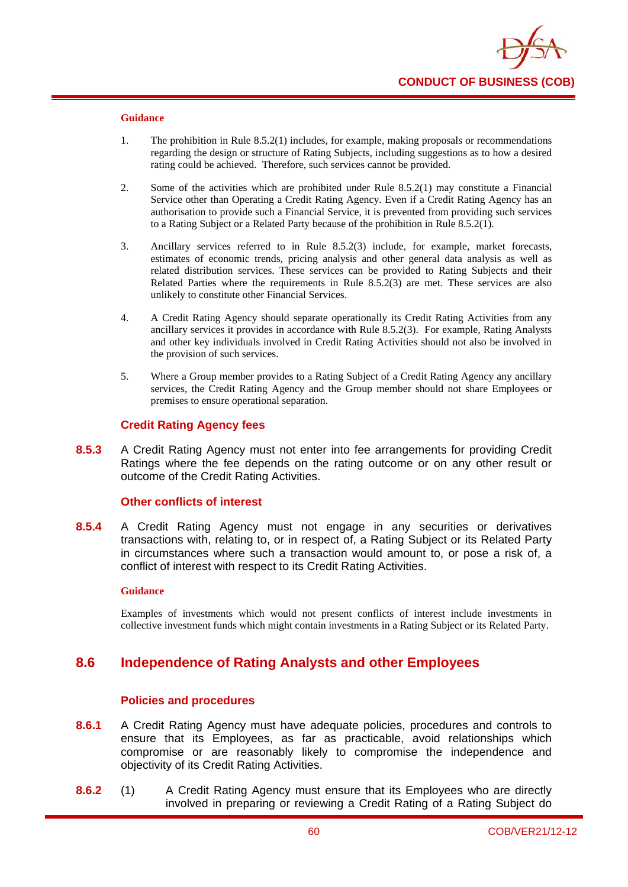#### Guidance

1. The prohibition in Rule 8.5.2(1) includes, for example, making proposals or recommendations regarding the design or structure of Rating Subjects, including suggestions as to how a desired rating could be achieved. Therefore, such services cannot be provided.

2. Some of the activities which are prohibited under Rule 8.5.2(1) may constitute a Financial Service other than Operating a Credit Rating Agency. Even if a Credit Rating Agency has an authorisation to provide such a Financial Service, it is prevented from providing such services to a Rating Subject or a Related Party because of the prohibition in Rule 8.5.2(1).

3. Ancillary services referred to in Rule 8.5.2(3) include, for example, market forecasts, estimates of economic trends, pricing analysis and other general data analysis as well as related distribution services. These services can be provided to Rating Subjects and their Related Parties where the requirements in Rule 8.5.2(3) are met. These services are also unlikely to constitute other Financial Services.

4. A Credit Rating Agency should separate operationally its Credit Rating Activities from any ancillary services it provides in accordance with Rule 8.5.2(3). For example, Rating Analysts and other key individuals involved in Credit Rating Activities should not also be involved in the provision of such services.

5. Where a Group member provides to a Rating Subject of a Credit Rating Agency any ancillary services, the Credit Rating Agency and the Group member should not share Employees or premises to ensure operational separation.

### Credit Rating Agency fees

**8.5.3** A Credit Rating Agency must not enter into fee arrangements for providing Credit Ratings where the fee depends on the rating outcome or on any other result or outcome of the Credit Rating Activities.

### Other conflicts of interest

**8.5.4** A Credit Rating Agency must not engage in any securities or derivatives transactions with, relating to, or in respect of, a Rating Subject or its Related Party in circumstances where such a transaction would amount to, or pose a risk of, a conflict of interest with respect to its Credit Rating Activities.

#### Guidance

Examples of investments which would not present conflicts of interest include investments in collective investment funds which might contain investments in a Rating Subject or its Related Party.

## 8.6 Independence of Rating Analysts and other Employees

### Policies and procedures

**8.6.1** A Credit Rating Agency must have adequate policies, procedures and controls to ensure that its Employees, as far as practicable, avoid relationships which compromise or are reasonably likely to compromise the independence and objectivity of its Credit Rating Activities.

**8.6.2** (1) A Credit Rating Agency must ensure that its Employees who are directly involved in preparing or reviewing a Credit Rating of a Rating Subject do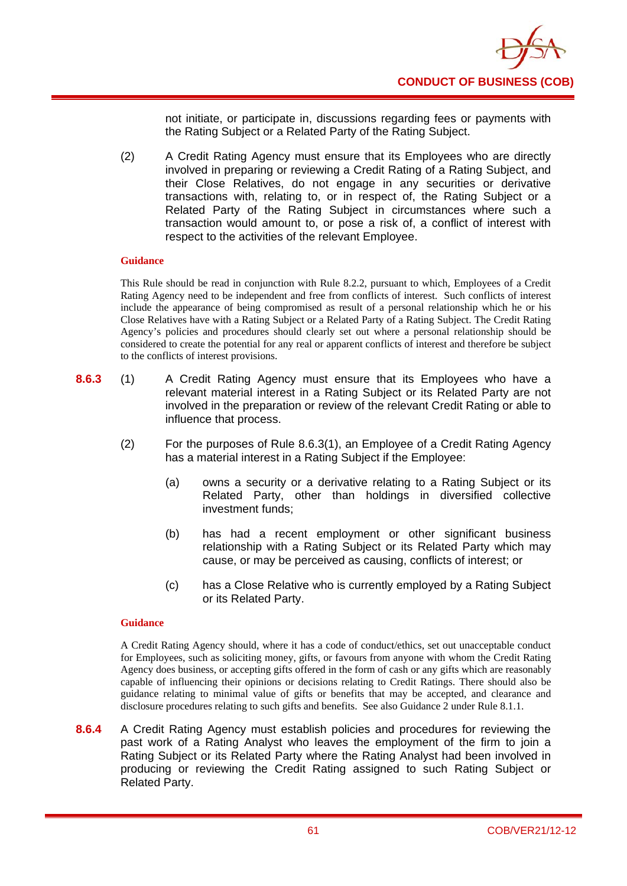not initiate, or participate in, discussions regarding fees or payments with the Rating Subject or a Related Party of the Rating Subject.

(2) A Credit Rating Agency must ensure that its Employees who are directly involved in preparing or reviewing a Credit Rating of a Rating Subject, and their Close Relatives, do not engage in any securities or derivative transactions with, relating to, or in respect of, the Rating Subject or a Related Party of the Rating Subject in circumstances where such a transaction would amount to, or pose a risk of, a conflict of interest with respect to the activities of the relevant Employee.

**Guidance**

This Rule should be read in conjunction with Rule 8.2.2, pursuant to which, Employees of a Credit Rating Agency need to be independent and free from conflicts of interest. Such conflicts of interest include the appearance of being compromised as result of a personal relationship which he or his Close Relatives have with a Rating Subject or a Related Party of a Rating Subject. The Credit Rating Agency's policies and procedures should clearly set out where a personal relationship should be considered to create the potential for any real or apparent conflicts of interest and therefore be subject to the conflicts of interest provisions.

**8.6.3** (1) A Credit Rating Agency must ensure that its Employees who have a relevant material interest in a Rating Subject or its Related Party are not involved in the preparation or review of the relevant Credit Rating or able to influence that process.

(2) For the purposes of Rule 8.6.3(1), an Employee of a Credit Rating Agency has a material interest in a Rating Subject if the Employee:

(a) owns a security or a derivative relating to a Rating Subject or its Related Party, other than holdings in diversified collective investment funds;

(b) has had a recent employment or other significant business relationship with a Rating Subject or its Related Party which may cause, or may be perceived as causing, conflicts of interest; or

(c) has a Close Relative who is currently employed by a Rating Subject or its Related Party.

**Guidance**

A Credit Rating Agency should, where it has a code of conduct/ethics, set out unacceptable conduct for Employees, such as soliciting money, gifts, or favours from anyone with whom the Credit Rating Agency does business, or accepting gifts offered in the form of cash or any gifts which are reasonably capable of influencing their opinions or decisions relating to Credit Ratings. There should also be guidance relating to minimal value of gifts or benefits that may be accepted, and clearance and disclosure procedures relating to such gifts and benefits. See also Guidance 2 under Rule 8.1.1.

**8.6.4** A Credit Rating Agency must establish policies and procedures for reviewing the past work of a Rating Analyst who leaves the employment of the firm to join a Rating Subject or its Related Party where the Rating Analyst had been involved in producing or reviewing the Credit Rating assigned to such Rating Subject or Related Party.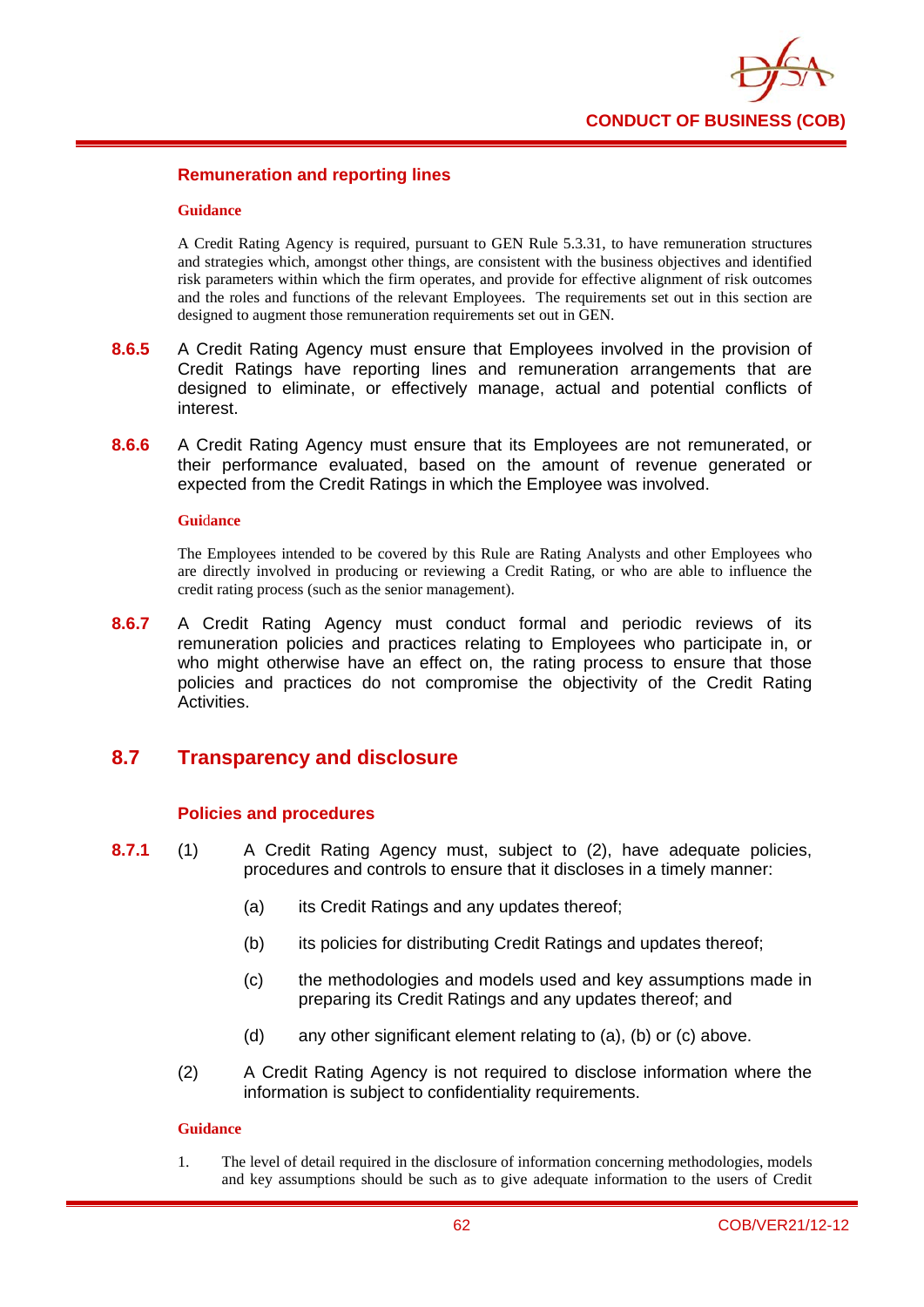### Remuneration and reporting lines

**Guidance**

A Credit Rating Agency is required, pursuant to GEN Rule 5.3.31, to have remuneration structures and strategies which, amongst other things, are consistent with the business objectives and identified risk parameters within which the firm operates, and provide for effective alignment of risk outcomes and the roles and functions of the relevant Employees. The requirements set out in this section are designed to augment those remuneration requirements set out in GEN.

**8.6.5** A Credit Rating Agency must ensure that Employees involved in the provision of Credit Ratings have reporting lines and remuneration arrangements that are designed to eliminate, or effectively manage, actual and potential conflicts of interest.

**8.6.6** A Credit Rating Agency must ensure that its Employees are not remunerated, or their performance evaluated, based on the amount of revenue generated or expected from the Credit Ratings in which the Employee was involved.

**Guidance**

The Employees intended to be covered by this Rule are Rating Analysts and other Employees who are directly involved in producing or reviewing a Credit Rating, or who are able to influence the credit rating process (such as the senior management).

**8.6.7** A Credit Rating Agency must conduct formal and periodic reviews of its remuneration policies and practices relating to Employees who participate in, or who might otherwise have an effect on, the rating process to ensure that those policies and practices do not compromise the objectivity of the Credit Rating Activities.

## 8.7 Transparency and disclosure

### Policies and procedures

**8.7.1** (1) A Credit Rating Agency must, subject to (2), have adequate policies, procedures and controls to ensure that it discloses in a timely manner:

(a) its Credit Ratings and any updates thereof;

(b) its policies for distributing Credit Ratings and updates thereof;

(c) the methodologies and models used and key assumptions made in preparing its Credit Ratings and any updates thereof; and

(d) any other significant element relating to (a), (b) or (c) above.

(2) A Credit Rating Agency is not required to disclose information where the information is subject to confidentiality requirements.

**Guidance**

1. The level of detail required in the disclosure of information concerning methodologies, models and key assumptions should be such as to give adequate information to the users of Credit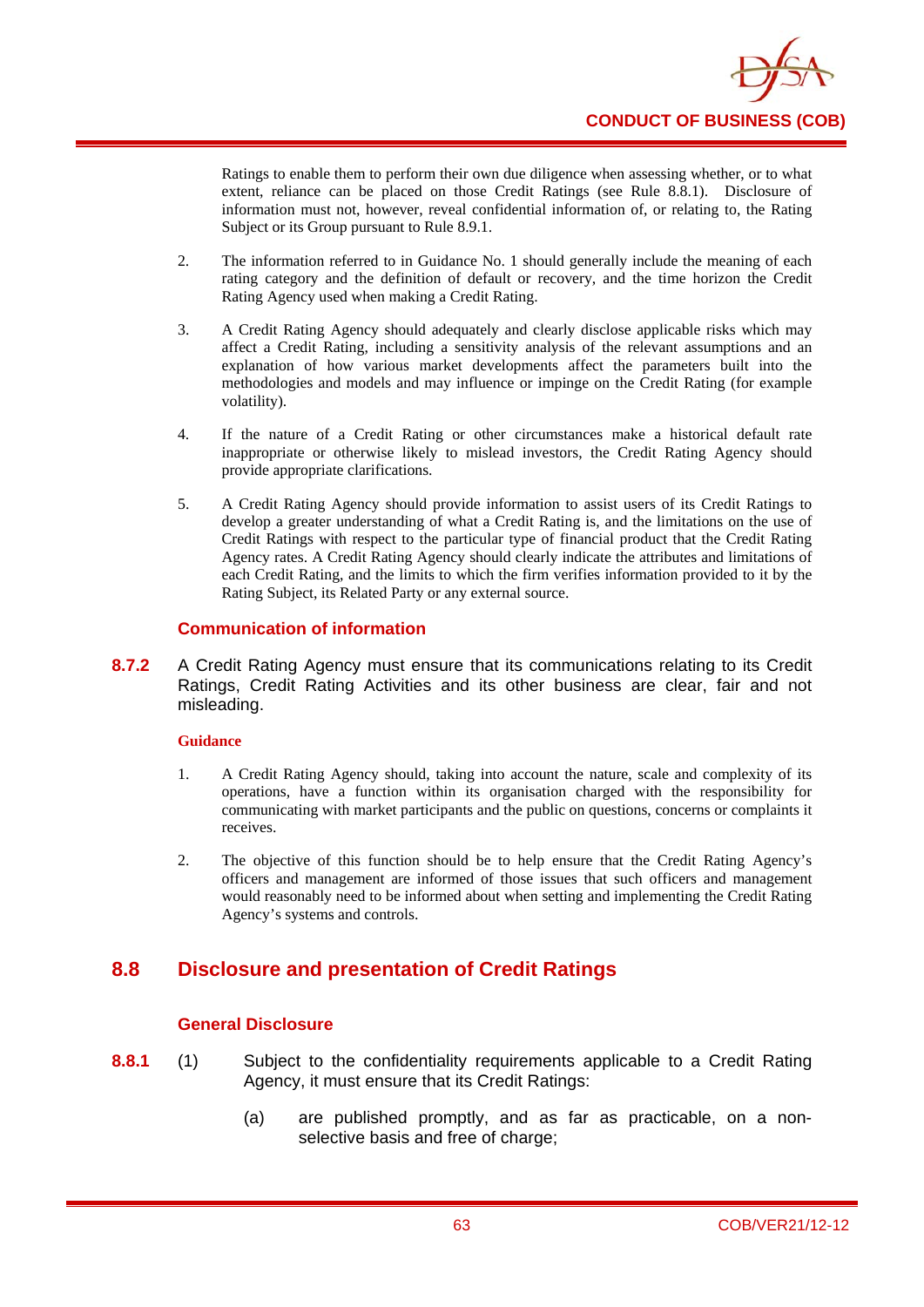Ratings to enable them to perform their own due diligence when assessing whether, or to what extent, reliance can be placed on those Credit Ratings (see Rule 8.8.1). Disclosure of information must not, however, reveal confidential information of, or relating to, the Rating Subject or its Group pursuant to Rule 8.9.1.

2. The information referred to in Guidance No. 1 should generally include the meaning of each rating category and the definition of default or recovery, and the time horizon the Credit Rating Agency used when making a Credit Rating.

3. A Credit Rating Agency should adequately and clearly disclose applicable risks which may affect a Credit Rating, including a sensitivity analysis of the relevant assumptions and an explanation of how various market developments affect the parameters built into the methodologies and models and may influence or impinge on the Credit Rating (for example volatility).

4. If the nature of a Credit Rating or other circumstances make a historical default rate inappropriate or otherwise likely to mislead investors, the Credit Rating Agency should provide appropriate clarifications.

5. A Credit Rating Agency should provide information to assist users of its Credit Ratings to develop a greater understanding of what a Credit Rating is, and the limitations on the use of Credit Ratings with respect to the particular type of financial product that the Credit Rating Agency rates. A Credit Rating Agency should clearly indicate the attributes and limitations of each Credit Rating, and the limits to which the firm verifies information provided to it by the Rating Subject, its Related Party or any external source.

### Communication of information

**8.7.2** A Credit Rating Agency must ensure that its communications relating to its Credit Ratings, Credit Rating Activities and its other business are clear, fair and not misleading.

**Guidance**

1. A Credit Rating Agency should, taking into account the nature, scale and complexity of its operations, have a function within its organisation charged with the responsibility for communicating with market participants and the public on questions, concerns or complaints it receives.

2. The objective of this function should be to help ensure that the Credit Rating Agency's officers and management are informed of those issues that such officers and management would reasonably need to be informed about when setting and implementing the Credit Rating Agency's systems and controls.

## 8.8 Disclosure and presentation of Credit Ratings

### General Disclosure

**8.8.1** (1) Subject to the confidentiality requirements applicable to a Credit Rating Agency, it must ensure that its Credit Ratings:

(a) are published promptly, and as far as practicable, on a non-selective basis and free of charge;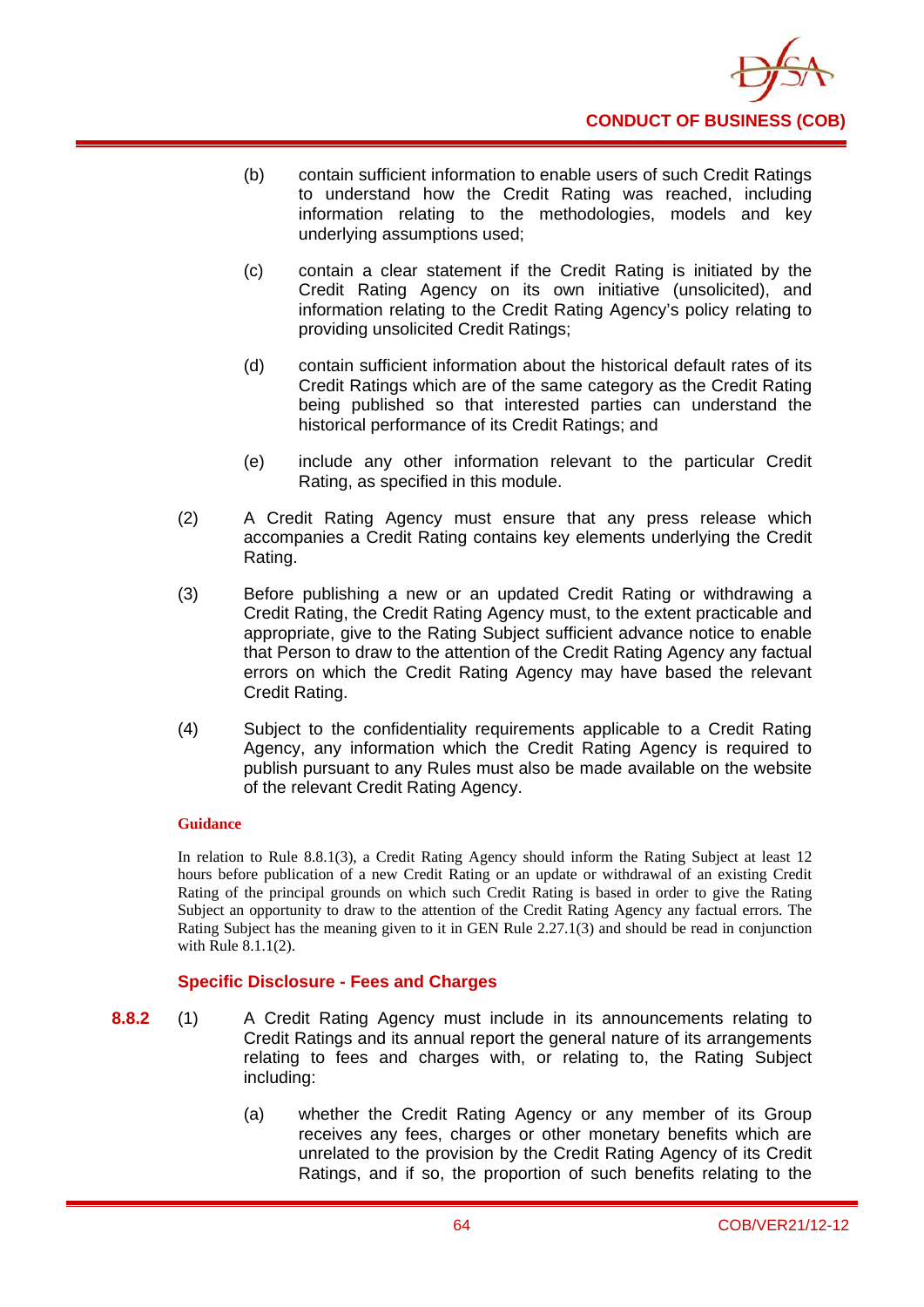(b) contain sufficient information to enable users of such Credit Ratings to understand how the Credit Rating was reached, including information relating to the methodologies, models and key underlying assumptions used;

(c) contain a clear statement if the Credit Rating is initiated by the Credit Rating Agency on its own initiative (unsolicited), and information relating to the Credit Rating Agency's policy relating to providing unsolicited Credit Ratings;

(d) contain sufficient information about the historical default rates of its Credit Ratings which are of the same category as the Credit Rating being published so that interested parties can understand the historical performance of its Credit Ratings; and

(e) include any other information relevant to the particular Credit Rating, as specified in this module.

(2) A Credit Rating Agency must ensure that any press release which accompanies a Credit Rating contains key elements underlying the Credit Rating.

(3) Before publishing a new or an updated Credit Rating or withdrawing a Credit Rating, the Credit Rating Agency must, to the extent practicable and appropriate, give to the Rating Subject sufficient advance notice to enable that Person to draw to the attention of the Credit Rating Agency any factual errors on which the Credit Rating Agency may have based the relevant Credit Rating.

(4) Subject to the confidentiality requirements applicable to a Credit Rating Agency, any information which the Credit Rating Agency is required to publish pursuant to any Rules must also be made available on the website of the relevant Credit Rating Agency.

**Guidance**

In relation to Rule 8.8.1(3), a Credit Rating Agency should inform the Rating Subject at least 12 hours before publication of a new Credit Rating or an update or withdrawal of an existing Credit Rating of the principal grounds on which such Credit Rating is based in order to give the Rating Subject an opportunity to draw to the attention of the Credit Rating Agency any factual errors. The Rating Subject has the meaning given to it in GEN Rule 2.27.1(3) and should be read in conjunction with Rule 8.1.1(2).

### Specific Disclosure - Fees and Charges

**8.8.2** (1) A Credit Rating Agency must include in its announcements relating to Credit Ratings and its annual report the general nature of its arrangements relating to fees and charges with, or relating to, the Rating Subject including:

(a) whether the Credit Rating Agency or any member of its Group receives any fees, charges or other monetary benefits which are unrelated to the provision by the Credit Rating Agency of its Credit Ratings, and if so, the proportion of such benefits relating to the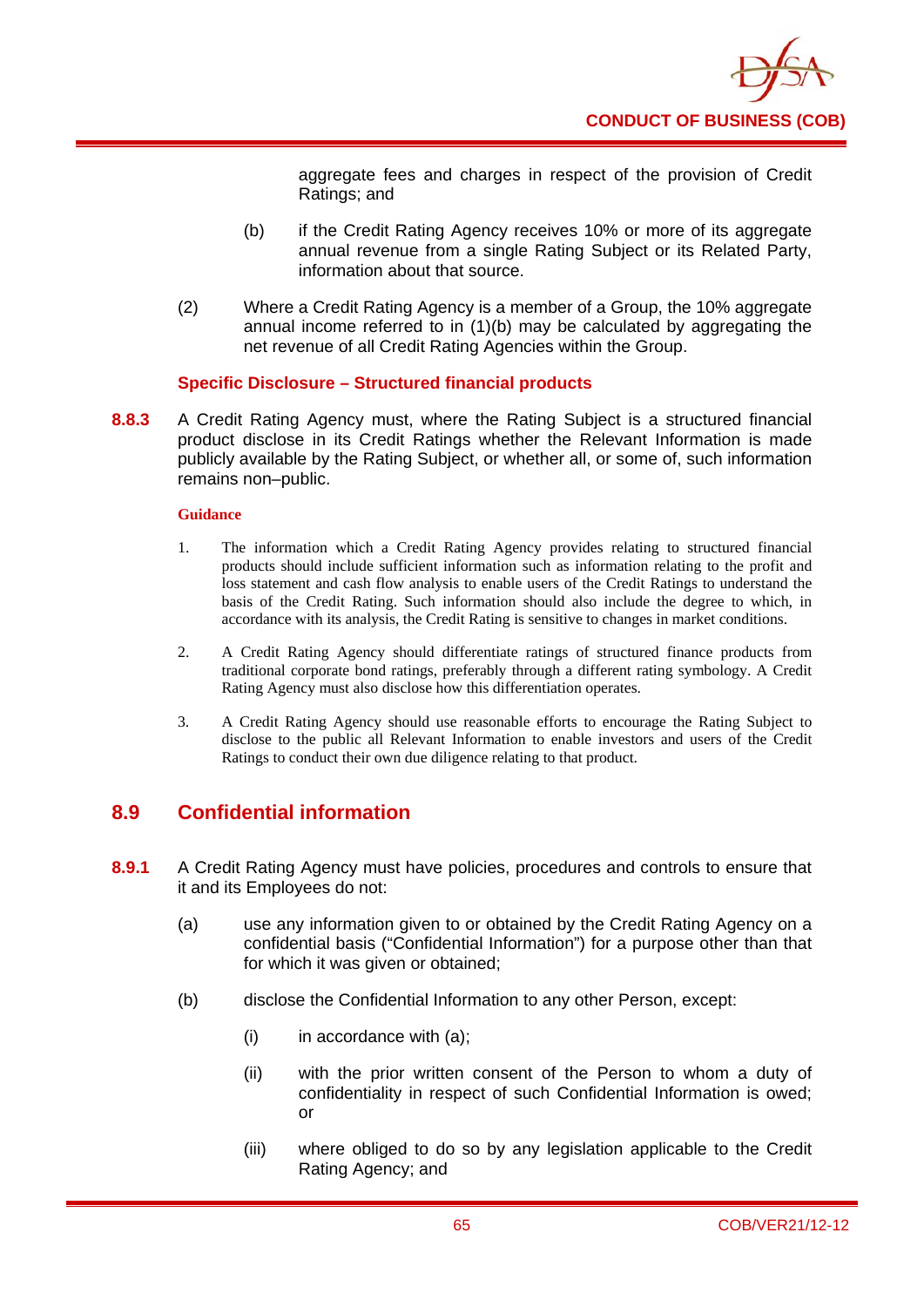aggregate fees and charges in respect of the provision of Credit Ratings; and

(b) if the Credit Rating Agency receives 10% or more of its aggregate annual revenue from a single Rating Subject or its Related Party, information about that source.

(2) Where a Credit Rating Agency is a member of a Group, the 10% aggregate annual income referred to in (1)(b) may be calculated by aggregating the net revenue of all Credit Rating Agencies within the Group.

#### Specific Disclosure – Structured financial products

**8.8.3** A Credit Rating Agency must, where the Rating Subject is a structured financial product disclose in its Credit Ratings whether the Relevant Information is made publicly available by the Rating Subject, or whether all, or some of, such information remains non–public.

**Guidance**

1. The information which a Credit Rating Agency provides relating to structured financial products should include sufficient information such as information relating to the profit and loss statement and cash flow analysis to enable users of the Credit Ratings to understand the basis of the Credit Rating. Such information should also include the degree to which, in accordance with its analysis, the Credit Rating is sensitive to changes in market conditions.

2. A Credit Rating Agency should differentiate ratings of structured finance products from traditional corporate bond ratings, preferably through a different rating symbology. A Credit Rating Agency must also disclose how this differentiation operates.

3. A Credit Rating Agency should use reasonable efforts to encourage the Rating Subject to disclose to the public all Relevant Information to enable investors and users of the Credit Ratings to conduct their own due diligence relating to that product.

## 8.9 Confidential information

**8.9.1** A Credit Rating Agency must have policies, procedures and controls to ensure that it and its Employees do not:

(a) use any information given to or obtained by the Credit Rating Agency on a confidential basis ("Confidential Information") for a purpose other than that for which it was given or obtained;

(b) disclose the Confidential Information to any other Person, except:

(i) in accordance with (a);

(ii) with the prior written consent of the Person to whom a duty of confidentiality in respect of such Confidential Information is owed; or

(iii) where obliged to do so by any legislation applicable to the Credit Rating Agency; and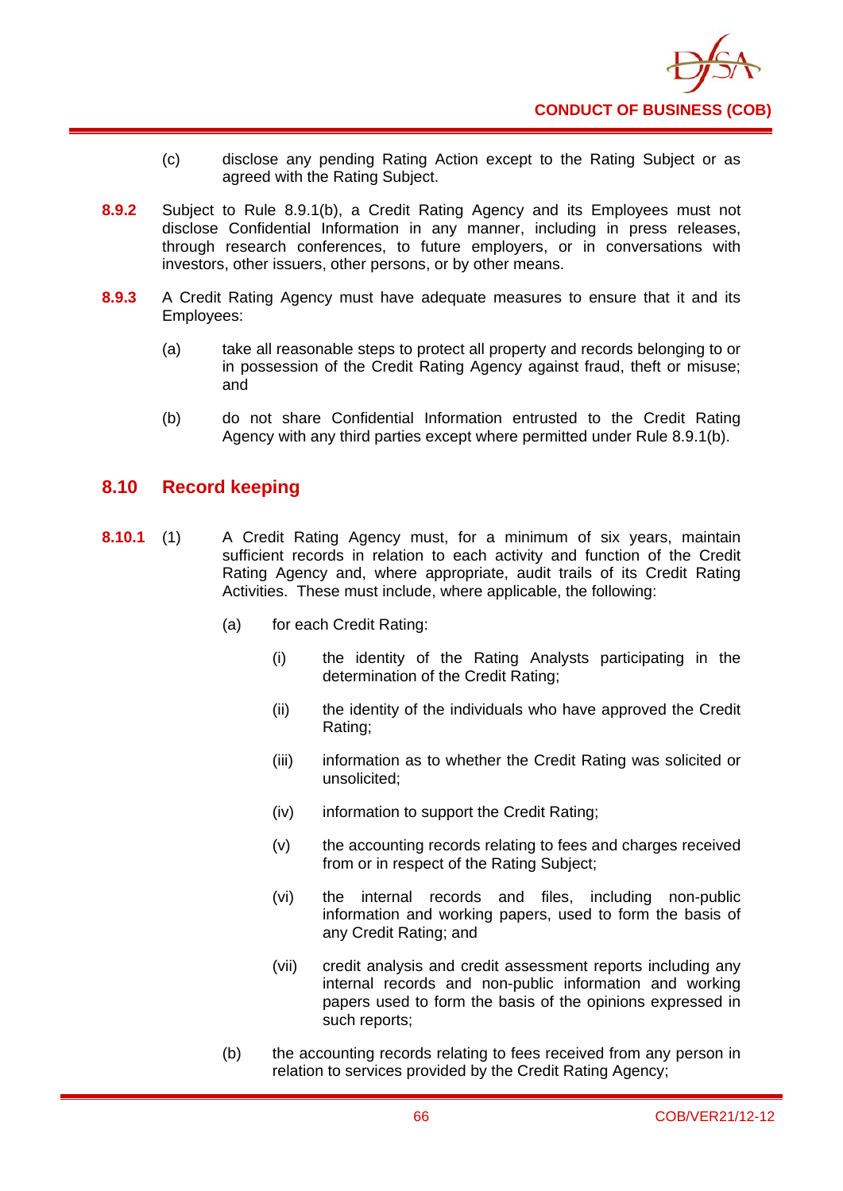(c) disclose any pending Rating Action except to the Rating Subject or as agreed with the Rating Subject.

**8.9.2** Subject to Rule 8.9.1(b), a Credit Rating Agency and its Employees must not disclose Confidential Information in any manner, including in press releases, through research conferences, to future employers, or in conversations with investors, other issuers, other persons, or by other means.

**8.9.3** A Credit Rating Agency must have adequate measures to ensure that it and its Employees:

(a) take all reasonable steps to protect all property and records belonging to or in possession of the Credit Rating Agency against fraud, theft or misuse; and

(b) do not share Confidential Information entrusted to the Credit Rating Agency with any third parties except where permitted under Rule 8.9.1(b).

## 8.10 Record keeping

**8.10.1** (1) A Credit Rating Agency must, for a minimum of six years, maintain sufficient records in relation to each activity and function of the Credit Rating Agency and, where appropriate, audit trails of its Credit Rating Activities. These must include, where applicable, the following:

(a) for each Credit Rating:

(i) the identity of the Rating Analysts participating in the determination of the Credit Rating;

(ii) the identity of the individuals who have approved the Credit Rating;

(iii) information as to whether the Credit Rating was solicited or unsolicited;

(iv) information to support the Credit Rating;

(v) the accounting records relating to fees and charges received from or in respect of the Rating Subject;

(vi) the internal records and files, including non-public information and working papers, used to form the basis of any Credit Rating; and

(vii) credit analysis and credit assessment reports including any internal records and non-public information and working papers used to form the basis of the opinions expressed in such reports;

(b) the accounting records relating to fees received from any person in relation to services provided by the Credit Rating Agency;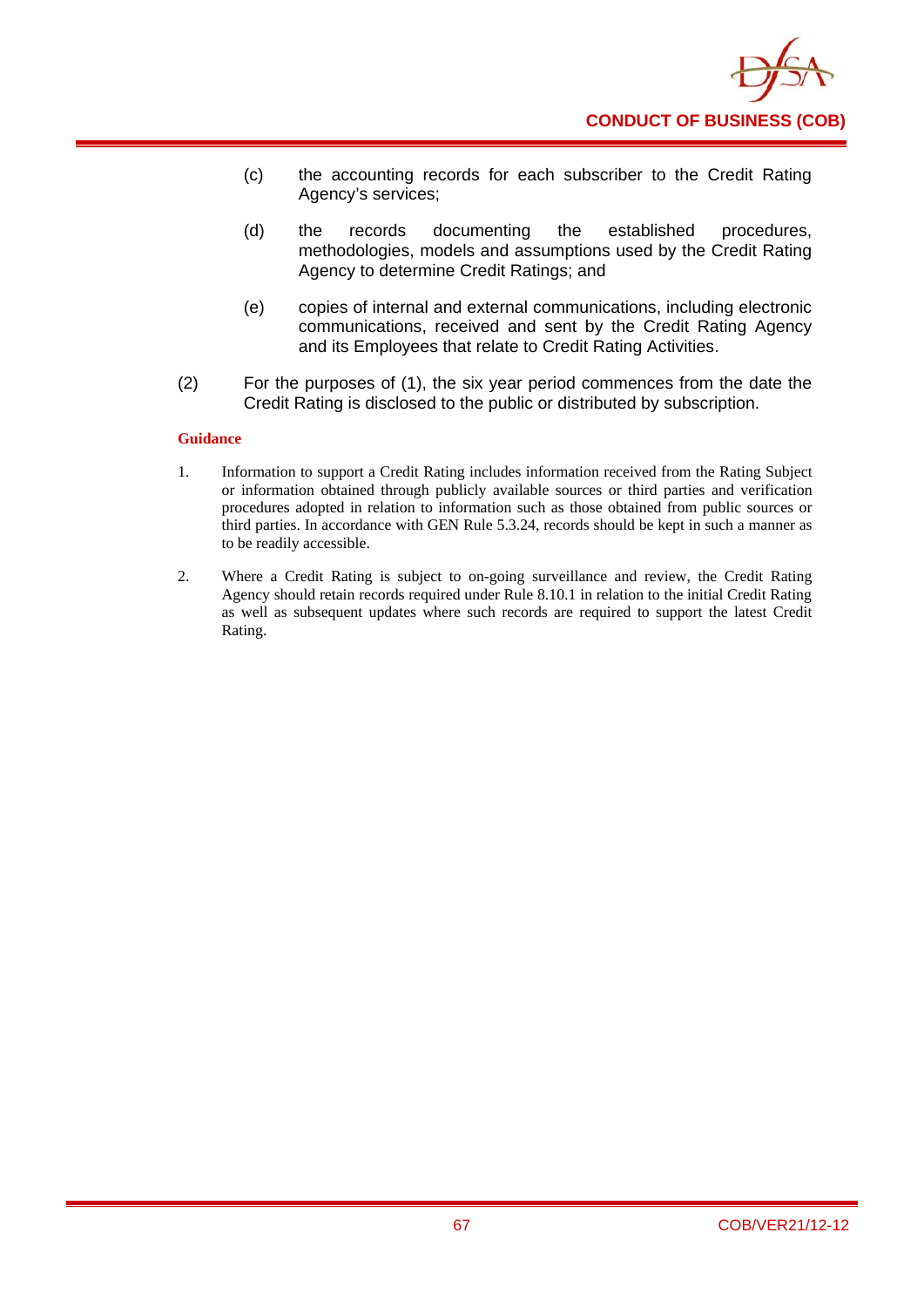(c) the accounting records for each subscriber to the Credit Rating Agency's services;

(d) the records documenting the established procedures, methodologies, models and assumptions used by the Credit Rating Agency to determine Credit Ratings; and

(e) copies of internal and external communications, including electronic communications, received and sent by the Credit Rating Agency and its Employees that relate to Credit Rating Activities.

(2) For the purposes of (1), the six year period commences from the date the Credit Rating is disclosed to the public or distributed by subscription.

**Guidance**

1. Information to support a Credit Rating includes information received from the Rating Subject or information obtained through publicly available sources or third parties and verification procedures adopted in relation to information such as those obtained from public sources or third parties. In accordance with GEN Rule 5.3.24, records should be kept in such a manner as to be readily accessible.

2. Where a Credit Rating is subject to on-going surveillance and review, the Credit Rating Agency should retain records required under Rule 8.10.1 in relation to the initial Credit Rating as well as subsequent updates where such records are required to support the latest Credit Rating.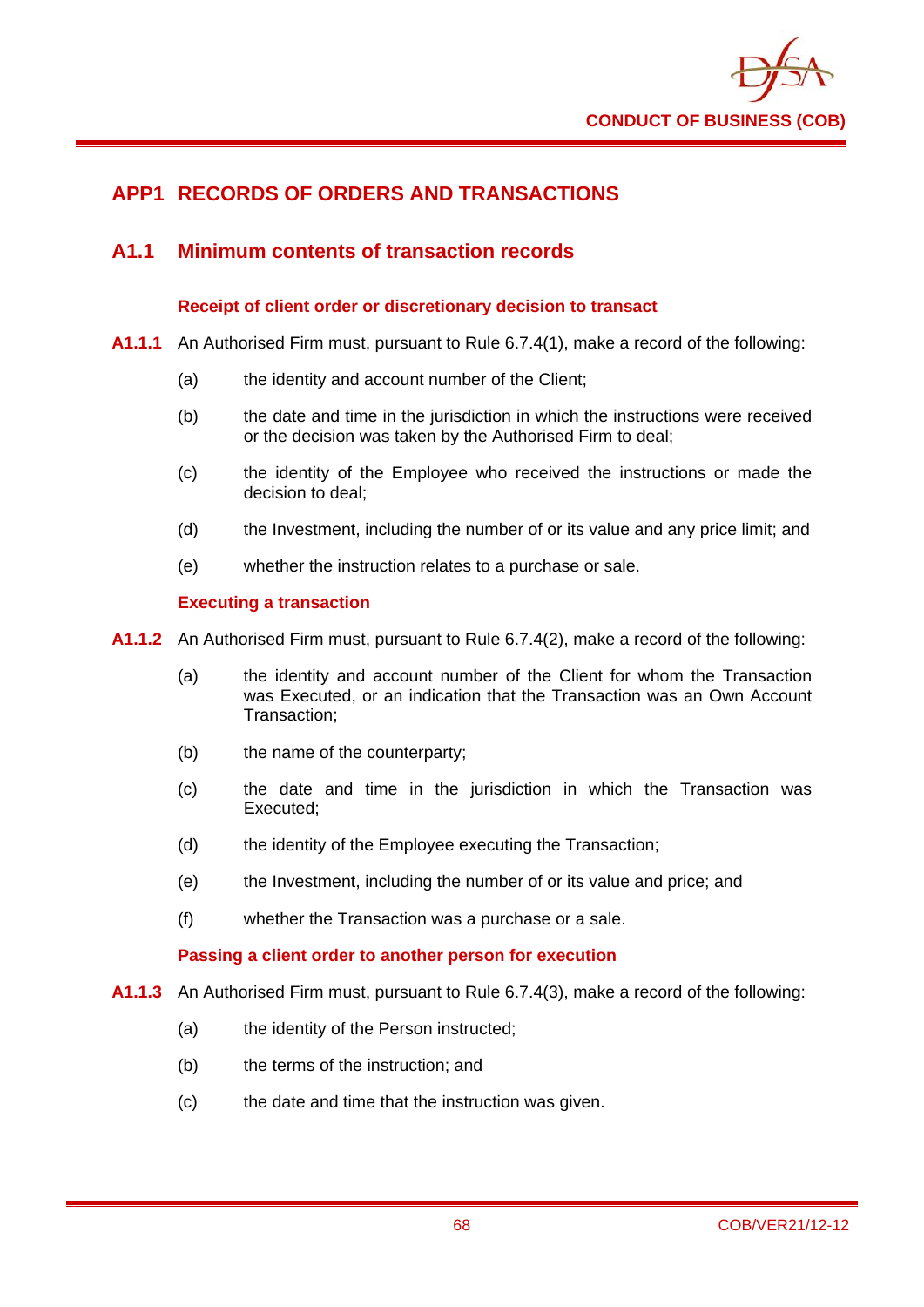# APP1 RECORDS OF ORDERS AND TRANSACTIONS

## A1.1 Minimum contents of transaction records

### Receipt of client order or discretionary decision to transact

**A1.1.1** An Authorised Firm must, pursuant to Rule 6.7.4(1), make a record of the following:

(a) the identity and account number of the Client;

(b) the date and time in the jurisdiction in which the instructions were received or the decision was taken by the Authorised Firm to deal;

(c) the identity of the Employee who received the instructions or made the decision to deal;

(d) the Investment, including the number of or its value and any price limit; and

(e) whether the instruction relates to a purchase or sale.

### Executing a transaction

**A1.1.2** An Authorised Firm must, pursuant to Rule 6.7.4(2), make a record of the following:

(a) the identity and account number of the Client for whom the Transaction was Executed, or an indication that the Transaction was an Own Account Transaction;

(b) the name of the counterparty;

(c) the date and time in the jurisdiction in which the Transaction was Executed;

(d) the identity of the Employee executing the Transaction;

(e) the Investment, including the number of or its value and price; and

(f) whether the Transaction was a purchase or a sale.

### Passing a client order to another person for execution

**A1.1.3** An Authorised Firm must, pursuant to Rule 6.7.4(3), make a record of the following:

(a) the identity of the Person instructed;

(b) the terms of the instruction; and

(c) the date and time that the instruction was given.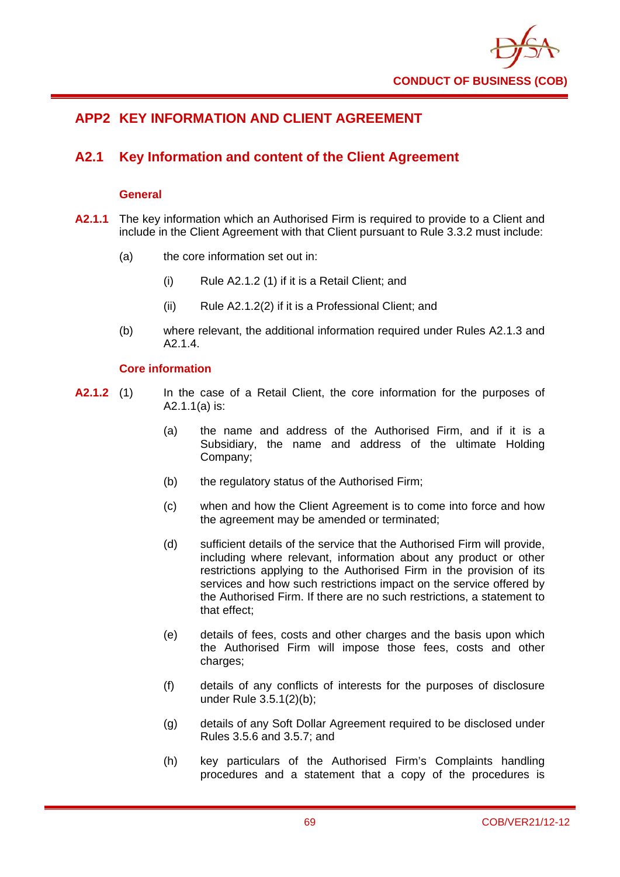## APP2 KEY INFORMATION AND CLIENT AGREEMENT

### A2.1 Key Information and content of the Client Agreement

#### General

**A2.1.1** The key information which an Authorised Firm is required to provide to a Client and include in the Client Agreement with that Client pursuant to Rule 3.3.2 must include:

(a) the core information set out in:

(i) Rule A2.1.2 (1) if it is a Retail Client; and

(ii) Rule A2.1.2(2) if it is a Professional Client; and

(b) where relevant, the additional information required under Rules A2.1.3 and A2.1.4.

#### Core information

**A2.1.2** (1) In the case of a Retail Client, the core information for the purposes of A2.1.1(a) is:

(a) the name and address of the Authorised Firm, and if it is a Subsidiary, the name and address of the ultimate Holding Company;

(b) the regulatory status of the Authorised Firm;

(c) when and how the Client Agreement is to come into force and how the agreement may be amended or terminated;

(d) sufficient details of the service that the Authorised Firm will provide, including where relevant, information about any product or other restrictions applying to the Authorised Firm in the provision of its services and how such restrictions impact on the service offered by the Authorised Firm. If there are no such restrictions, a statement to that effect;

(e) details of fees, costs and other charges and the basis upon which the Authorised Firm will impose those fees, costs and other charges;

(f) details of any conflicts of interests for the purposes of disclosure under Rule 3.5.1(2)(b);

(g) details of any Soft Dollar Agreement required to be disclosed under Rules 3.5.6 and 3.5.7; and

(h) key particulars of the Authorised Firm's Complaints handling procedures and a statement that a copy of the procedures is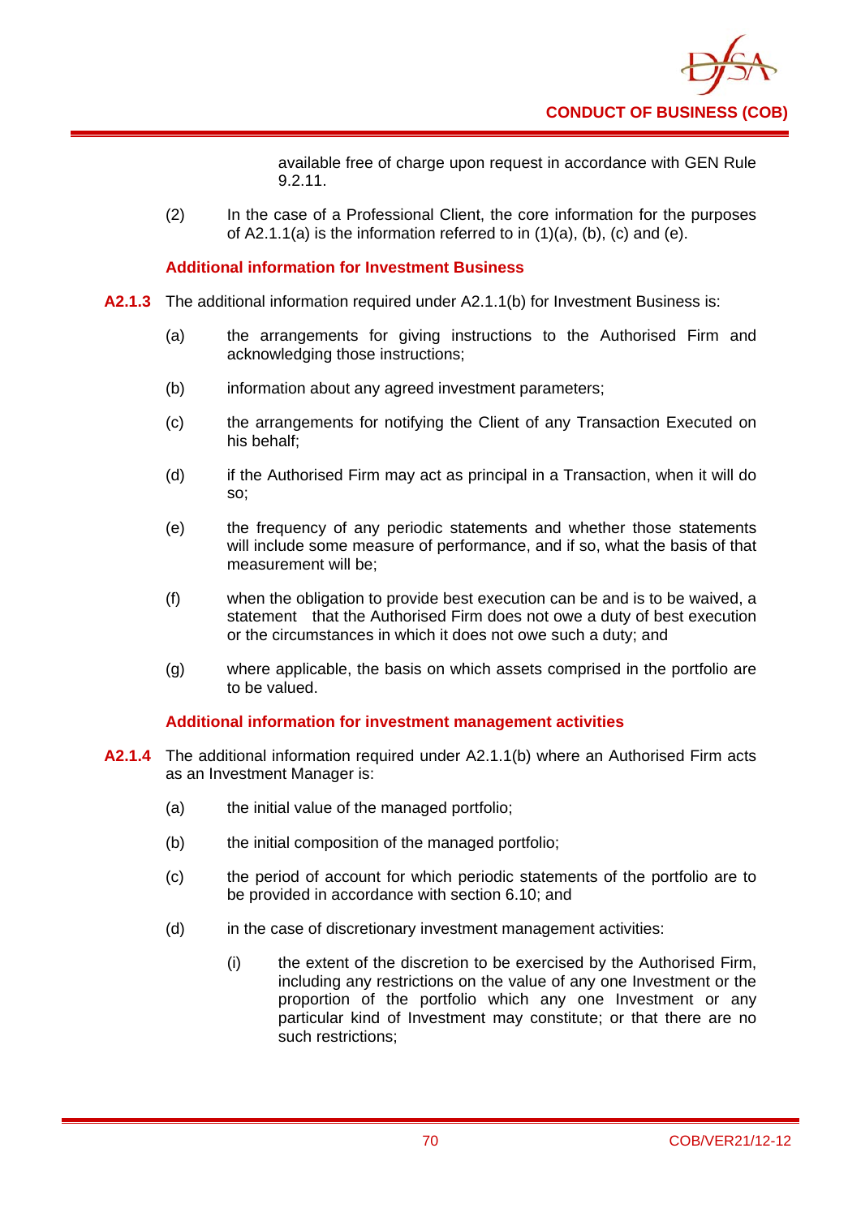available free of charge upon request in accordance with GEN Rule 9.2.11.

(2) In the case of a Professional Client, the core information for the purposes of A2.1.1(a) is the information referred to in (1)(a), (b), (c) and (e).

### Additional information for Investment Business

**A2.1.3** The additional information required under A2.1.1(b) for Investment Business is:

(a) the arrangements for giving instructions to the Authorised Firm and acknowledging those instructions;

(b) information about any agreed investment parameters;

(c) the arrangements for notifying the Client of any Transaction Executed on his behalf;

(d) if the Authorised Firm may act as principal in a Transaction, when it will do so;

(e) the frequency of any periodic statements and whether those statements will include some measure of performance, and if so, what the basis of that measurement will be;

(f) when the obligation to provide best execution can be and is to be waived, a statement that the Authorised Firm does not owe a duty of best execution or the circumstances in which it does not owe such a duty; and

(g) where applicable, the basis on which assets comprised in the portfolio are to be valued.

### Additional information for investment management activities

**A2.1.4** The additional information required under A2.1.1(b) where an Authorised Firm acts as an Investment Manager is:

(a) the initial value of the managed portfolio;

(b) the initial composition of the managed portfolio;

(c) the period of account for which periodic statements of the portfolio are to be provided in accordance with section 6.10; and

(d) in the case of discretionary investment management activities:

(i) the extent of the discretion to be exercised by the Authorised Firm, including any restrictions on the value of any one Investment or the proportion of the portfolio which any one Investment or any particular kind of Investment may constitute; or that there are no such restrictions;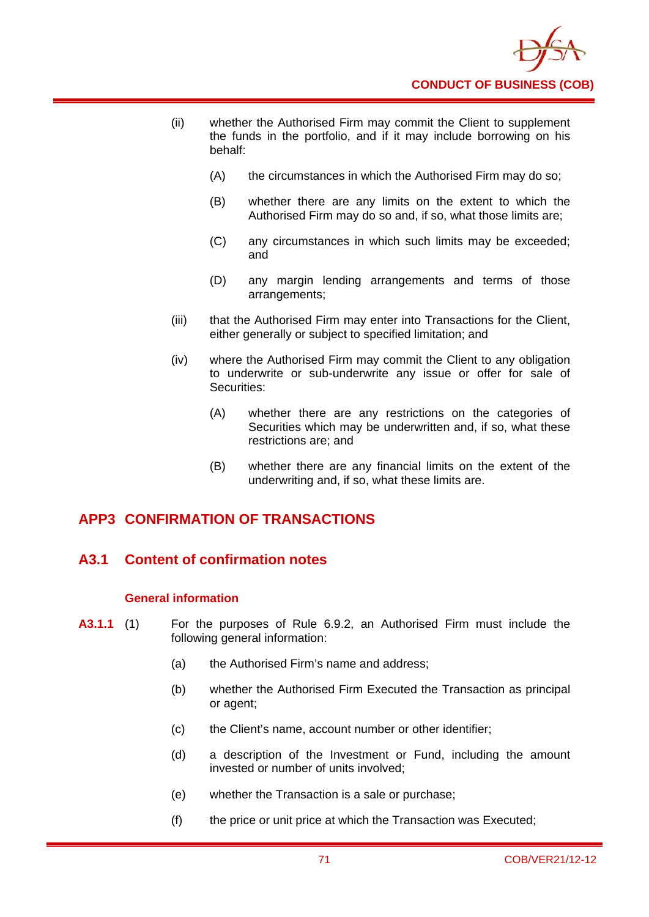(ii) whether the Authorised Firm may commit the Client to supplement the funds in the portfolio, and if it may include borrowing on his behalf:

(A) the circumstances in which the Authorised Firm may do so;

(B) whether there are any limits on the extent to which the Authorised Firm may do so and, if so, what those limits are;

(C) any circumstances in which such limits may be exceeded; and

(D) any margin lending arrangements and terms of those arrangements;

(iii) that the Authorised Firm may enter into Transactions for the Client, either generally or subject to specified limitation; and

(iv) where the Authorised Firm may commit the Client to any obligation to underwrite or sub-underwrite any issue or offer for sale of Securities:

(A) whether there are any restrictions on the categories of Securities which may be underwritten and, if so, what these restrictions are; and

(B) whether there are any financial limits on the extent of the underwriting and, if so, what these limits are.

# APP3 CONFIRMATION OF TRANSACTIONS

## A3.1 Content of confirmation notes

### General information

**A3.1.1** (1) For the purposes of Rule 6.9.2, an Authorised Firm must include the following general information:

(a) the Authorised Firm's name and address;

(b) whether the Authorised Firm Executed the Transaction as principal or agent;

(c) the Client's name, account number or other identifier;

(d) a description of the Investment or Fund, including the amount invested or number of units involved;

(e) whether the Transaction is a sale or purchase;

(f) the price or unit price at which the Transaction was Executed;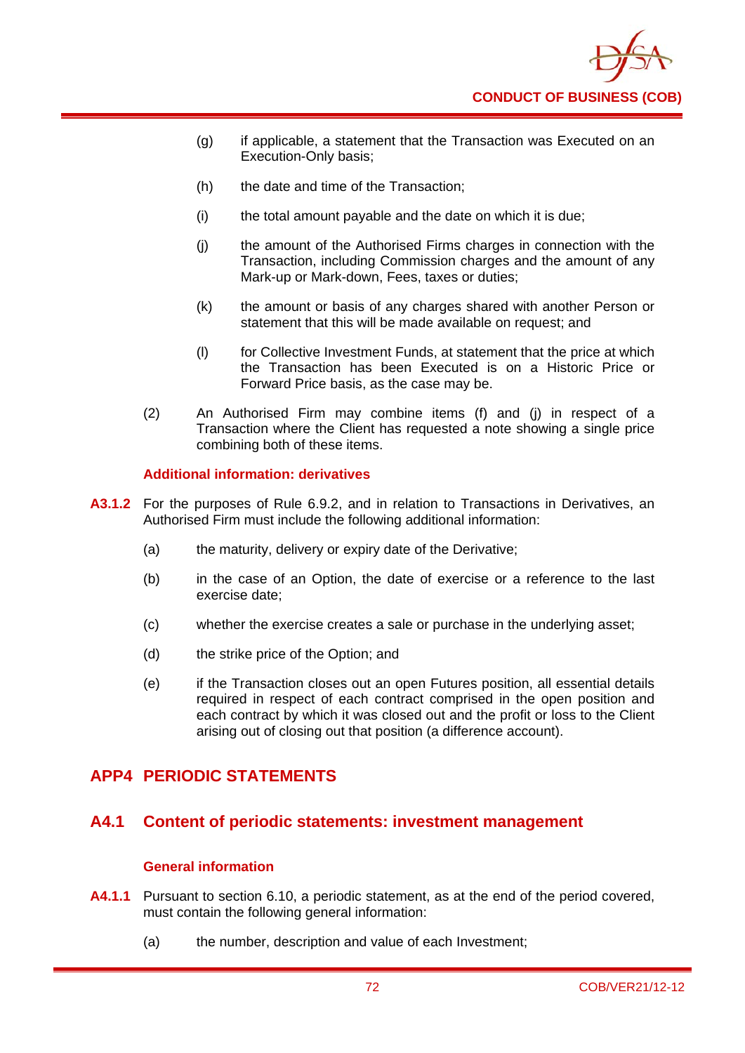(g) if applicable, a statement that the Transaction was Executed on an Execution-Only basis;

(h) the date and time of the Transaction;

(i) the total amount payable and the date on which it is due;

(j) the amount of the Authorised Firms charges in connection with the Transaction, including Commission charges and the amount of any Mark-up or Mark-down, Fees, taxes or duties;

(k) the amount or basis of any charges shared with another Person or statement that this will be made available on request; and

(l) for Collective Investment Funds, at statement that the price at which the Transaction has been Executed is on a Historic Price or Forward Price basis, as the case may be.

(2) An Authorised Firm may combine items (f) and (j) in respect of a Transaction where the Client has requested a note showing a single price combining both of these items.

#### Additional information: derivatives

**A3.1.2** For the purposes of Rule 6.9.2, and in relation to Transactions in Derivatives, an Authorised Firm must include the following additional information:

(a) the maturity, delivery or expiry date of the Derivative;

(b) in the case of an Option, the date of exercise or a reference to the last exercise date;

(c) whether the exercise creates a sale or purchase in the underlying asset;

(d) the strike price of the Option; and

(e) if the Transaction closes out an open Futures position, all essential details required in respect of each contract comprised in the open position and each contract by which it was closed out and the profit or loss to the Client arising out of closing out that position (a difference account).

## APP4 PERIODIC STATEMENTS

### A4.1 Content of periodic statements: investment management

#### General information

**A4.1.1** Pursuant to section 6.10, a periodic statement, as at the end of the period covered, must contain the following general information:

(a) the number, description and value of each Investment;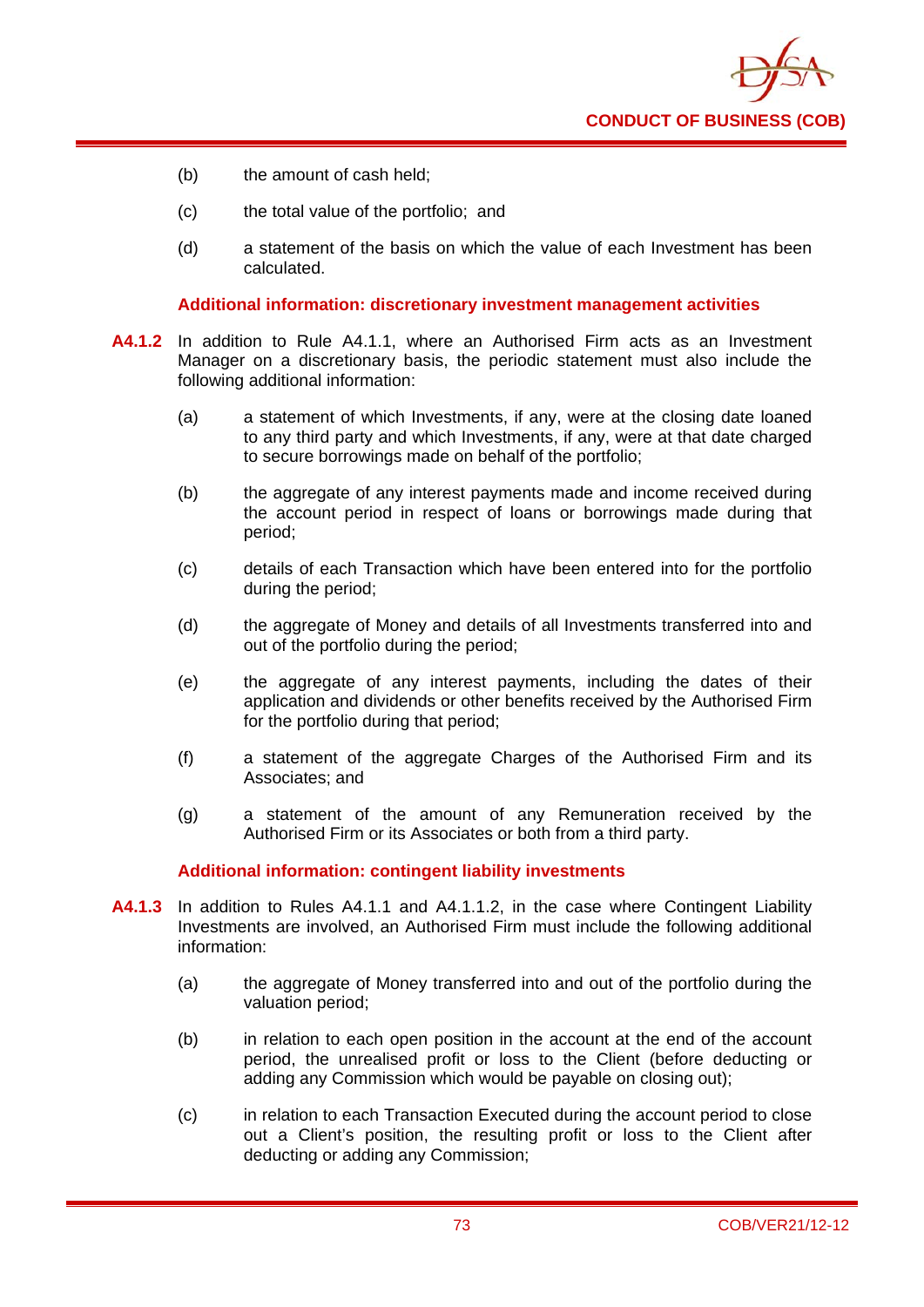(b) the amount of cash held;

(c) the total value of the portfolio; and

(d) a statement of the basis on which the value of each Investment has been calculated.

### Additional information: discretionary investment management activities

**A4.1.2** In addition to Rule A4.1.1, where an Authorised Firm acts as an Investment Manager on a discretionary basis, the periodic statement must also include the following additional information:

(a) a statement of which Investments, if any, were at the closing date loaned to any third party and which Investments, if any, were at that date charged to secure borrowings made on behalf of the portfolio;

(b) the aggregate of any interest payments made and income received during the account period in respect of loans or borrowings made during that period;

(c) details of each Transaction which have been entered into for the portfolio during the period;

(d) the aggregate of Money and details of all Investments transferred into and out of the portfolio during the period;

(e) the aggregate of any interest payments, including the dates of their application and dividends or other benefits received by the Authorised Firm for the portfolio during that period;

(f) a statement of the aggregate Charges of the Authorised Firm and its Associates; and

(g) a statement of the amount of any Remuneration received by the Authorised Firm or its Associates or both from a third party.

### Additional information: contingent liability investments

**A4.1.3** In addition to Rules A4.1.1 and A4.1.1.2, in the case where Contingent Liability Investments are involved, an Authorised Firm must include the following additional information:

(a) the aggregate of Money transferred into and out of the portfolio during the valuation period;

(b) in relation to each open position in the account at the end of the account period, the unrealised profit or loss to the Client (before deducting or adding any Commission which would be payable on closing out);

(c) in relation to each Transaction Executed during the account period to close out a Client's position, the resulting profit or loss to the Client after deducting or adding any Commission;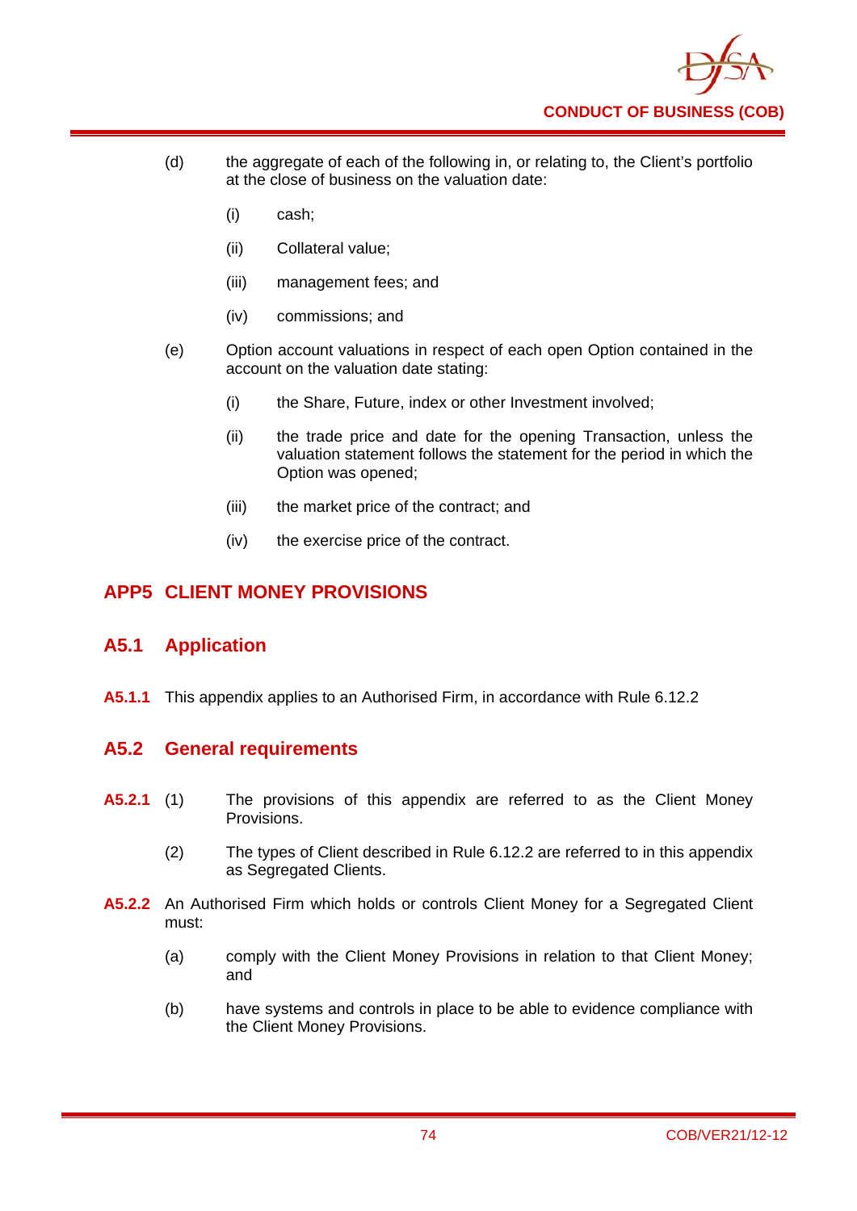(d) the aggregate of each of the following in, or relating to, the Client's portfolio at the close of business on the valuation date:

(i) cash;

(ii) Collateral value;

(iii) management fees; and

(iv) commissions; and

(e) Option account valuations in respect of each open Option contained in the account on the valuation date stating:

(i) the Share, Future, index or other Investment involved;

(ii) the trade price and date for the opening Transaction, unless the valuation statement follows the statement for the period in which the Option was opened;

(iii) the market price of the contract; and

(iv) the exercise price of the contract.

# APP5 CLIENT MONEY PROVISIONS

## A5.1 Application

**A5.1.1** This appendix applies to an Authorised Firm, in accordance with Rule 6.12.2

## A5.2 General requirements

**A5.2.1** (1) The provisions of this appendix are referred to as the Client Money Provisions.

(2) The types of Client described in Rule 6.12.2 are referred to in this appendix as Segregated Clients.

**A5.2.2** An Authorised Firm which holds or controls Client Money for a Segregated Client must:

(a) comply with the Client Money Provisions in relation to that Client Money; and

(b) have systems and controls in place to be able to evidence compliance with the Client Money Provisions.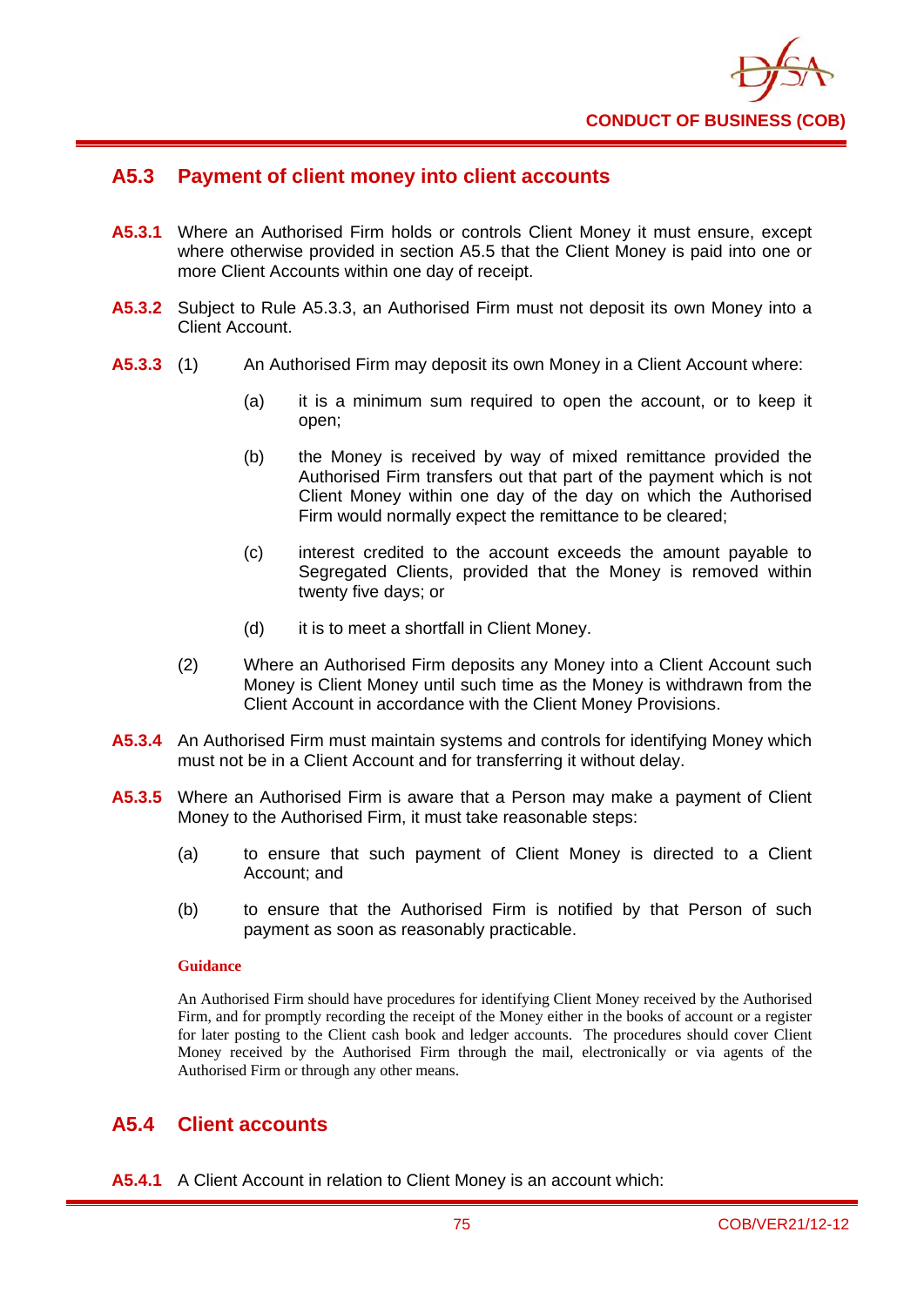## A5.3 Payment of client money into client accounts

**A5.3.1** Where an Authorised Firm holds or controls Client Money it must ensure, except where otherwise provided in section A5.5 that the Client Money is paid into one or more Client Accounts within one day of receipt.

**A5.3.2** Subject to Rule A5.3.3, an Authorised Firm must not deposit its own Money into a Client Account.

**A5.3.3** (1) An Authorised Firm may deposit its own Money in a Client Account where:

(a) it is a minimum sum required to open the account, or to keep it open;

(b) the Money is received by way of mixed remittance provided the Authorised Firm transfers out that part of the payment which is not Client Money within one day of the day on which the Authorised Firm would normally expect the remittance to be cleared;

(c) interest credited to the account exceeds the amount payable to Segregated Clients, provided that the Money is removed within twenty five days; or

(d) it is to meet a shortfall in Client Money.

(2) Where an Authorised Firm deposits any Money into a Client Account such Money is Client Money until such time as the Money is withdrawn from the Client Account in accordance with the Client Money Provisions.

**A5.3.4** An Authorised Firm must maintain systems and controls for identifying Money which must not be in a Client Account and for transferring it without delay.

**A5.3.5** Where an Authorised Firm is aware that a Person may make a payment of Client Money to the Authorised Firm, it must take reasonable steps:

(a) to ensure that such payment of Client Money is directed to a Client Account; and

(b) to ensure that the Authorised Firm is notified by that Person of such payment as soon as reasonably practicable.

**Guidance**

An Authorised Firm should have procedures for identifying Client Money received by the Authorised Firm, and for promptly recording the receipt of the Money either in the books of account or a register for later posting to the Client cash book and ledger accounts. The procedures should cover Client Money received by the Authorised Firm through the mail, electronically or via agents of the Authorised Firm or through any other means.

## A5.4 Client accounts

**A5.4.1** A Client Account in relation to Client Money is an account which: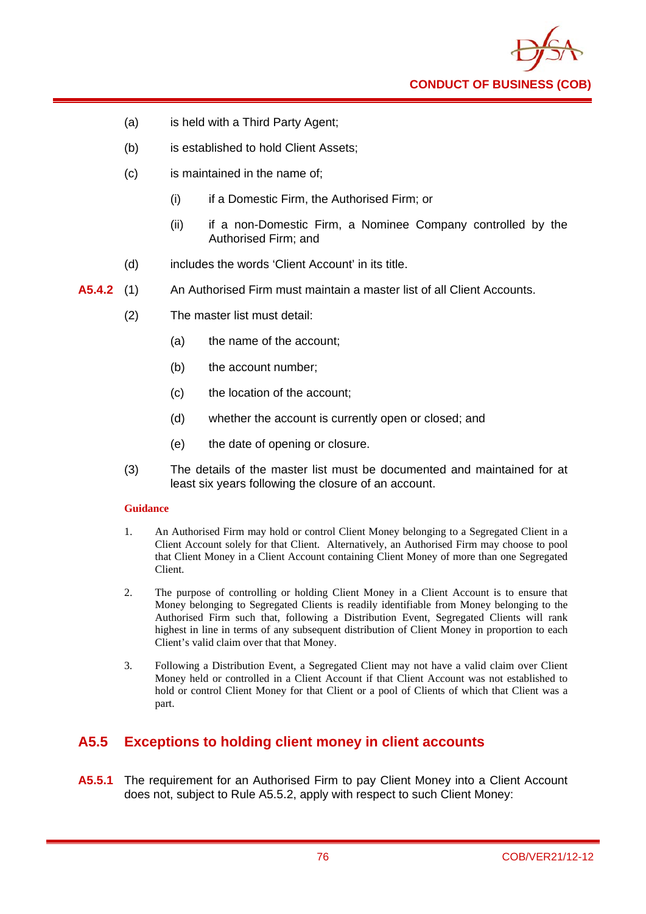(a) is held with a Third Party Agent;

(b) is established to hold Client Assets;

(c) is maintained in the name of;

  (i) if a Domestic Firm, the Authorised Firm; or

  (ii) if a non-Domestic Firm, a Nominee Company controlled by the Authorised Firm; and

(d) includes the words 'Client Account' in its title.

**A5.4.2** (1) An Authorised Firm must maintain a master list of all Client Accounts.

(2) The master list must detail:

  (a) the name of the account;

  (b) the account number;

  (c) the location of the account;

  (d) whether the account is currently open or closed; and

  (e) the date of opening or closure.

(3) The details of the master list must be documented and maintained for at least six years following the closure of an account.

**Guidance**

1. An Authorised Firm may hold or control Client Money belonging to a Segregated Client in a Client Account solely for that Client. Alternatively, an Authorised Firm may choose to pool that Client Money in a Client Account containing Client Money of more than one Segregated Client.

2. The purpose of controlling or holding Client Money in a Client Account is to ensure that Money belonging to Segregated Clients is readily identifiable from Money belonging to the Authorised Firm such that, following a Distribution Event, Segregated Clients will rank highest in line in terms of any subsequent distribution of Client Money in proportion to each Client's valid claim over that that Money.

3. Following a Distribution Event, a Segregated Client may not have a valid claim over Client Money held or controlled in a Client Account if that Client Account was not established to hold or control Client Money for that Client or a pool of Clients of which that Client was a part.

## A5.5 Exceptions to holding client money in client accounts

**A5.5.1** The requirement for an Authorised Firm to pay Client Money into a Client Account does not, subject to Rule A5.5.2, apply with respect to such Client Money: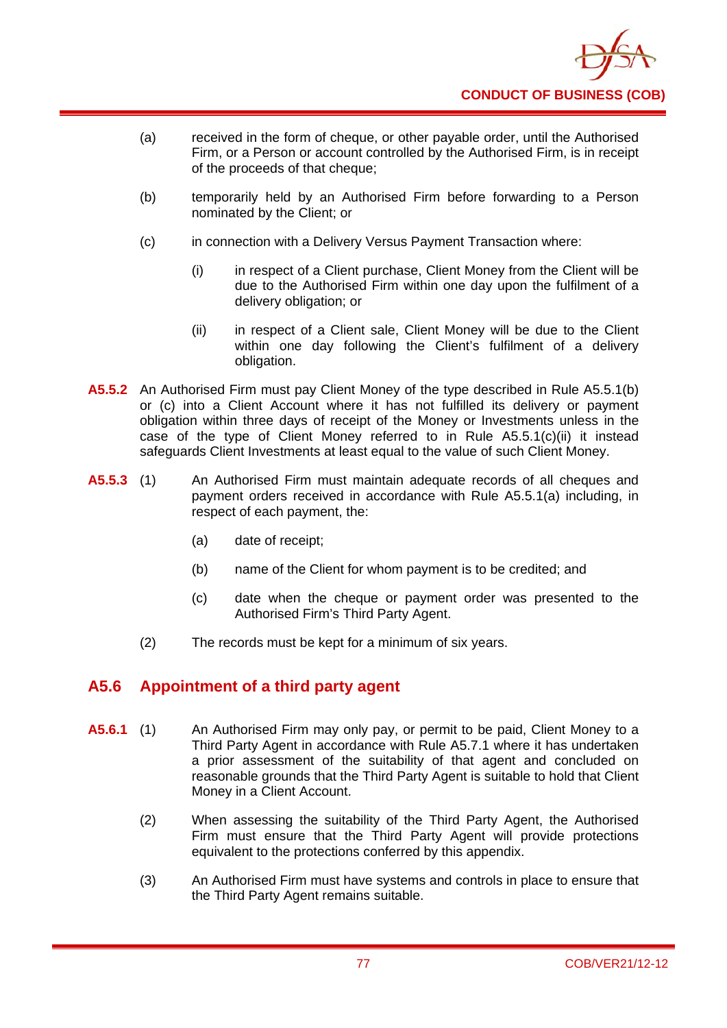(a) received in the form of cheque, or other payable order, until the Authorised Firm, or a Person or account controlled by the Authorised Firm, is in receipt of the proceeds of that cheque;

(b) temporarily held by an Authorised Firm before forwarding to a Person nominated by the Client; or

(c) in connection with a Delivery Versus Payment Transaction where:

  (i) in respect of a Client purchase, Client Money from the Client will be due to the Authorised Firm within one day upon the fulfilment of a delivery obligation; or

  (ii) in respect of a Client sale, Client Money will be due to the Client within one day following the Client's fulfilment of a delivery obligation.

**A5.5.2** An Authorised Firm must pay Client Money of the type described in Rule A5.5.1(b) or (c) into a Client Account where it has not fulfilled its delivery or payment obligation within three days of receipt of the Money or Investments unless in the case of the type of Client Money referred to in Rule A5.5.1(c)(ii) it instead safeguards Client Investments at least equal to the value of such Client Money.

**A5.5.3** (1) An Authorised Firm must maintain adequate records of all cheques and payment orders received in accordance with Rule A5.5.1(a) including, in respect of each payment, the:

  (a) date of receipt;

  (b) name of the Client for whom payment is to be credited; and

  (c) date when the cheque or payment order was presented to the Authorised Firm's Third Party Agent.

(2) The records must be kept for a minimum of six years.

## A5.6 Appointment of a third party agent

**A5.6.1** (1) An Authorised Firm may only pay, or permit to be paid, Client Money to a Third Party Agent in accordance with Rule A5.7.1 where it has undertaken a prior assessment of the suitability of that agent and concluded on reasonable grounds that the Third Party Agent is suitable to hold that Client Money in a Client Account.

(2) When assessing the suitability of the Third Party Agent, the Authorised Firm must ensure that the Third Party Agent will provide protections equivalent to the protections conferred by this appendix.

(3) An Authorised Firm must have systems and controls in place to ensure that the Third Party Agent remains suitable.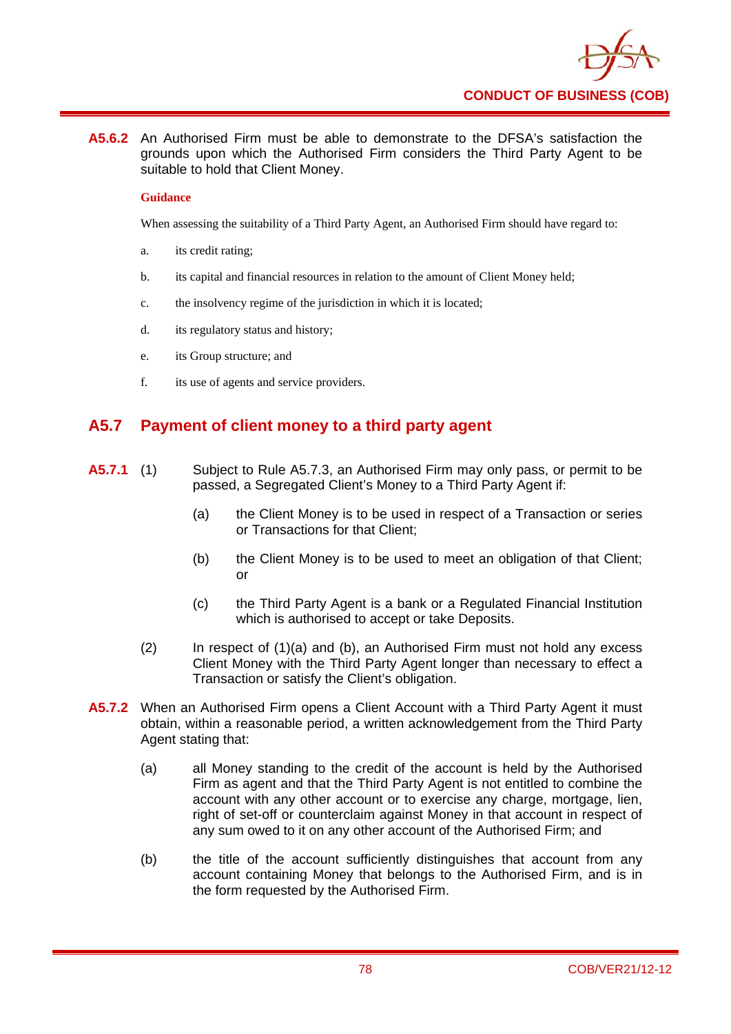**A5.6.2** An Authorised Firm must be able to demonstrate to the DFSA's satisfaction the grounds upon which the Authorised Firm considers the Third Party Agent to be suitable to hold that Client Money.

**Guidance**

When assessing the suitability of a Third Party Agent, an Authorised Firm should have regard to:

a. its credit rating;

b. its capital and financial resources in relation to the amount of Client Money held;

c. the insolvency regime of the jurisdiction in which it is located;

d. its regulatory status and history;

e. its Group structure; and

f. its use of agents and service providers.

## A5.7 Payment of client money to a third party agent

**A5.7.1** (1) Subject to Rule A5.7.3, an Authorised Firm may only pass, or permit to be passed, a Segregated Client's Money to a Third Party Agent if:

(a) the Client Money is to be used in respect of a Transaction or series or Transactions for that Client;

(b) the Client Money is to be used to meet an obligation of that Client; or

(c) the Third Party Agent is a bank or a Regulated Financial Institution which is authorised to accept or take Deposits.

(2) In respect of (1)(a) and (b), an Authorised Firm must not hold any excess Client Money with the Third Party Agent longer than necessary to effect a Transaction or satisfy the Client's obligation.

**A5.7.2** When an Authorised Firm opens a Client Account with a Third Party Agent it must obtain, within a reasonable period, a written acknowledgement from the Third Party Agent stating that:

(a) all Money standing to the credit of the account is held by the Authorised Firm as agent and that the Third Party Agent is not entitled to combine the account with any other account or to exercise any charge, mortgage, lien, right of set-off or counterclaim against Money in that account in respect of any sum owed to it on any other account of the Authorised Firm; and

(b) the title of the account sufficiently distinguishes that account from any account containing Money that belongs to the Authorised Firm, and is in the form requested by the Authorised Firm.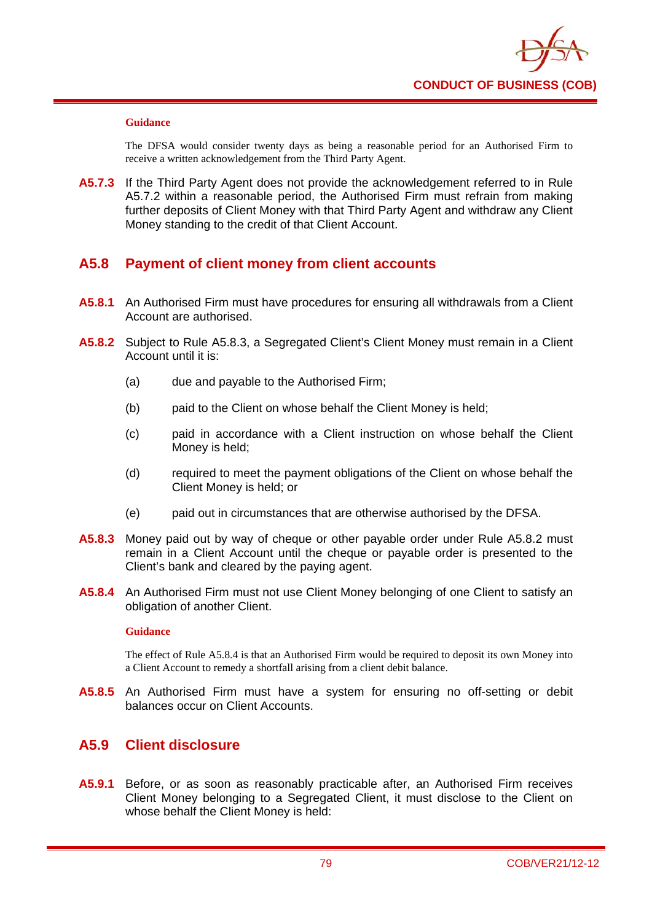**Guidance**

The DFSA would consider twenty days as being a reasonable period for an Authorised Firm to receive a written acknowledgement from the Third Party Agent.

**A5.7.3** If the Third Party Agent does not provide the acknowledgement referred to in Rule A5.7.2 within a reasonable period, the Authorised Firm must refrain from making further deposits of Client Money with that Third Party Agent and withdraw any Client Money standing to the credit of that Client Account.

## A5.8 Payment of client money from client accounts

**A5.8.1** An Authorised Firm must have procedures for ensuring all withdrawals from a Client Account are authorised.

**A5.8.2** Subject to Rule A5.8.3, a Segregated Client's Client Money must remain in a Client Account until it is:

(a) due and payable to the Authorised Firm;

(b) paid to the Client on whose behalf the Client Money is held;

(c) paid in accordance with a Client instruction on whose behalf the Client Money is held;

(d) required to meet the payment obligations of the Client on whose behalf the Client Money is held; or

(e) paid out in circumstances that are otherwise authorised by the DFSA.

**A5.8.3** Money paid out by way of cheque or other payable order under Rule A5.8.2 must remain in a Client Account until the cheque or payable order is presented to the Client's bank and cleared by the paying agent.

**A5.8.4** An Authorised Firm must not use Client Money belonging of one Client to satisfy an obligation of another Client.

**Guidance**

The effect of Rule A5.8.4 is that an Authorised Firm would be required to deposit its own Money into a Client Account to remedy a shortfall arising from a client debit balance.

**A5.8.5** An Authorised Firm must have a system for ensuring no off-setting or debit balances occur on Client Accounts.

## A5.9 Client disclosure

**A5.9.1** Before, or as soon as reasonably practicable after, an Authorised Firm receives Client Money belonging to a Segregated Client, it must disclose to the Client on whose behalf the Client Money is held: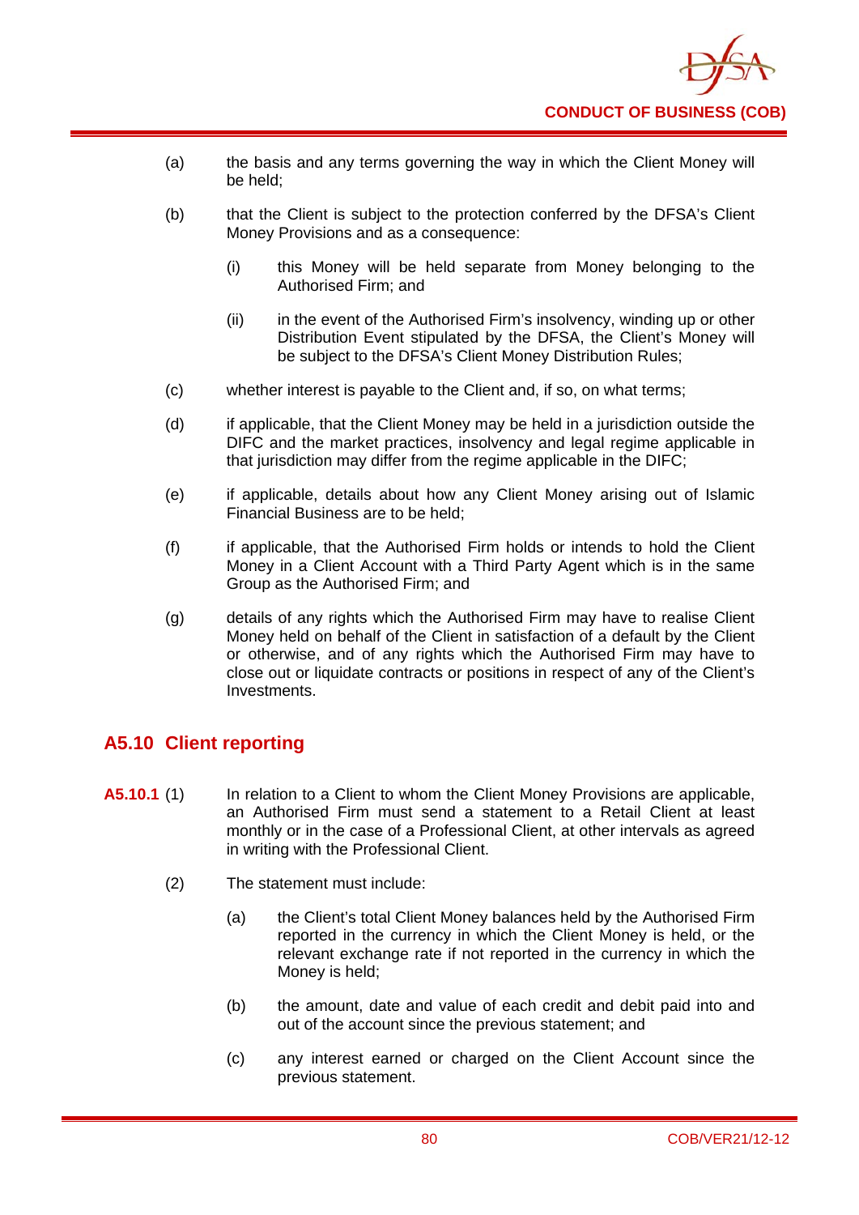(a) the basis and any terms governing the way in which the Client Money will be held;

(b) that the Client is subject to the protection conferred by the DFSA's Client Money Provisions and as a consequence:

   (i) this Money will be held separate from Money belonging to the Authorised Firm; and

   (ii) in the event of the Authorised Firm's insolvency, winding up or other Distribution Event stipulated by the DFSA, the Client's Money will be subject to the DFSA's Client Money Distribution Rules;

(c) whether interest is payable to the Client and, if so, on what terms;

(d) if applicable, that the Client Money may be held in a jurisdiction outside the DIFC and the market practices, insolvency and legal regime applicable in that jurisdiction may differ from the regime applicable in the DIFC;

(e) if applicable, details about how any Client Money arising out of Islamic Financial Business are to be held;

(f) if applicable, that the Authorised Firm holds or intends to hold the Client Money in a Client Account with a Third Party Agent which is in the same Group as the Authorised Firm; and

(g) details of any rights which the Authorised Firm may have to realise Client Money held on behalf of the Client in satisfaction of a default by the Client or otherwise, and of any rights which the Authorised Firm may have to close out or liquidate contracts or positions in respect of any of the Client's Investments.

## A5.10 Client reporting

**A5.10.1** (1) In relation to a Client to whom the Client Money Provisions are applicable, an Authorised Firm must send a statement to a Retail Client at least monthly or in the case of a Professional Client, at other intervals as agreed in writing with the Professional Client.

(2) The statement must include:

   (a) the Client's total Client Money balances held by the Authorised Firm reported in the currency in which the Client Money is held, or the relevant exchange rate if not reported in the currency in which the Money is held;

   (b) the amount, date and value of each credit and debit paid into and out of the account since the previous statement; and

   (c) any interest earned or charged on the Client Account since the previous statement.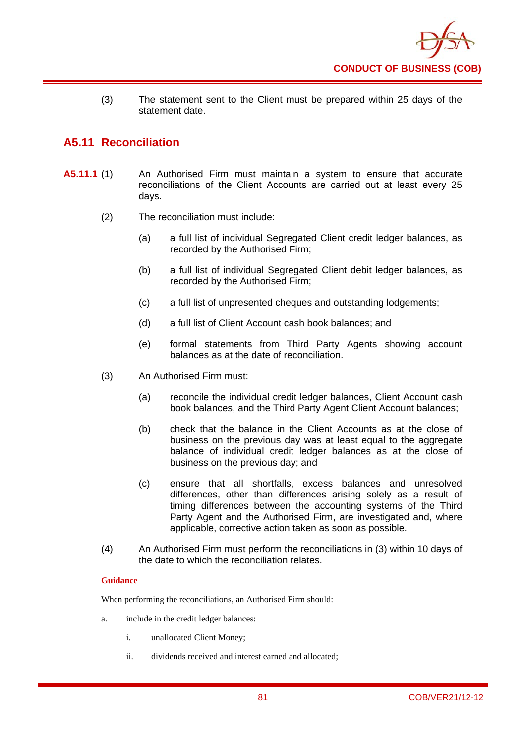(3) The statement sent to the Client must be prepared within 25 days of the statement date.

## A5.11 Reconciliation

**A5.11.1** (1) An Authorised Firm must maintain a system to ensure that accurate reconciliations of the Client Accounts are carried out at least every 25 days.

(2) The reconciliation must include:

- (a) a full list of individual Segregated Client credit ledger balances, as recorded by the Authorised Firm;
- (b) a full list of individual Segregated Client debit ledger balances, as recorded by the Authorised Firm;
- (c) a full list of unpresented cheques and outstanding lodgements;
- (d) a full list of Client Account cash book balances; and
- (e) formal statements from Third Party Agents showing account balances as at the date of reconciliation.

(3) An Authorised Firm must:

- (a) reconcile the individual credit ledger balances, Client Account cash book balances, and the Third Party Agent Client Account balances;
- (b) check that the balance in the Client Accounts as at the close of business on the previous day was at least equal to the aggregate balance of individual credit ledger balances as at the close of business on the previous day; and
- (c) ensure that all shortfalls, excess balances and unresolved differences, other than differences arising solely as a result of timing differences between the accounting systems of the Third Party Agent and the Authorised Firm, are investigated and, where applicable, corrective action taken as soon as possible.

(4) An Authorised Firm must perform the reconciliations in (3) within 10 days of the date to which the reconciliation relates.

**Guidance**

When performing the reconciliations, an Authorised Firm should:

a. include in the credit ledger balances:

   i. unallocated Client Money;

   ii. dividends received and interest earned and allocated;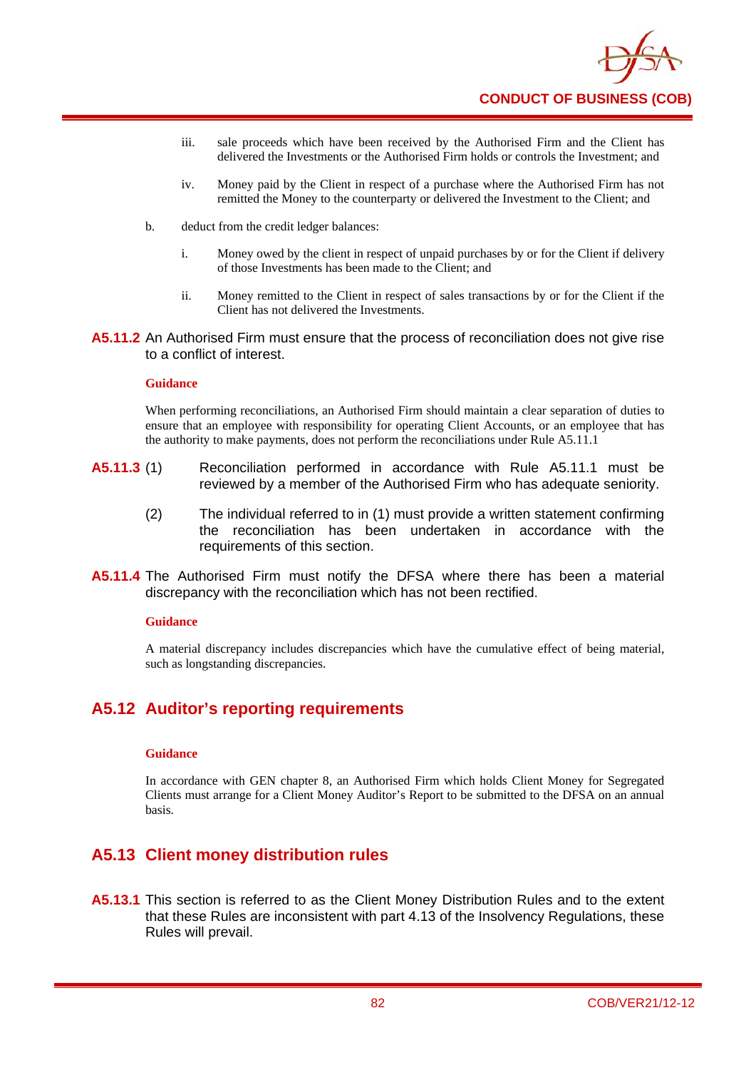iii. sale proceeds which have been received by the Authorised Firm and the Client has delivered the Investments or the Authorised Firm holds or controls the Investment; and

   iv. Money paid by the Client in respect of a purchase where the Authorised Firm has not remitted the Money to the counterparty or delivered the Investment to the Client; and

b. deduct from the credit ledger balances:

   i. Money owed by the client in respect of unpaid purchases by or for the Client if delivery of those Investments has been made to the Client; and

   ii. Money remitted to the Client in respect of sales transactions by or for the Client if the Client has not delivered the Investments.

**A5.11.2** An Authorised Firm must ensure that the process of reconciliation does not give rise to a conflict of interest.

**Guidance**

When performing reconciliations, an Authorised Firm should maintain a clear separation of duties to ensure that an employee with responsibility for operating Client Accounts, or an employee that has the authority to make payments, does not perform the reconciliations under Rule A5.11.1

**A5.11.3** (1) Reconciliation performed in accordance with Rule A5.11.1 must be reviewed by a member of the Authorised Firm who has adequate seniority.

(2) The individual referred to in (1) must provide a written statement confirming the reconciliation has been undertaken in accordance with the requirements of this section.

**A5.11.4** The Authorised Firm must notify the DFSA where there has been a material discrepancy with the reconciliation which has not been rectified.

**Guidance**

A material discrepancy includes discrepancies which have the cumulative effect of being material, such as longstanding discrepancies.

## A5.12 Auditor's reporting requirements

**Guidance**

In accordance with GEN chapter 8, an Authorised Firm which holds Client Money for Segregated Clients must arrange for a Client Money Auditor's Report to be submitted to the DFSA on an annual basis.

## A5.13 Client money distribution rules

**A5.13.1** This section is referred to as the Client Money Distribution Rules and to the extent that these Rules are inconsistent with part 4.13 of the Insolvency Regulations, these Rules will prevail.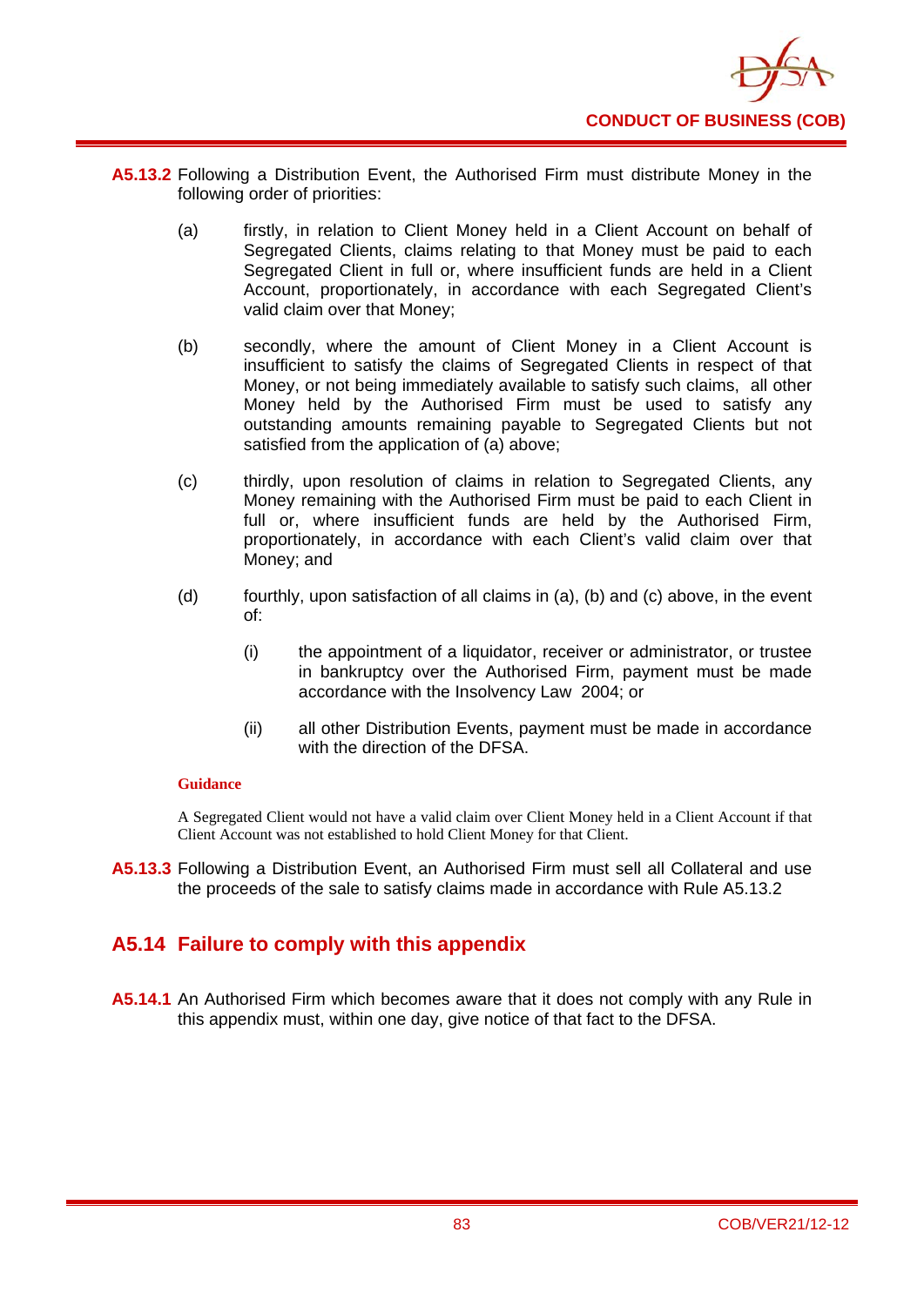**A5.13.2** Following a Distribution Event, the Authorised Firm must distribute Money in the following order of priorities:

(a) firstly, in relation to Client Money held in a Client Account on behalf of Segregated Clients, claims relating to that Money must be paid to each Segregated Client in full or, where insufficient funds are held in a Client Account, proportionately, in accordance with each Segregated Client's valid claim over that Money;

(b) secondly, where the amount of Client Money in a Client Account is insufficient to satisfy the claims of Segregated Clients in respect of that Money, or not being immediately available to satisfy such claims, all other Money held by the Authorised Firm must be used to satisfy any outstanding amounts remaining payable to Segregated Clients but not satisfied from the application of (a) above;

(c) thirdly, upon resolution of claims in relation to Segregated Clients, any Money remaining with the Authorised Firm must be paid to each Client in full or, where insufficient funds are held by the Authorised Firm, proportionately, in accordance with each Client's valid claim over that Money; and

(d) fourthly, upon satisfaction of all claims in (a), (b) and (c) above, in the event of:

   (i) the appointment of a liquidator, receiver or administrator, or trustee in bankruptcy over the Authorised Firm, payment must be made accordance with the Insolvency Law 2004; or

   (ii) all other Distribution Events, payment must be made in accordance with the direction of the DFSA.

**Guidance**

A Segregated Client would not have a valid claim over Client Money held in a Client Account if that Client Account was not established to hold Client Money for that Client.

**A5.13.3** Following a Distribution Event, an Authorised Firm must sell all Collateral and use the proceeds of the sale to satisfy claims made in accordance with Rule A5.13.2

## A5.14 Failure to comply with this appendix

**A5.14.1** An Authorised Firm which becomes aware that it does not comply with any Rule in this appendix must, within one day, give notice of that fact to the DFSA.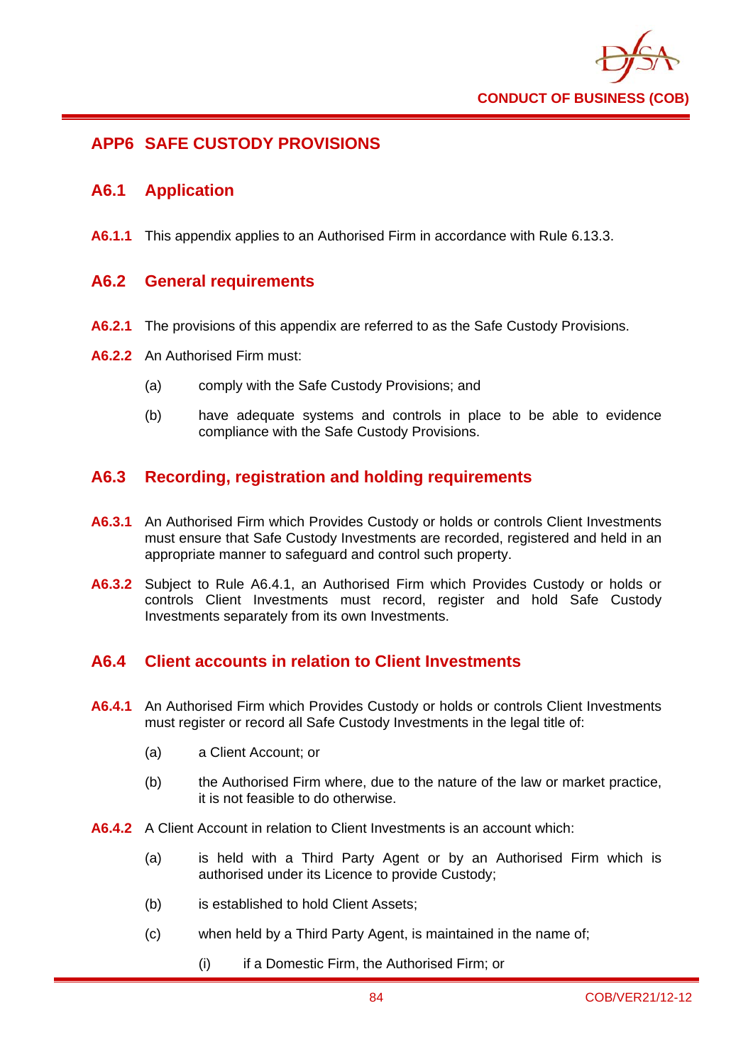# APP6 SAFE CUSTODY PROVISIONS

## A6.1 Application

**A6.1.1** This appendix applies to an Authorised Firm in accordance with Rule 6.13.3.

## A6.2 General requirements

**A6.2.1** The provisions of this appendix are referred to as the Safe Custody Provisions.

**A6.2.2** An Authorised Firm must:

(a) comply with the Safe Custody Provisions; and

(b) have adequate systems and controls in place to be able to evidence compliance with the Safe Custody Provisions.

## A6.3 Recording, registration and holding requirements

**A6.3.1** An Authorised Firm which Provides Custody or holds or controls Client Investments must ensure that Safe Custody Investments are recorded, registered and held in an appropriate manner to safeguard and control such property.

**A6.3.2** Subject to Rule A6.4.1, an Authorised Firm which Provides Custody or holds or controls Client Investments must record, register and hold Safe Custody Investments separately from its own Investments.

## A6.4 Client accounts in relation to Client Investments

**A6.4.1** An Authorised Firm which Provides Custody or holds or controls Client Investments must register or record all Safe Custody Investments in the legal title of:

(a) a Client Account; or

(b) the Authorised Firm where, due to the nature of the law or market practice, it is not feasible to do otherwise.

**A6.4.2** A Client Account in relation to Client Investments is an account which:

(a) is held with a Third Party Agent or by an Authorised Firm which is authorised under its Licence to provide Custody;

(b) is established to hold Client Assets;

(c) when held by a Third Party Agent, is maintained in the name of;

(i) if a Domestic Firm, the Authorised Firm; or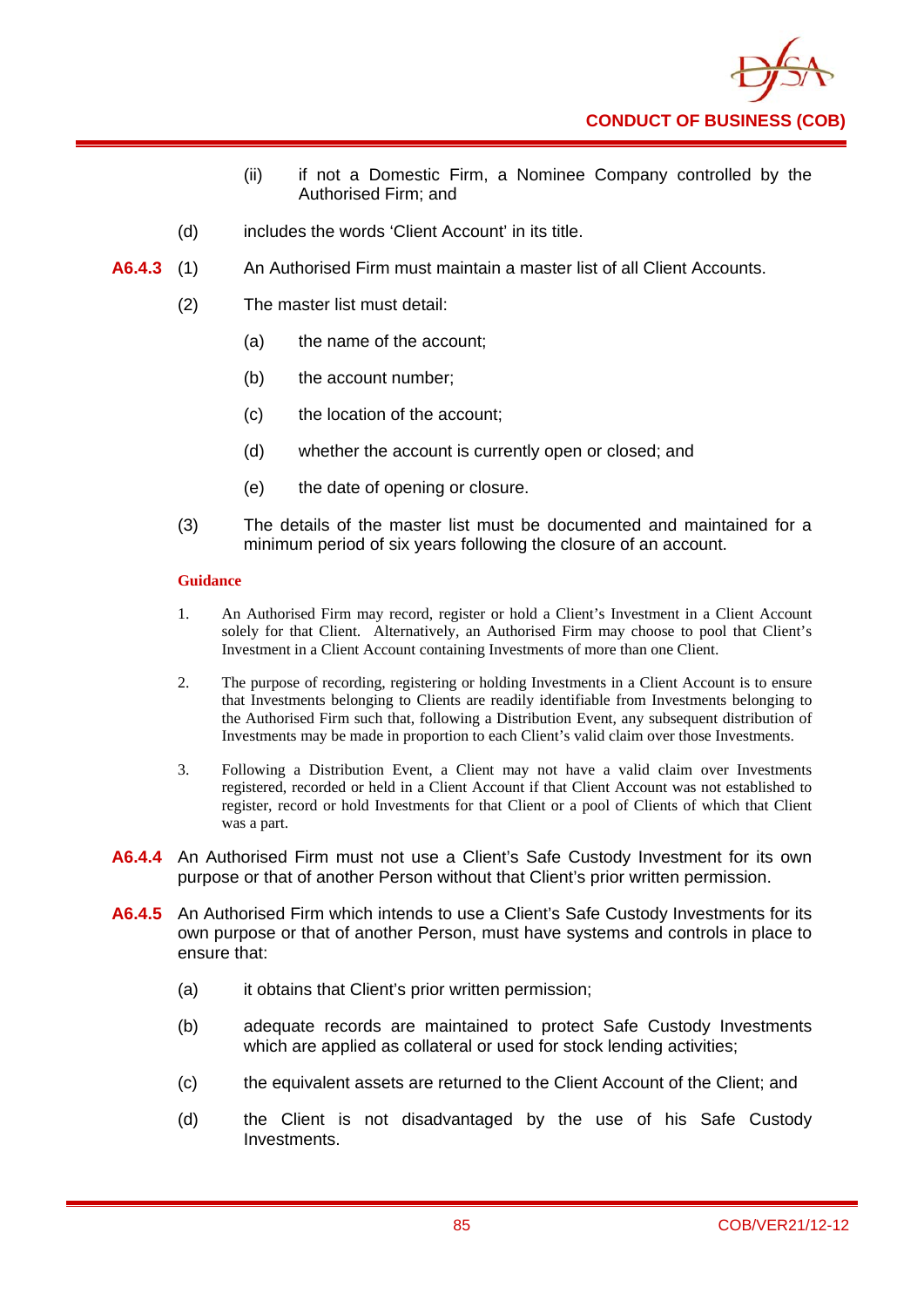(ii) if not a Domestic Firm, a Nominee Company controlled by the Authorised Firm; and

(d) includes the words 'Client Account' in its title.

**A6.4.3** (1) An Authorised Firm must maintain a master list of all Client Accounts.

(2) The master list must detail:

(a) the name of the account;

(b) the account number;

(c) the location of the account;

(d) whether the account is currently open or closed; and

(e) the date of opening or closure.

(3) The details of the master list must be documented and maintained for a minimum period of six years following the closure of an account.

**Guidance**

1. An Authorised Firm may record, register or hold a Client's Investment in a Client Account solely for that Client. Alternatively, an Authorised Firm may choose to pool that Client's Investment in a Client Account containing Investments of more than one Client.

2. The purpose of recording, registering or holding Investments in a Client Account is to ensure that Investments belonging to Clients are readily identifiable from Investments belonging to the Authorised Firm such that, following a Distribution Event, any subsequent distribution of Investments may be made in proportion to each Client's valid claim over those Investments.

3. Following a Distribution Event, a Client may not have a valid claim over Investments registered, recorded or held in a Client Account if that Client Account was not established to register, record or hold Investments for that Client or a pool of Clients of which that Client was a part.

**A6.4.4** An Authorised Firm must not use a Client's Safe Custody Investment for its own purpose or that of another Person without that Client's prior written permission.

**A6.4.5** An Authorised Firm which intends to use a Client's Safe Custody Investments for its own purpose or that of another Person, must have systems and controls in place to ensure that:

(a) it obtains that Client's prior written permission;

(b) adequate records are maintained to protect Safe Custody Investments which are applied as collateral or used for stock lending activities;

(c) the equivalent assets are returned to the Client Account of the Client; and

(d) the Client is not disadvantaged by the use of his Safe Custody Investments.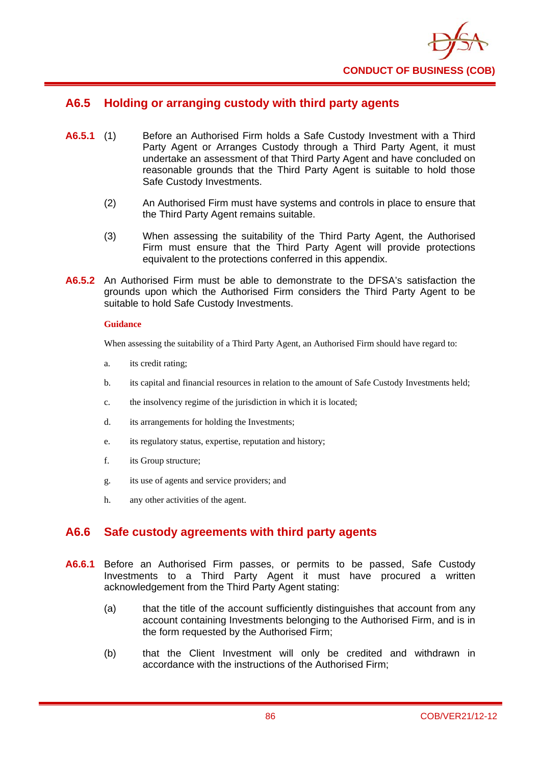## A6.5 Holding or arranging custody with third party agents

**A6.5.1** (1) Before an Authorised Firm holds a Safe Custody Investment with a Third Party Agent or Arranges Custody through a Third Party Agent, it must undertake an assessment of that Third Party Agent and have concluded on reasonable grounds that the Third Party Agent is suitable to hold those Safe Custody Investments.

(2) An Authorised Firm must have systems and controls in place to ensure that the Third Party Agent remains suitable.

(3) When assessing the suitability of the Third Party Agent, the Authorised Firm must ensure that the Third Party Agent will provide protections equivalent to the protections conferred in this appendix.

**A6.5.2** An Authorised Firm must be able to demonstrate to the DFSA's satisfaction the grounds upon which the Authorised Firm considers the Third Party Agent to be suitable to hold Safe Custody Investments.

**Guidance**

When assessing the suitability of a Third Party Agent, an Authorised Firm should have regard to:

a. its credit rating;

b. its capital and financial resources in relation to the amount of Safe Custody Investments held;

c. the insolvency regime of the jurisdiction in which it is located;

d. its arrangements for holding the Investments;

e. its regulatory status, expertise, reputation and history;

f. its Group structure;

g. its use of agents and service providers; and

h. any other activities of the agent.

## A6.6 Safe custody agreements with third party agents

**A6.6.1** Before an Authorised Firm passes, or permits to be passed, Safe Custody Investments to a Third Party Agent it must have procured a written acknowledgement from the Third Party Agent stating:

(a) that the title of the account sufficiently distinguishes that account from any account containing Investments belonging to the Authorised Firm, and is in the form requested by the Authorised Firm;

(b) that the Client Investment will only be credited and withdrawn in accordance with the instructions of the Authorised Firm;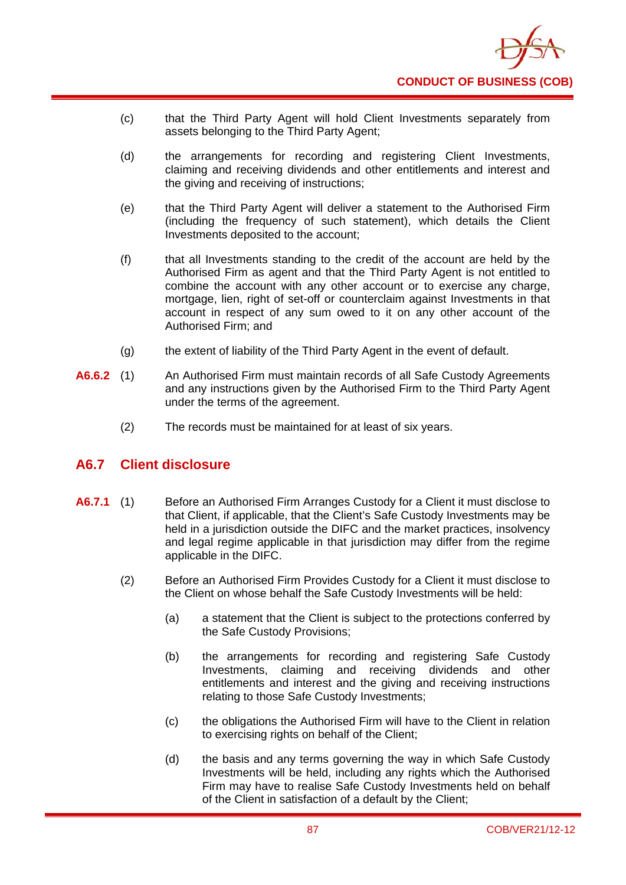(c) that the Third Party Agent will hold Client Investments separately from assets belonging to the Third Party Agent;

(d) the arrangements for recording and registering Client Investments, claiming and receiving dividends and other entitlements and interest and the giving and receiving of instructions;

(e) that the Third Party Agent will deliver a statement to the Authorised Firm (including the frequency of such statement), which details the Client Investments deposited to the account;

(f) that all Investments standing to the credit of the account are held by the Authorised Firm as agent and that the Third Party Agent is not entitled to combine the account with any other account or to exercise any charge, mortgage, lien, right of set-off or counterclaim against Investments in that account in respect of any sum owed to it on any other account of the Authorised Firm; and

(g) the extent of liability of the Third Party Agent in the event of default.

**A6.6.2** (1) An Authorised Firm must maintain records of all Safe Custody Agreements and any instructions given by the Authorised Firm to the Third Party Agent under the terms of the agreement.

(2) The records must be maintained for at least of six years.

## A6.7 Client disclosure

**A6.7.1** (1) Before an Authorised Firm Arranges Custody for a Client it must disclose to that Client, if applicable, that the Client's Safe Custody Investments may be held in a jurisdiction outside the DIFC and the market practices, insolvency and legal regime applicable in that jurisdiction may differ from the regime applicable in the DIFC.

(2) Before an Authorised Firm Provides Custody for a Client it must disclose to the Client on whose behalf the Safe Custody Investments will be held:

(a) a statement that the Client is subject to the protections conferred by the Safe Custody Provisions;

(b) the arrangements for recording and registering Safe Custody Investments, claiming and receiving dividends and other entitlements and interest and the giving and receiving instructions relating to those Safe Custody Investments;

(c) the obligations the Authorised Firm will have to the Client in relation to exercising rights on behalf of the Client;

(d) the basis and any terms governing the way in which Safe Custody Investments will be held, including any rights which the Authorised Firm may have to realise Safe Custody Investments held on behalf of the Client in satisfaction of a default by the Client;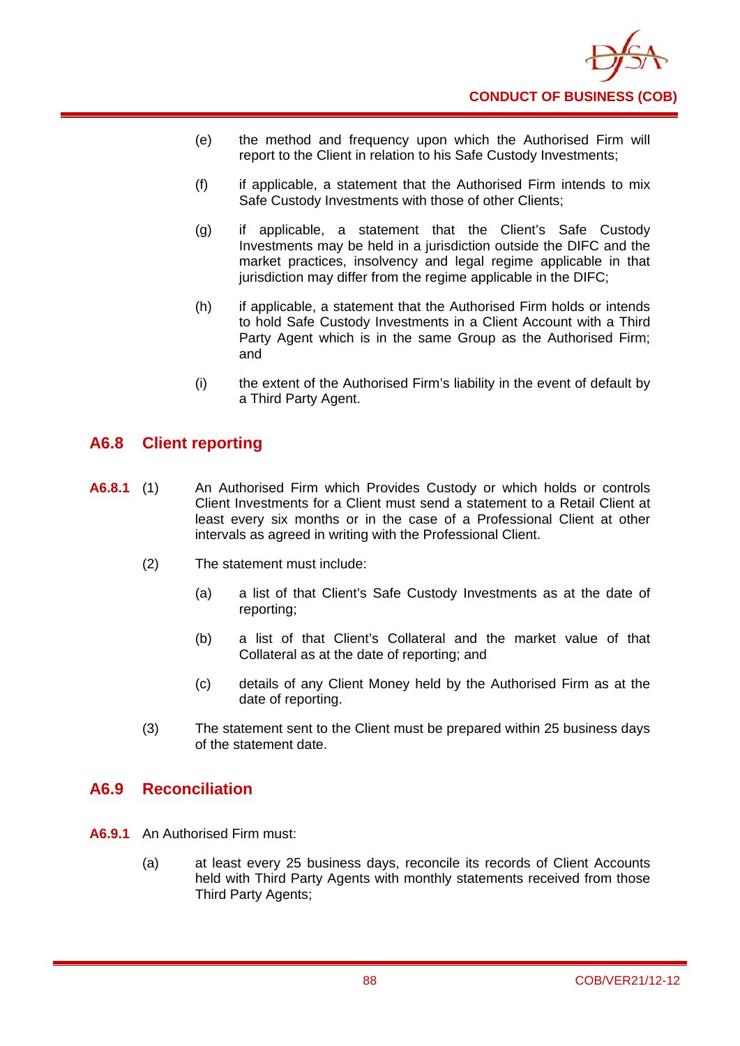(e) the method and frequency upon which the Authorised Firm will report to the Client in relation to his Safe Custody Investments;

(f) if applicable, a statement that the Authorised Firm intends to mix Safe Custody Investments with those of other Clients;

(g) if applicable, a statement that the Client's Safe Custody Investments may be held in a jurisdiction outside the DIFC and the market practices, insolvency and legal regime applicable in that jurisdiction may differ from the regime applicable in the DIFC;

(h) if applicable, a statement that the Authorised Firm holds or intends to hold Safe Custody Investments in a Client Account with a Third Party Agent which is in the same Group as the Authorised Firm; and

(i) the extent of the Authorised Firm's liability in the event of default by a Third Party Agent.

## A6.8 Client reporting

**A6.8.1** (1) An Authorised Firm which Provides Custody or which holds or controls Client Investments for a Client must send a statement to a Retail Client at least every six months or in the case of a Professional Client at other intervals as agreed in writing with the Professional Client.

(2) The statement must include:

(a) a list of that Client's Safe Custody Investments as at the date of reporting;

(b) a list of that Client's Collateral and the market value of that Collateral as at the date of reporting; and

(c) details of any Client Money held by the Authorised Firm as at the date of reporting.

(3) The statement sent to the Client must be prepared within 25 business days of the statement date.

## A6.9 Reconciliation

**A6.9.1** An Authorised Firm must:

(a) at least every 25 business days, reconcile its records of Client Accounts held with Third Party Agents with monthly statements received from those Third Party Agents;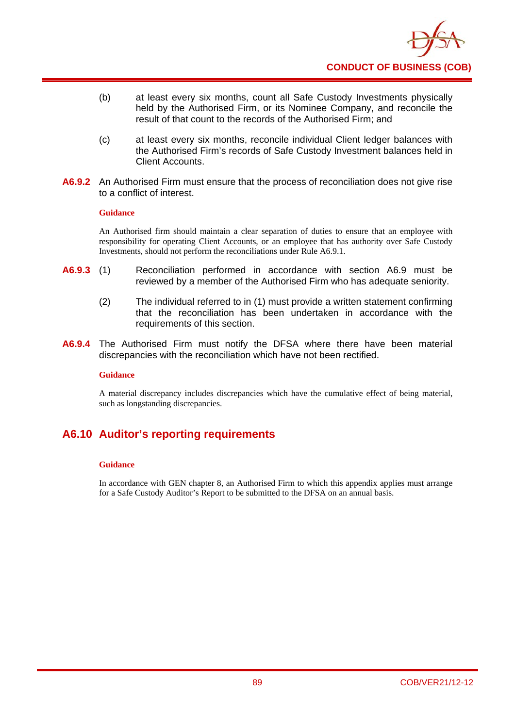(b) at least every six months, count all Safe Custody Investments physically held by the Authorised Firm, or its Nominee Company, and reconcile the result of that count to the records of the Authorised Firm; and

(c) at least every six months, reconcile individual Client ledger balances with the Authorised Firm's records of Safe Custody Investment balances held in Client Accounts.

**A6.9.2** An Authorised Firm must ensure that the process of reconciliation does not give rise to a conflict of interest.

**Guidance**

An Authorised firm should maintain a clear separation of duties to ensure that an employee with responsibility for operating Client Accounts, or an employee that has authority over Safe Custody Investments, should not perform the reconciliations under Rule A6.9.1.

**A6.9.3** (1) Reconciliation performed in accordance with section A6.9 must be reviewed by a member of the Authorised Firm who has adequate seniority.

(2) The individual referred to in (1) must provide a written statement confirming that the reconciliation has been undertaken in accordance with the requirements of this section.

**A6.9.4** The Authorised Firm must notify the DFSA where there have been material discrepancies with the reconciliation which have not been rectified.

**Guidance**

A material discrepancy includes discrepancies which have the cumulative effect of being material, such as longstanding discrepancies.

## A6.10 Auditor's reporting requirements

**Guidance**

In accordance with GEN chapter 8, an Authorised Firm to which this appendix applies must arrange for a Safe Custody Auditor's Report to be submitted to the DFSA on an annual basis.